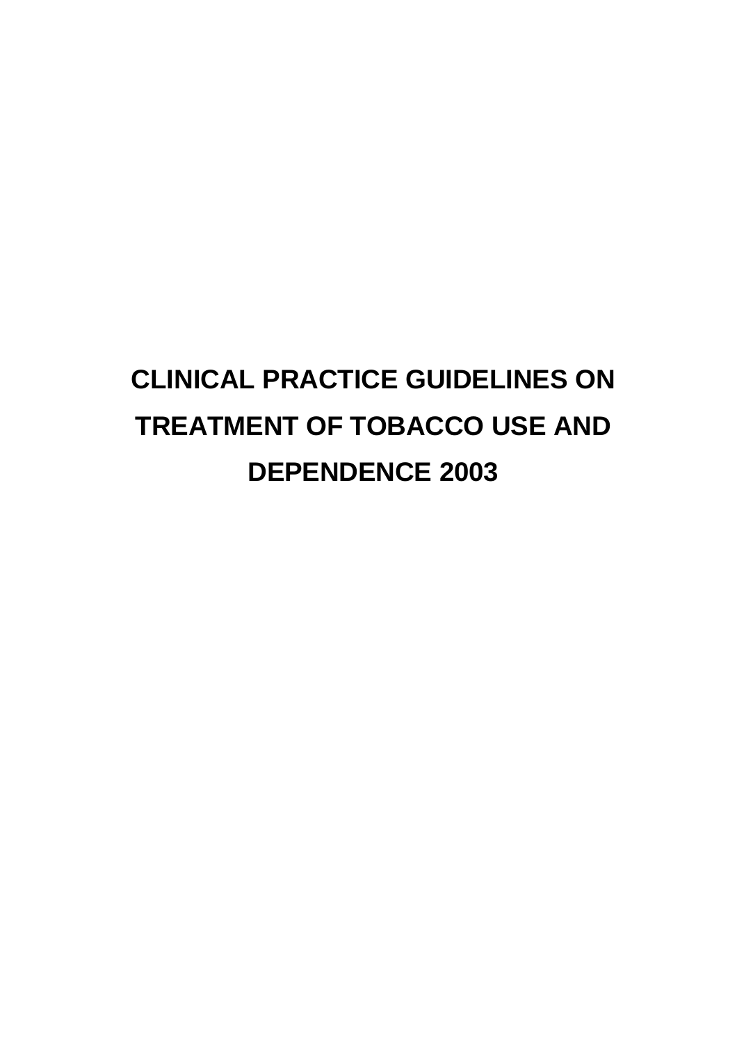# CLINICAL PRACTICE GUIDELINES ON TREATMENT OF TOBACCO USE AND DEPENDENCE 2003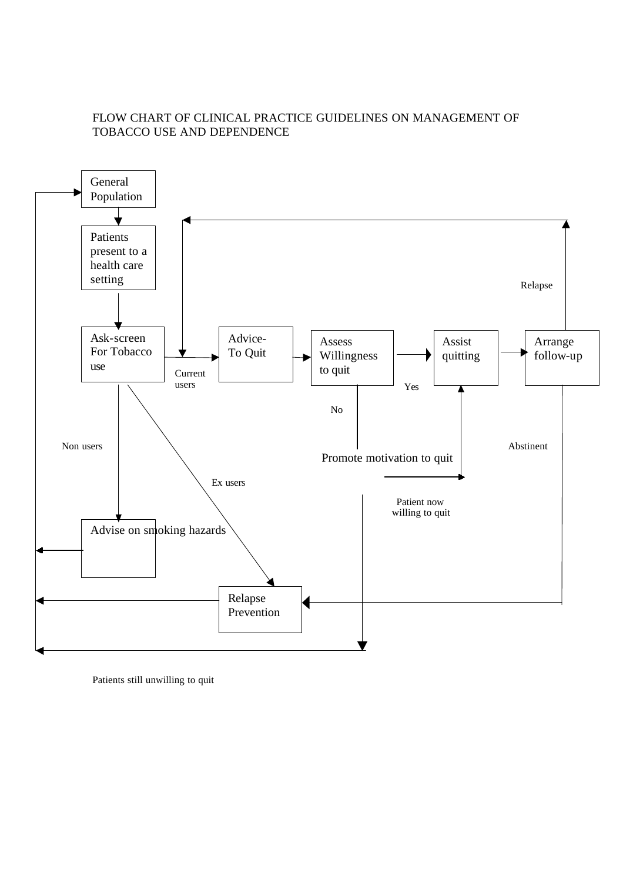FLOW CHART OF CLINICAL PRACTICE GUIDELINES ON MANAGEMENT OF TOBACCO USE AND DEPENDENCE

General Population

Patients present to a health care setting

Ask-screen For Tobacco use

Current users

Advice-To Quit

Assess Willingness to quit

Yes

Assist quitting

Arrange follow-up

Relapse

No

Promote motivation to quit

Patient now willing to quit

Abstinent

Non users

Ex users

Advise on smoking hazards

Relapse Prevention

Patients still unwilling to quit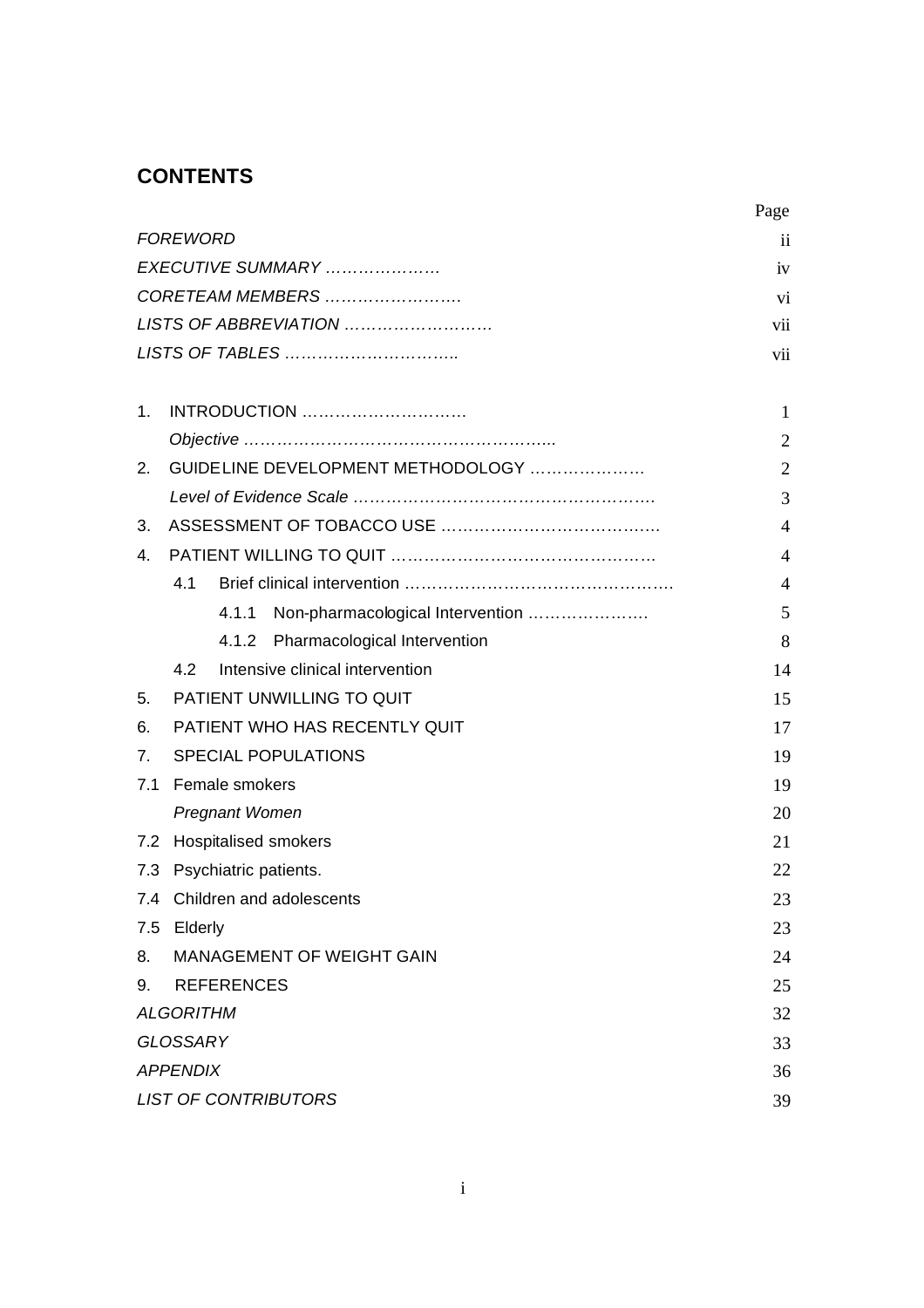## CONTENTS

| | Page |
|---|---|
| *FOREWORD* | ii |
| *EXECUTIVE SUMMARY …………………* | iv |
| *CORETEAM MEMBERS ……………………* | vi |
| *LISTS OF ABBREVIATION ………………………* | vii |
| *LISTS OF TABLES …………………………..* | vii |
| 1. INTRODUCTION ………………………… | 1 |
| *Objective ………………………………………………...* | 2 |
| 2. GUIDELINE DEVELOPMENT METHODOLOGY ………………… | 2 |
| *Level of Evidence Scale ……………………………………………….* | 3 |
| 3. ASSESSMENT OF TOBACCO USE ………………………………….. | 4 |
| 4. PATIENT WILLING TO QUIT ……………………………………… | 4 |
| 4.1 Brief clinical intervention …………………………………………. | 4 |
| 4.1.1 Non-pharmacological Intervention …………………. | 5 |
| 4.1.2 Pharmacological Intervention | 8 |
| 4.2 Intensive clinical intervention | 14 |
| 5. PATIENT UNWILLING TO QUIT | 15 |
| 6. PATIENT WHO HAS RECENTLY QUIT | 17 |
| 7. SPECIAL POPULATIONS | 19 |
| 7.1 Female smokers | 19 |
| *Pregnant Women* | 20 |
| 7.2 Hospitalised smokers | 21 |
| 7.3 Psychiatric patients. | 22 |
| 7.4 Children and adolescents | 23 |
| 7.5 Elderly | 23 |
| 8. MANAGEMENT OF WEIGHT GAIN | 24 |
| 9. REFERENCES | 25 |
| *ALGORITHM* | 32 |
| *GLOSSARY* | 33 |
| *APPENDIX* | 36 |
| *LIST OF CONTRIBUTORS* | 39 |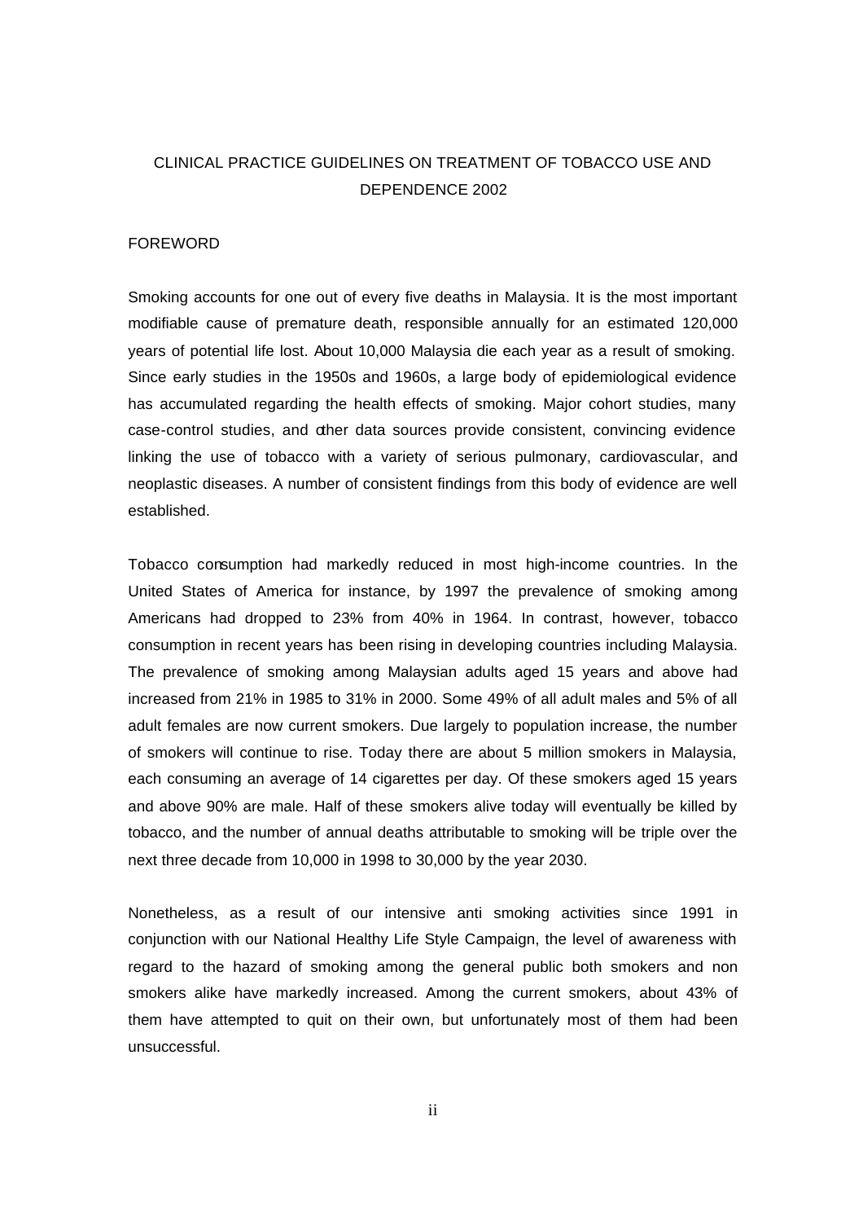# CLINICAL PRACTICE GUIDELINES ON TREATMENT OF TOBACCO USE AND DEPENDENCE 2002

## FOREWORD

Smoking accounts for one out of every five deaths in Malaysia. It is the most important modifiable cause of premature death, responsible annually for an estimated 120,000 years of potential life lost. About 10,000 Malaysia die each year as a result of smoking. Since early studies in the 1950s and 1960s, a large body of epidemiological evidence has accumulated regarding the health effects of smoking. Major cohort studies, many case-control studies, and other data sources provide consistent, convincing evidence linking the use of tobacco with a variety of serious pulmonary, cardiovascular, and neoplastic diseases. A number of consistent findings from this body of evidence are well established.

Tobacco consumption had markedly reduced in most high-income countries. In the United States of America for instance, by 1997 the prevalence of smoking among Americans had dropped to 23% from 40% in 1964. In contrast, however, tobacco consumption in recent years has been rising in developing countries including Malaysia. The prevalence of smoking among Malaysian adults aged 15 years and above had increased from 21% in 1985 to 31% in 2000. Some 49% of all adult males and 5% of all adult females are now current smokers. Due largely to population increase, the number of smokers will continue to rise. Today there are about 5 million smokers in Malaysia, each consuming an average of 14 cigarettes per day. Of these smokers aged 15 years and above 90% are male. Half of these smokers alive today will eventually be killed by tobacco, and the number of annual deaths attributable to smoking will be triple over the next three decade from 10,000 in 1998 to 30,000 by the year 2030.

Nonetheless, as a result of our intensive anti smoking activities since 1991 in conjunction with our National Healthy Life Style Campaign, the level of awareness with regard to the hazard of smoking among the general public both smokers and non smokers alike have markedly increased. Among the current smokers, about 43% of them have attempted to quit on their own, but unfortunately most of them had been unsuccessful.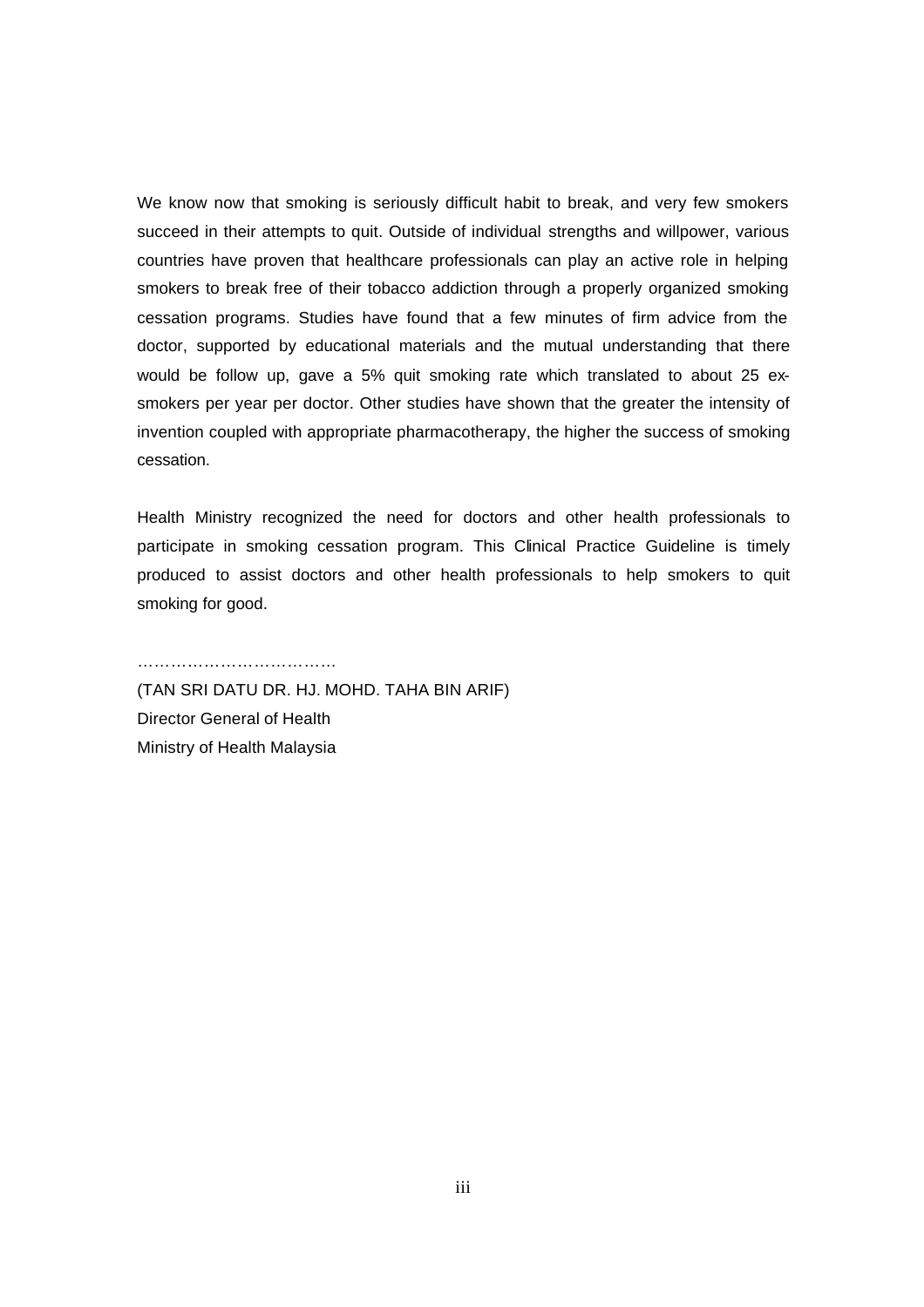We know now that smoking is seriously difficult habit to break, and very few smokers succeed in their attempts to quit. Outside of individual strengths and willpower, various countries have proven that healthcare professionals can play an active role in helping smokers to break free of their tobacco addiction through a properly organized smoking cessation programs. Studies have found that a few minutes of firm advice from the doctor, supported by educational materials and the mutual understanding that there would be follow up, gave a 5% quit smoking rate which translated to about 25 ex-smokers per year per doctor. Other studies have shown that the greater the intensity of invention coupled with appropriate pharmacotherapy, the higher the success of smoking cessation.

Health Ministry recognized the need for doctors and other health professionals to participate in smoking cessation program. This Clinical Practice Guideline is timely produced to assist doctors and other health professionals to help smokers to quit smoking for good.

………………………………

(TAN SRI DATU DR. HJ. MOHD. TAHA BIN ARIF)
Director General of Health
Ministry of Health Malaysia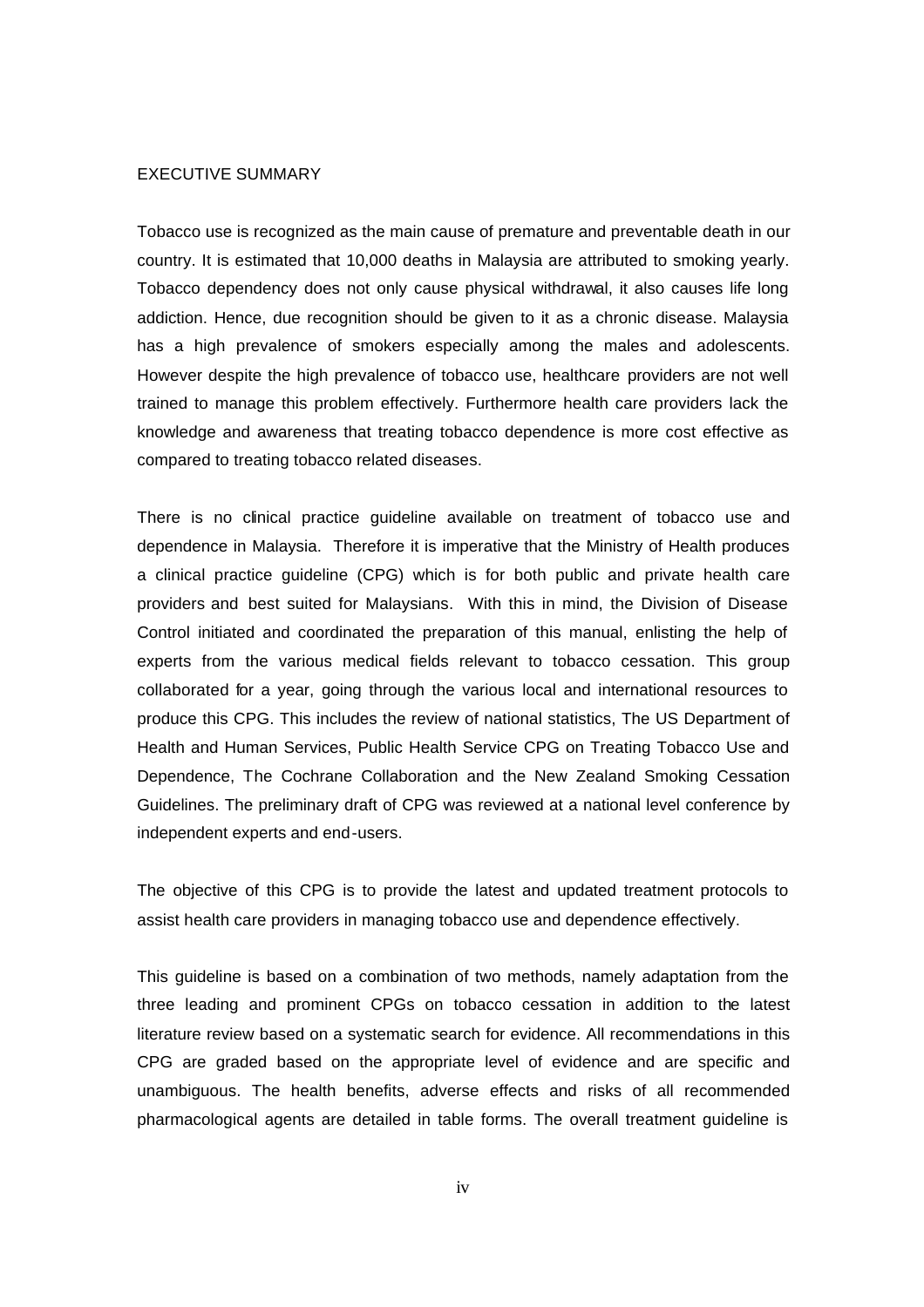## EXECUTIVE SUMMARY

Tobacco use is recognized as the main cause of premature and preventable death in our country. It is estimated that 10,000 deaths in Malaysia are attributed to smoking yearly. Tobacco dependency does not only cause physical withdrawal, it also causes life long addiction. Hence, due recognition should be given to it as a chronic disease. Malaysia has a high prevalence of smokers especially among the males and adolescents. However despite the high prevalence of tobacco use, healthcare providers are not well trained to manage this problem effectively. Furthermore health care providers lack the knowledge and awareness that treating tobacco dependence is more cost effective as compared to treating tobacco related diseases.

There is no clinical practice guideline available on treatment of tobacco use and dependence in Malaysia. Therefore it is imperative that the Ministry of Health produces a clinical practice guideline (CPG) which is for both public and private health care providers and best suited for Malaysians. With this in mind, the Division of Disease Control initiated and coordinated the preparation of this manual, enlisting the help of experts from the various medical fields relevant to tobacco cessation. This group collaborated for a year, going through the various local and international resources to produce this CPG. This includes the review of national statistics, The US Department of Health and Human Services, Public Health Service CPG on Treating Tobacco Use and Dependence, The Cochrane Collaboration and the New Zealand Smoking Cessation Guidelines. The preliminary draft of CPG was reviewed at a national level conference by independent experts and end-users.

The objective of this CPG is to provide the latest and updated treatment protocols to assist health care providers in managing tobacco use and dependence effectively.

This guideline is based on a combination of two methods, namely adaptation from the three leading and prominent CPGs on tobacco cessation in addition to the latest literature review based on a systematic search for evidence. All recommendations in this CPG are graded based on the appropriate level of evidence and are specific and unambiguous. The health benefits, adverse effects and risks of all recommended pharmacological agents are detailed in table forms. The overall treatment guideline is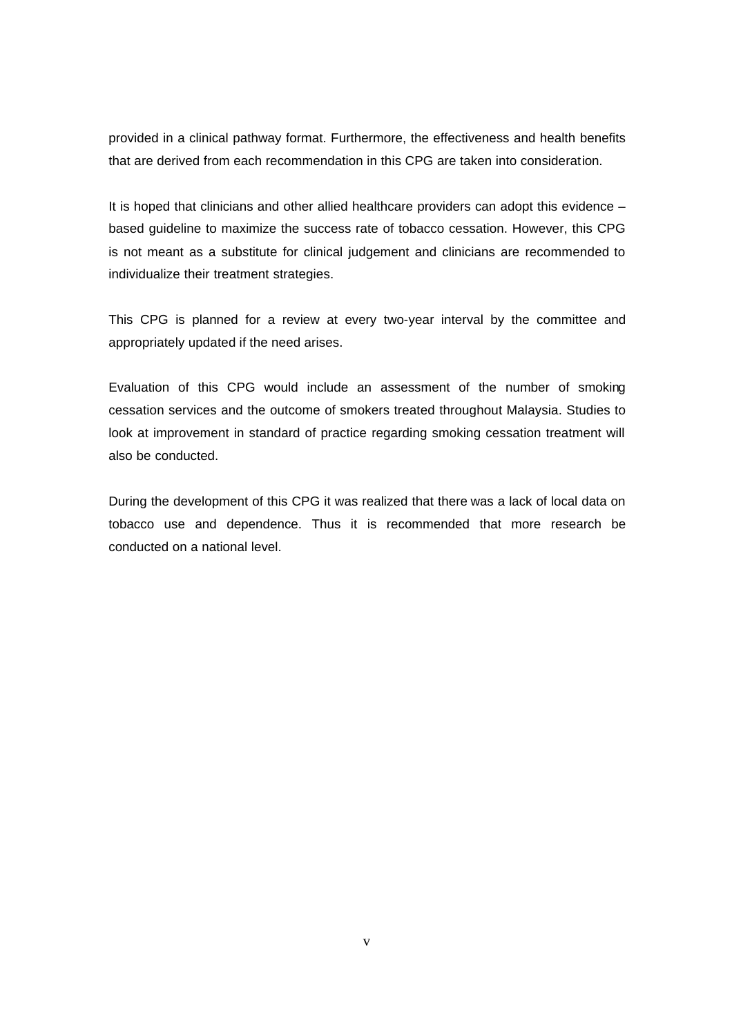provided in a clinical pathway format. Furthermore, the effectiveness and health benefits that are derived from each recommendation in this CPG are taken into consideration.

It is hoped that clinicians and other allied healthcare providers can adopt this evidence – based guideline to maximize the success rate of tobacco cessation. However, this CPG is not meant as a substitute for clinical judgement and clinicians are recommended to individualize their treatment strategies.

This CPG is planned for a review at every two-year interval by the committee and appropriately updated if the need arises.

Evaluation of this CPG would include an assessment of the number of smoking cessation services and the outcome of smokers treated throughout Malaysia. Studies to look at improvement in standard of practice regarding smoking cessation treatment will also be conducted.

During the development of this CPG it was realized that there was a lack of local data on tobacco use and dependence. Thus it is recommended that more research be conducted on a national level.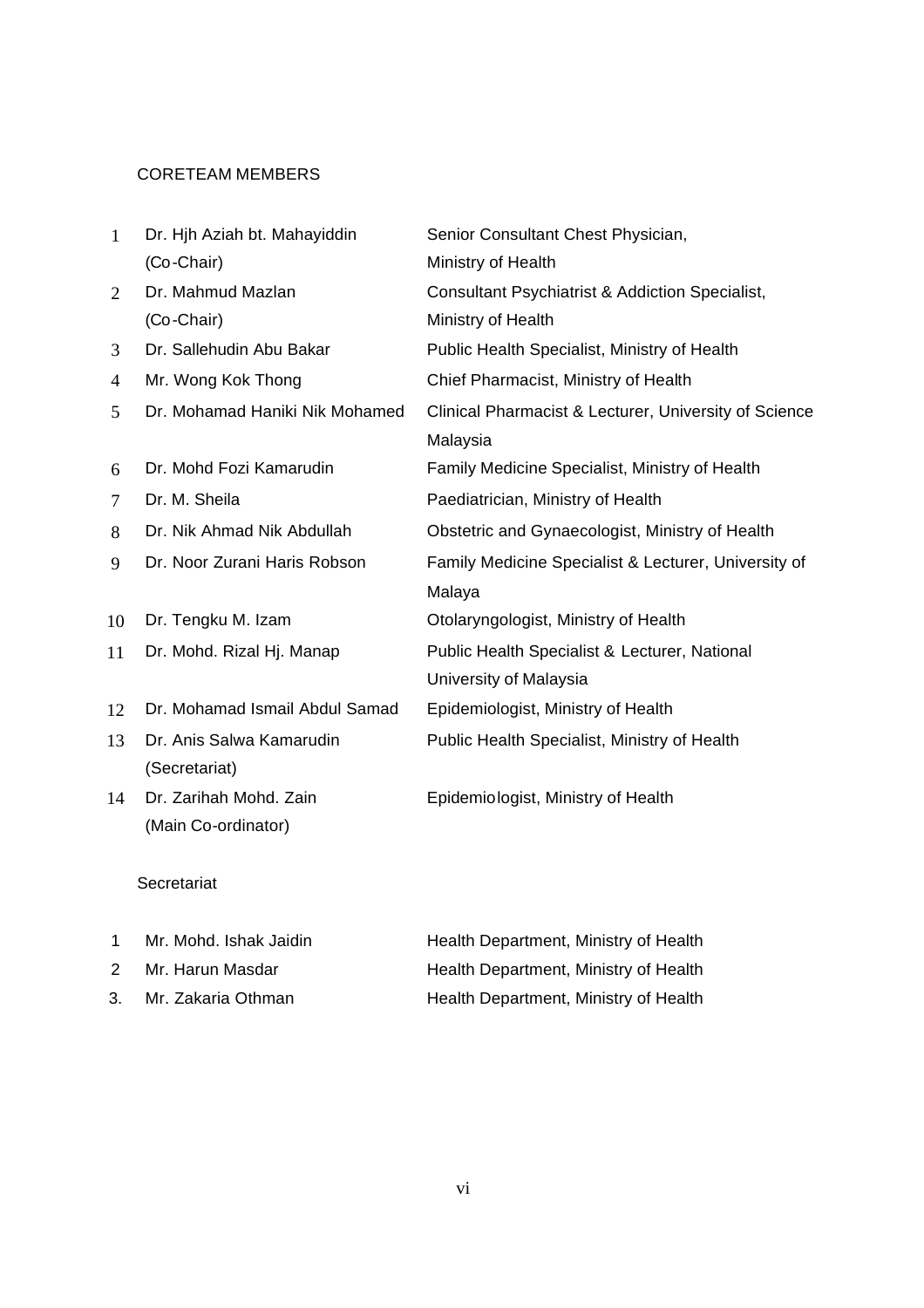## CORETEAM MEMBERS

| | | |
|---|---|---|
| 1 | Dr. Hjh Aziah bt. Mahayiddin (Co-Chair) | Senior Consultant Chest Physician, Ministry of Health |
| 2 | Dr. Mahmud Mazlan (Co-Chair) | Consultant Psychiatrist & Addiction Specialist, Ministry of Health |
| 3 | Dr. Sallehudin Abu Bakar | Public Health Specialist, Ministry of Health |
| 4 | Mr. Wong Kok Thong | Chief Pharmacist, Ministry of Health |
| 5 | Dr. Mohamad Haniki Nik Mohamed | Clinical Pharmacist & Lecturer, University of Science Malaysia |
| 6 | Dr. Mohd Fozi Kamarudin | Family Medicine Specialist, Ministry of Health |
| 7 | Dr. M. Sheila | Paediatrician, Ministry of Health |
| 8 | Dr. Nik Ahmad Nik Abdullah | Obstetric and Gynaecologist, Ministry of Health |
| 9 | Dr. Noor Zurani Haris Robson | Family Medicine Specialist & Lecturer, University of Malaya |
| 10 | Dr. Tengku M. Izam | Otolaryngologist, Ministry of Health |
| 11 | Dr. Mohd. Rizal Hj. Manap | Public Health Specialist & Lecturer, National University of Malaysia |
| 12 | Dr. Mohamad Ismail Abdul Samad | Epidemiologist, Ministry of Health |
| 13 | Dr. Anis Salwa Kamarudin (Secretariat) | Public Health Specialist, Ministry of Health |
| 14 | Dr. Zarihah Mohd. Zain (Main Co-ordinator) | Epidemiologist, Ministry of Health |

### Secretariat

| | | |
|---|---|---|
| 1 | Mr. Mohd. Ishak Jaidin | Health Department, Ministry of Health |
| 2 | Mr. Harun Masdar | Health Department, Ministry of Health |
| 3. | Mr. Zakaria Othman | Health Department, Ministry of Health |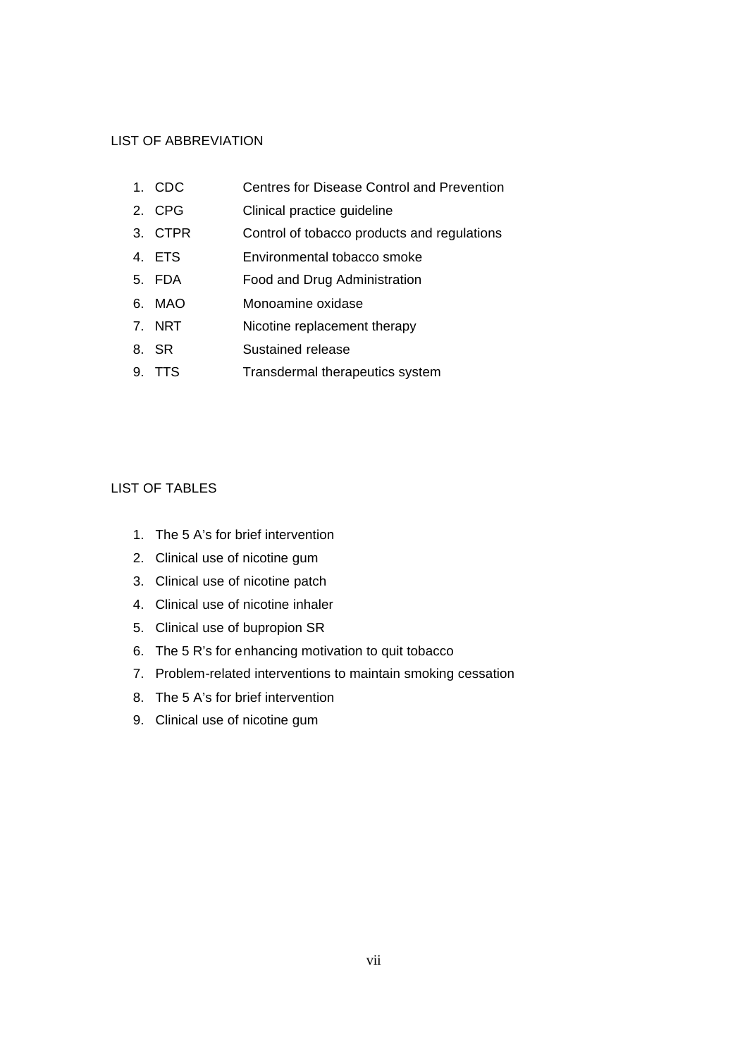## LIST OF ABBREVIATION

1. CDC Centres for Disease Control and Prevention
2. CPG Clinical practice guideline
3. CTPR Control of tobacco products and regulations
4. ETS Environmental tobacco smoke
5. FDA Food and Drug Administration
6. MAO Monoamine oxidase
7. NRT Nicotine replacement therapy
8. SR Sustained release
9. TTS Transdermal therapeutics system

## LIST OF TABLES

1. The 5 A's for brief intervention
2. Clinical use of nicotine gum
3. Clinical use of nicotine patch
4. Clinical use of nicotine inhaler
5. Clinical use of bupropion SR
6. The 5 R's for enhancing motivation to quit tobacco
7. Problem-related interventions to maintain smoking cessation
8. The 5 A's for brief intervention
9. Clinical use of nicotine gum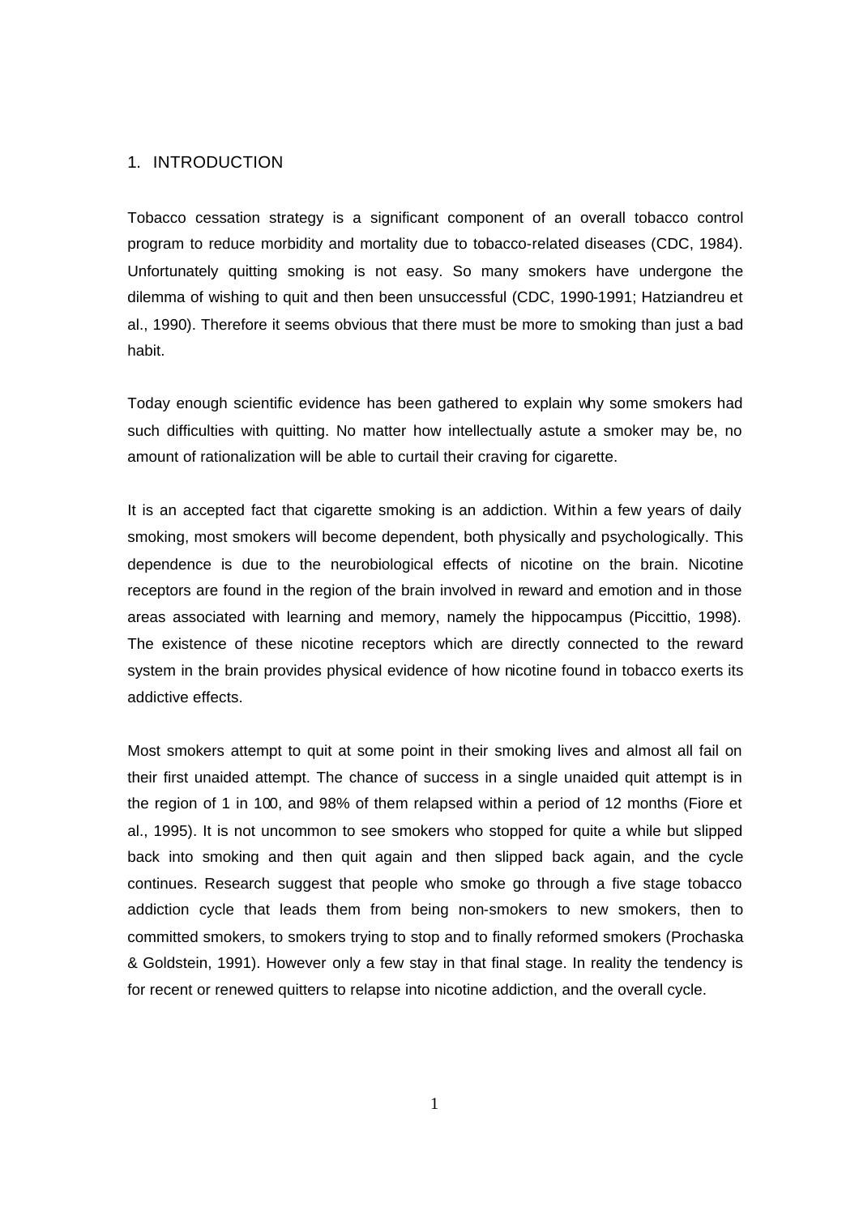# 1. INTRODUCTION

Tobacco cessation strategy is a significant component of an overall tobacco control program to reduce morbidity and mortality due to tobacco-related diseases (CDC, 1984). Unfortunately quitting smoking is not easy. So many smokers have undergone the dilemma of wishing to quit and then been unsuccessful (CDC, 1990-1991; Hatziandreu et al., 1990). Therefore it seems obvious that there must be more to smoking than just a bad habit.

Today enough scientific evidence has been gathered to explain why some smokers had such difficulties with quitting. No matter how intellectually astute a smoker may be, no amount of rationalization will be able to curtail their craving for cigarette.

It is an accepted fact that cigarette smoking is an addiction. Within a few years of daily smoking, most smokers will become dependent, both physically and psychologically. This dependence is due to the neurobiological effects of nicotine on the brain. Nicotine receptors are found in the region of the brain involved in reward and emotion and in those areas associated with learning and memory, namely the hippocampus (Piccittio, 1998). The existence of these nicotine receptors which are directly connected to the reward system in the brain provides physical evidence of how nicotine found in tobacco exerts its addictive effects.

Most smokers attempt to quit at some point in their smoking lives and almost all fail on their first unaided attempt. The chance of success in a single unaided quit attempt is in the region of 1 in 100, and 98% of them relapsed within a period of 12 months (Fiore et al., 1995). It is not uncommon to see smokers who stopped for quite a while but slipped back into smoking and then quit again and then slipped back again, and the cycle continues. Research suggest that people who smoke go through a five stage tobacco addiction cycle that leads them from being non-smokers to new smokers, then to committed smokers, to smokers trying to stop and to finally reformed smokers (Prochaska & Goldstein, 1991). However only a few stay in that final stage. In reality the tendency is for recent or renewed quitters to relapse into nicotine addiction, and the overall cycle.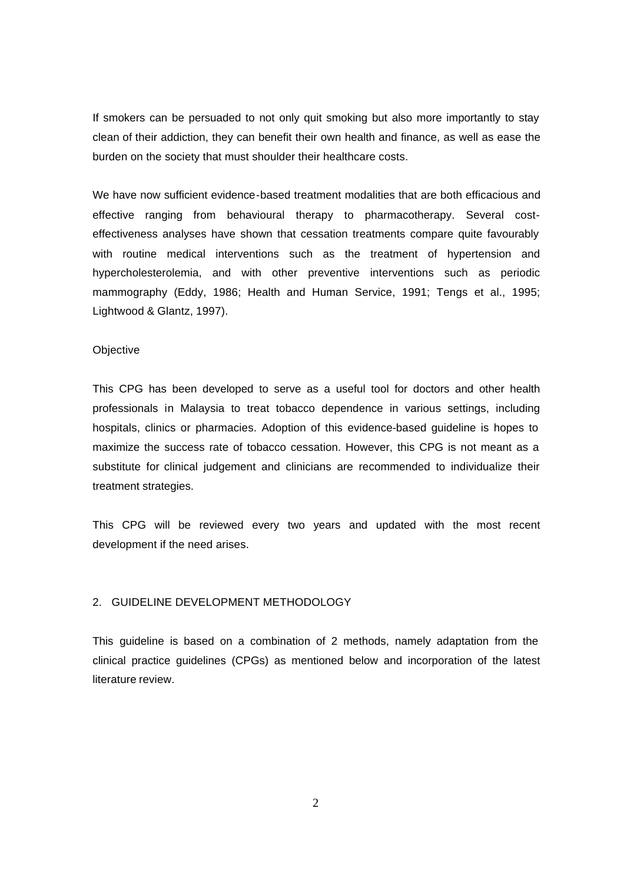If smokers can be persuaded to not only quit smoking but also more importantly to stay clean of their addiction, they can benefit their own health and finance, as well as ease the burden on the society that must shoulder their healthcare costs.

We have now sufficient evidence-based treatment modalities that are both efficacious and effective ranging from behavioural therapy to pharmacotherapy. Several cost-effectiveness analyses have shown that cessation treatments compare quite favourably with routine medical interventions such as the treatment of hypertension and hypercholesterolemia, and with other preventive interventions such as periodic mammography (Eddy, 1986; Health and Human Service, 1991; Tengs et al., 1995; Lightwood & Glantz, 1997).

### Objective

This CPG has been developed to serve as a useful tool for doctors and other health professionals in Malaysia to treat tobacco dependence in various settings, including hospitals, clinics or pharmacies. Adoption of this evidence-based guideline is hopes to maximize the success rate of tobacco cessation. However, this CPG is not meant as a substitute for clinical judgement and clinicians are recommended to individualize their treatment strategies.

This CPG will be reviewed every two years and updated with the most recent development if the need arises.

## 2. GUIDELINE DEVELOPMENT METHODOLOGY

This guideline is based on a combination of 2 methods, namely adaptation from the clinical practice guidelines (CPGs) as mentioned below and incorporation of the latest literature review.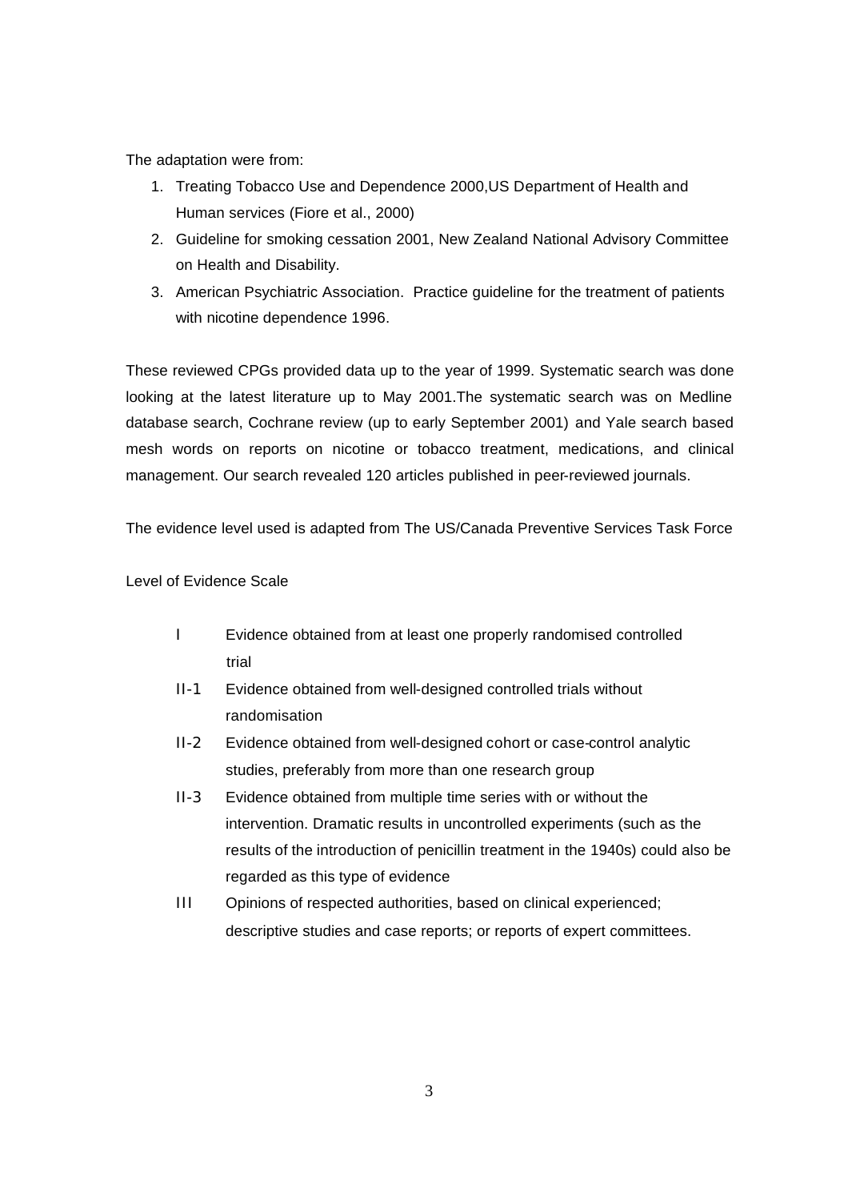The adaptation were from:

1. Treating Tobacco Use and Dependence 2000,US Department of Health and Human services (Fiore et al., 2000)
2. Guideline for smoking cessation 2001, New Zealand National Advisory Committee on Health and Disability.
3. American Psychiatric Association. Practice guideline for the treatment of patients with nicotine dependence 1996.

These reviewed CPGs provided data up to the year of 1999. Systematic search was done looking at the latest literature up to May 2001.The systematic search was on Medline database search, Cochrane review (up to early September 2001) and Yale search based mesh words on reports on nicotine or tobacco treatment, medications, and clinical management. Our search revealed 120 articles published in peer-reviewed journals.

The evidence level used is adapted from The US/Canada Preventive Services Task Force

Level of Evidence Scale

| | |
|---|---|
| I | Evidence obtained from at least one properly randomised controlled trial |
| II-1 | Evidence obtained from well-designed controlled trials without randomisation |
| II-2 | Evidence obtained from well-designed cohort or case-control analytic studies, preferably from more than one research group |
| II-3 | Evidence obtained from multiple time series with or without the intervention. Dramatic results in uncontrolled experiments (such as the results of the introduction of penicillin treatment in the 1940s) could also be regarded as this type of evidence |
| III | Opinions of respected authorities, based on clinical experienced; descriptive studies and case reports; or reports of expert committees. |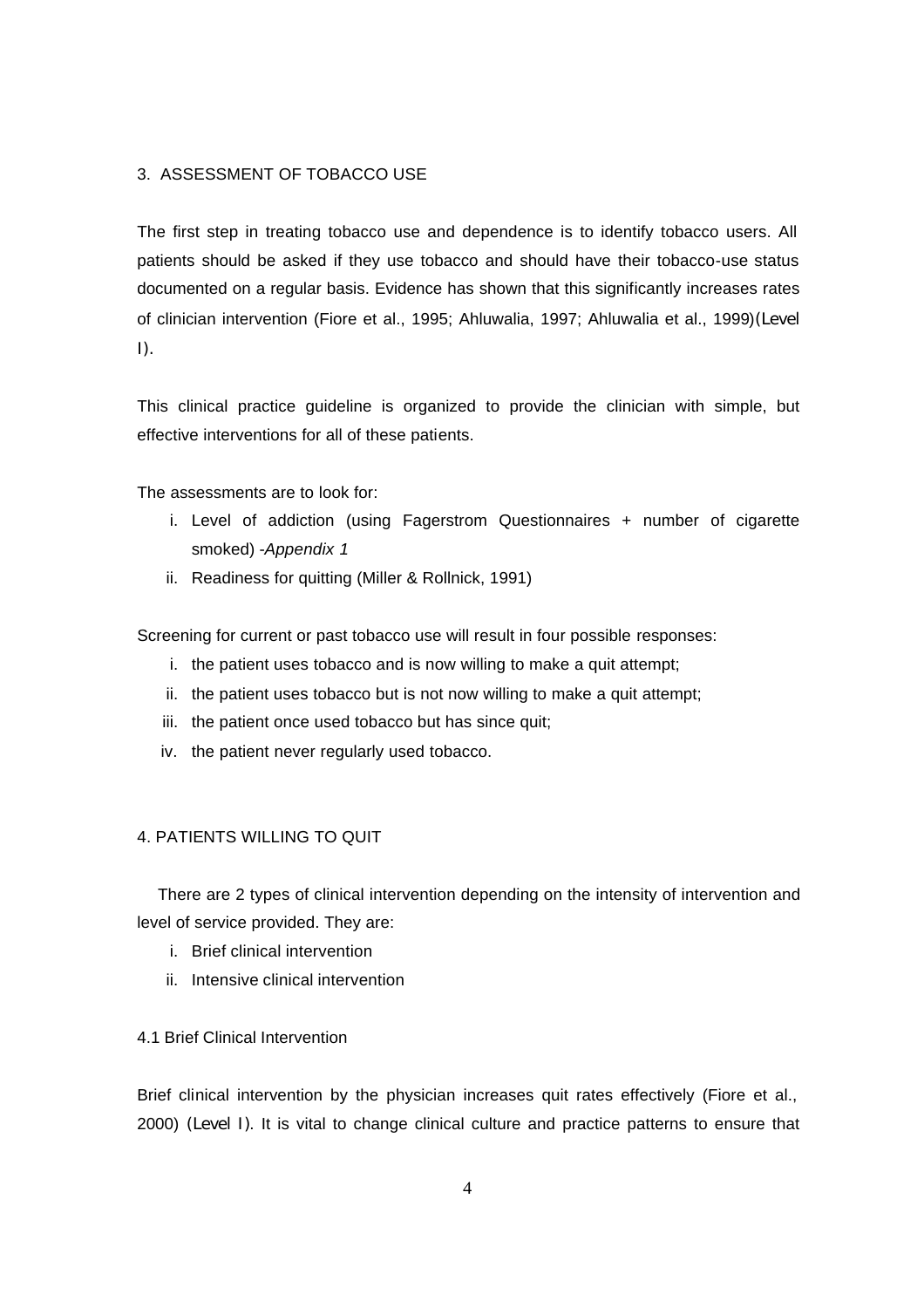## 3. ASSESSMENT OF TOBACCO USE

The first step in treating tobacco use and dependence is to identify tobacco users. All patients should be asked if they use tobacco and should have their tobacco-use status documented on a regular basis. Evidence has shown that this significantly increases rates of clinician intervention (Fiore et al., 1995; Ahluwalia, 1997; Ahluwalia et al., 1999)(Level I).

This clinical practice guideline is organized to provide the clinician with simple, but effective interventions for all of these patients.

The assessments are to look for:

i. Level of addiction (using Fagerstrom Questionnaires + number of cigarette smoked) -*Appendix 1*
ii. Readiness for quitting (Miller & Rollnick, 1991)

Screening for current or past tobacco use will result in four possible responses:

i. the patient uses tobacco and is now willing to make a quit attempt;
ii. the patient uses tobacco but is not now willing to make a quit attempt;
iii. the patient once used tobacco but has since quit;
iv. the patient never regularly used tobacco.

## 4. PATIENTS WILLING TO QUIT

There are 2 types of clinical intervention depending on the intensity of intervention and level of service provided. They are:

i. Brief clinical intervention
ii. Intensive clinical intervention

### 4.1 Brief Clinical Intervention

Brief clinical intervention by the physician increases quit rates effectively (Fiore et al., 2000) (Level I). It is vital to change clinical culture and practice patterns to ensure that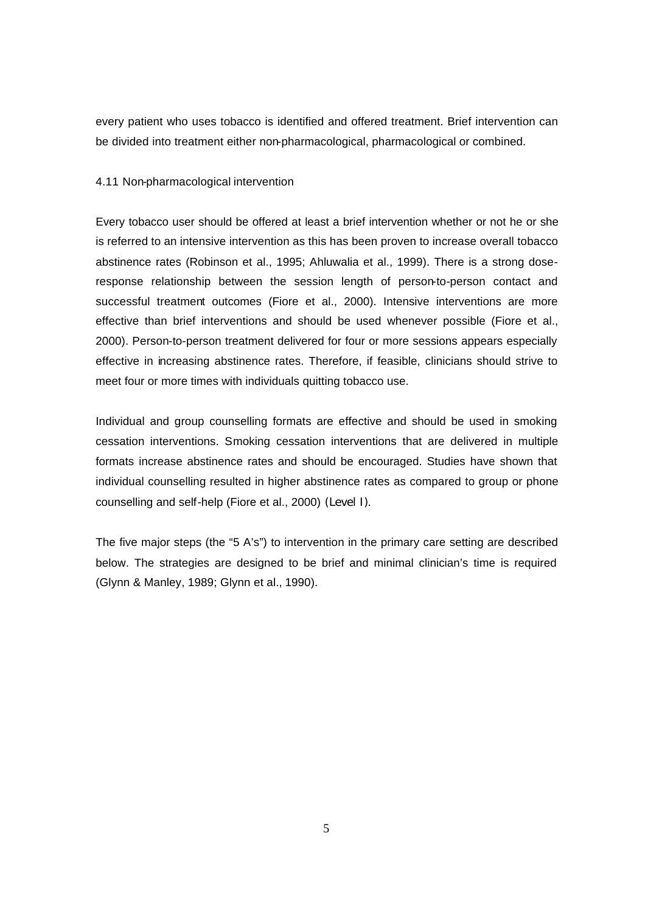every patient who uses tobacco is identified and offered treatment. Brief intervention can be divided into treatment either non-pharmacological, pharmacological or combined.

### 4.11 Non-pharmacological intervention

Every tobacco user should be offered at least a brief intervention whether or not he or she is referred to an intensive intervention as this has been proven to increase overall tobacco abstinence rates (Robinson et al., 1995; Ahluwalia et al., 1999). There is a strong dose-response relationship between the session length of person-to-person contact and successful treatment outcomes (Fiore et al., 2000). Intensive interventions are more effective than brief interventions and should be used whenever possible (Fiore et al., 2000). Person-to-person treatment delivered for four or more sessions appears especially effective in increasing abstinence rates. Therefore, if feasible, clinicians should strive to meet four or more times with individuals quitting tobacco use.

Individual and group counselling formats are effective and should be used in smoking cessation interventions. Smoking cessation interventions that are delivered in multiple formats increase abstinence rates and should be encouraged. Studies have shown that individual counselling resulted in higher abstinence rates as compared to group or phone counselling and self-help (Fiore et al., 2000) (Level I).

The five major steps (the "5 A's") to intervention in the primary care setting are described below. The strategies are designed to be brief and minimal clinician's time is required (Glynn & Manley, 1989; Glynn et al., 1990).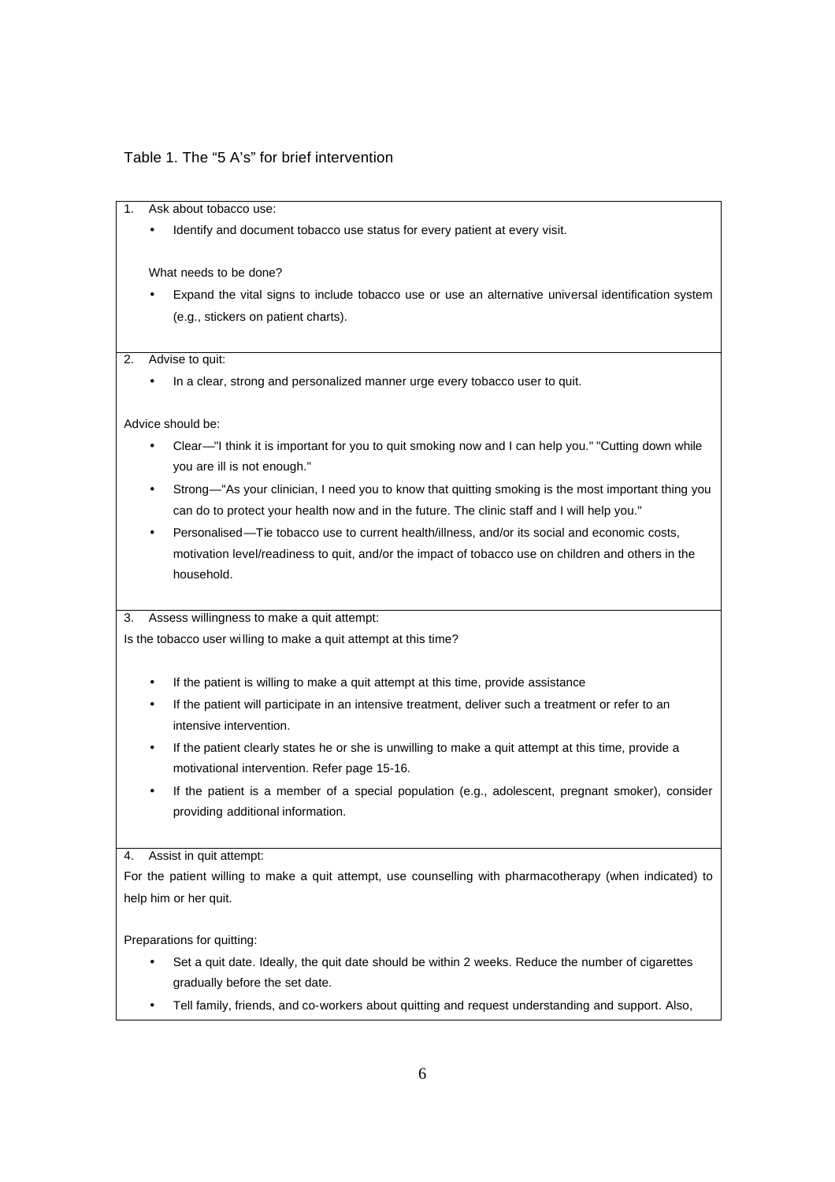Table 1. The “5 A’s” for brief intervention

1. Ask about tobacco use:
    - Identify and document tobacco use status for every patient at every visit.

    What needs to be done?

    - Expand the vital signs to include tobacco use or use an alternative universal identification system (e.g., stickers on patient charts).

2. Advise to quit:
    - In a clear, strong and personalized manner urge every tobacco user to quit.

Advice should be:

- Clear—"I think it is important for you to quit smoking now and I can help you." "Cutting down while you are ill is not enough."
- Strong—"As your clinician, I need you to know that quitting smoking is the most important thing you can do to protect your health now and in the future. The clinic staff and I will help you."
- Personalised—Tie tobacco use to current health/illness, and/or its social and economic costs, motivation level/readiness to quit, and/or the impact of tobacco use on children and others in the household.

3. Assess willingness to make a quit attempt:

Is the tobacco user willing to make a quit attempt at this time?

- If the patient is willing to make a quit attempt at this time, provide assistance
- If the patient will participate in an intensive treatment, deliver such a treatment or refer to an intensive intervention.
- If the patient clearly states he or she is unwilling to make a quit attempt at this time, provide a motivational intervention. Refer page 15-16.
- If the patient is a member of a special population (e.g., adolescent, pregnant smoker), consider providing additional information.

4. Assist in quit attempt:

For the patient willing to make a quit attempt, use counselling with pharmacotherapy (when indicated) to help him or her quit.

Preparations for quitting:

- Set a quit date. Ideally, the quit date should be within 2 weeks. Reduce the number of cigarettes gradually before the set date.
- Tell family, friends, and co-workers about quitting and request understanding and support. Also,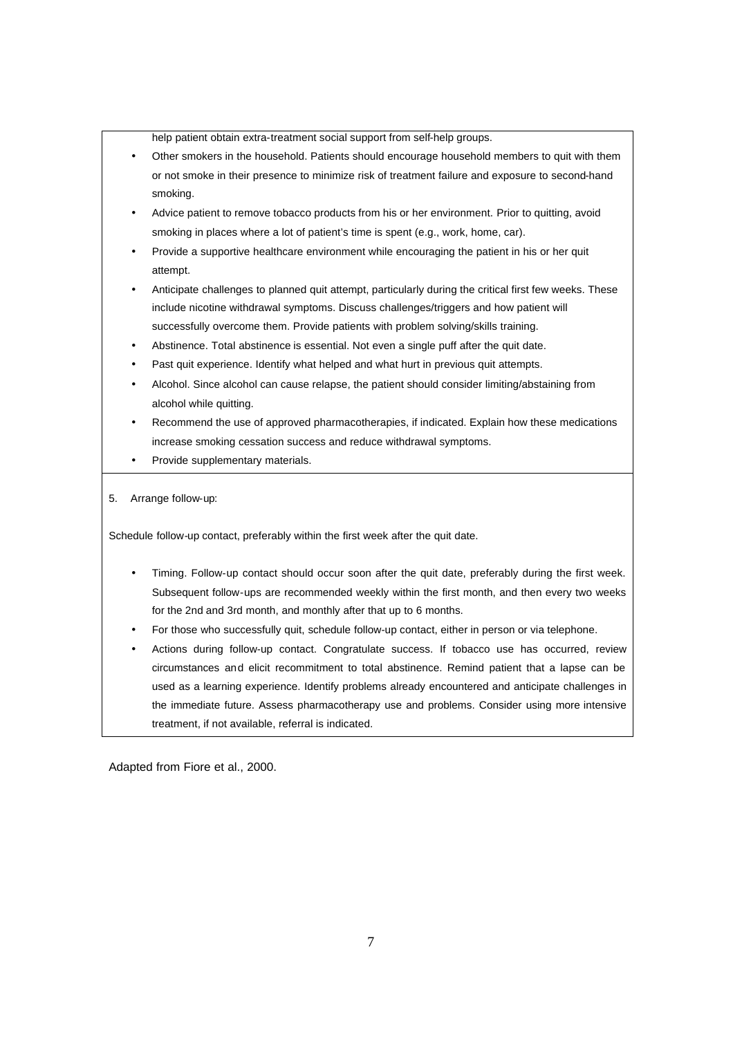help patient obtain extra-treatment social support from self-help groups.

- Other smokers in the household. Patients should encourage household members to quit with them or not smoke in their presence to minimize risk of treatment failure and exposure to second-hand smoking.
- Advice patient to remove tobacco products from his or her environment. Prior to quitting, avoid smoking in places where a lot of patient's time is spent (e.g., work, home, car).
- Provide a supportive healthcare environment while encouraging the patient in his or her quit attempt.
- Anticipate challenges to planned quit attempt, particularly during the critical first few weeks. These include nicotine withdrawal symptoms. Discuss challenges/triggers and how patient will successfully overcome them. Provide patients with problem solving/skills training.
- Abstinence. Total abstinence is essential. Not even a single puff after the quit date.
- Past quit experience. Identify what helped and what hurt in previous quit attempts.
- Alcohol. Since alcohol can cause relapse, the patient should consider limiting/abstaining from alcohol while quitting.
- Recommend the use of approved pharmacotherapies, if indicated. Explain how these medications increase smoking cessation success and reduce withdrawal symptoms.
- Provide supplementary materials.

5. Arrange follow-up:

Schedule follow-up contact, preferably within the first week after the quit date.

- Timing. Follow-up contact should occur soon after the quit date, preferably during the first week. Subsequent follow-ups are recommended weekly within the first month, and then every two weeks for the 2nd and 3rd month, and monthly after that up to 6 months.
- For those who successfully quit, schedule follow-up contact, either in person or via telephone.
- Actions during follow-up contact. Congratulate success. If tobacco use has occurred, review circumstances and elicit recommitment to total abstinence. Remind patient that a lapse can be used as a learning experience. Identify problems already encountered and anticipate challenges in the immediate future. Assess pharmacotherapy use and problems. Consider using more intensive treatment, if not available, referral is indicated.

Adapted from Fiore et al., 2000.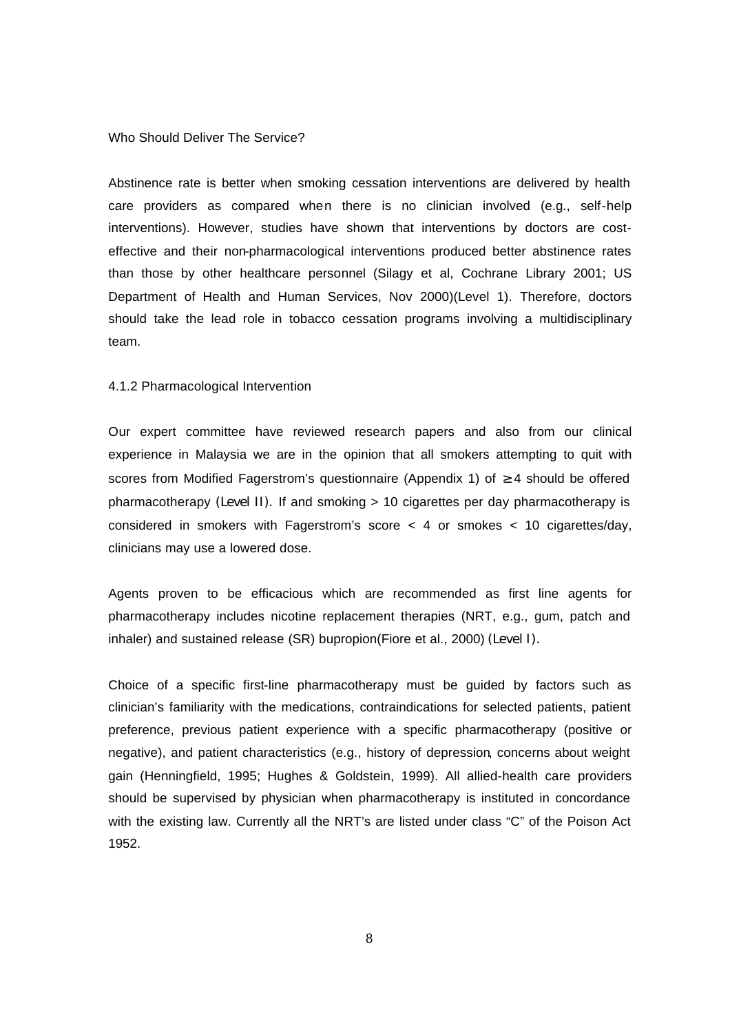Who Should Deliver The Service?

Abstinence rate is better when smoking cessation interventions are delivered by health care providers as compared when there is no clinician involved (e.g., self-help interventions). However, studies have shown that interventions by doctors are cost-effective and their non-pharmacological interventions produced better abstinence rates than those by other healthcare personnel (Silagy et al, Cochrane Library 2001; US Department of Health and Human Services, Nov 2000)(Level 1). Therefore, doctors should take the lead role in tobacco cessation programs involving a multidisciplinary team.

4.1.2 Pharmacological Intervention

Our expert committee have reviewed research papers and also from our clinical experience in Malaysia we are in the opinion that all smokers attempting to quit with scores from Modified Fagerstrom's questionnaire (Appendix 1) of ≥ 4 should be offered pharmacotherapy (Level II). If and smoking > 10 cigarettes per day pharmacotherapy is considered in smokers with Fagerstrom's score < 4 or smokes < 10 cigarettes/day, clinicians may use a lowered dose.

Agents proven to be efficacious which are recommended as first line agents for pharmacotherapy includes nicotine replacement therapies (NRT, e.g., gum, patch and inhaler) and sustained release (SR) bupropion(Fiore et al., 2000) (Level I).

Choice of a specific first-line pharmacotherapy must be guided by factors such as clinician's familiarity with the medications, contraindications for selected patients, patient preference, previous patient experience with a specific pharmacotherapy (positive or negative), and patient characteristics (e.g., history of depression, concerns about weight gain (Henningfield, 1995; Hughes & Goldstein, 1999). All allied-health care providers should be supervised by physician when pharmacotherapy is instituted in concordance with the existing law. Currently all the NRT's are listed under class "C" of the Poison Act 1952.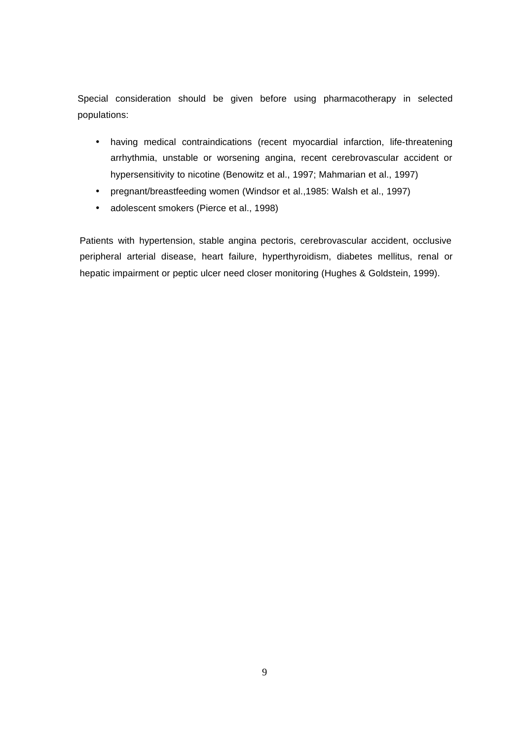Special consideration should be given before using pharmacotherapy in selected populations:

- having medical contraindications (recent myocardial infarction, life-threatening arrhythmia, unstable or worsening angina, recent cerebrovascular accident or hypersensitivity to nicotine (Benowitz et al., 1997; Mahmarian et al., 1997)
- pregnant/breastfeeding women (Windsor et al.,1985: Walsh et al., 1997)
- adolescent smokers (Pierce et al., 1998)

Patients with hypertension, stable angina pectoris, cerebrovascular accident, occlusive peripheral arterial disease, heart failure, hyperthyroidism, diabetes mellitus, renal or hepatic impairment or peptic ulcer need closer monitoring (Hughes & Goldstein, 1999).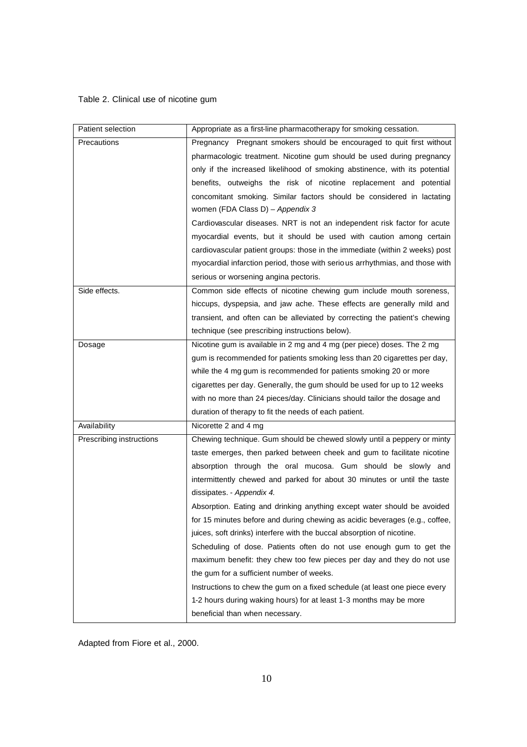Table 2. Clinical use of nicotine gum

| | |
|---|---|
| Patient selection | Appropriate as a first-line pharmacotherapy for smoking cessation. |
| Precautions | Pregnancy Pregnant smokers should be encouraged to quit first without pharmacologic treatment. Nicotine gum should be used during pregnancy only if the increased likelihood of smoking abstinence, with its potential benefits, outweighs the risk of nicotine replacement and potential concomitant smoking. Similar factors should be considered in lactating women (FDA Class D) – *Appendix 3*<br>Cardiovascular diseases. NRT is not an independent risk factor for acute myocardial events, but it should be used with caution among certain cardiovascular patient groups: those in the immediate (within 2 weeks) post myocardial infarction period, those with serious arrhythmias, and those with serious or worsening angina pectoris. |
| Side effects. | Common side effects of nicotine chewing gum include mouth soreness, hiccups, dyspepsia, and jaw ache. These effects are generally mild and transient, and often can be alleviated by correcting the patient's chewing technique (see prescribing instructions below). |
| Dosage | Nicotine gum is available in 2 mg and 4 mg (per piece) doses. The 2 mg gum is recommended for patients smoking less than 20 cigarettes per day, while the 4 mg gum is recommended for patients smoking 20 or more cigarettes per day. Generally, the gum should be used for up to 12 weeks with no more than 24 pieces/day. Clinicians should tailor the dosage and duration of therapy to fit the needs of each patient. |
| Availability | Nicorette 2 and 4 mg |
| Prescribing instructions | Chewing technique. Gum should be chewed slowly until a peppery or minty taste emerges, then parked between cheek and gum to facilitate nicotine absorption through the oral mucosa. Gum should be slowly and intermittently chewed and parked for about 30 minutes or until the taste dissipates. - *Appendix 4.*<br>Absorption. Eating and drinking anything except water should be avoided for 15 minutes before and during chewing as acidic beverages (e.g., coffee, juices, soft drinks) interfere with the buccal absorption of nicotine.<br>Scheduling of dose. Patients often do not use enough gum to get the maximum benefit: they chew too few pieces per day and they do not use the gum for a sufficient number of weeks.<br>Instructions to chew the gum on a fixed schedule (at least one piece every 1-2 hours during waking hours) for at least 1-3 months may be more beneficial than when necessary. |

Adapted from Fiore et al., 2000.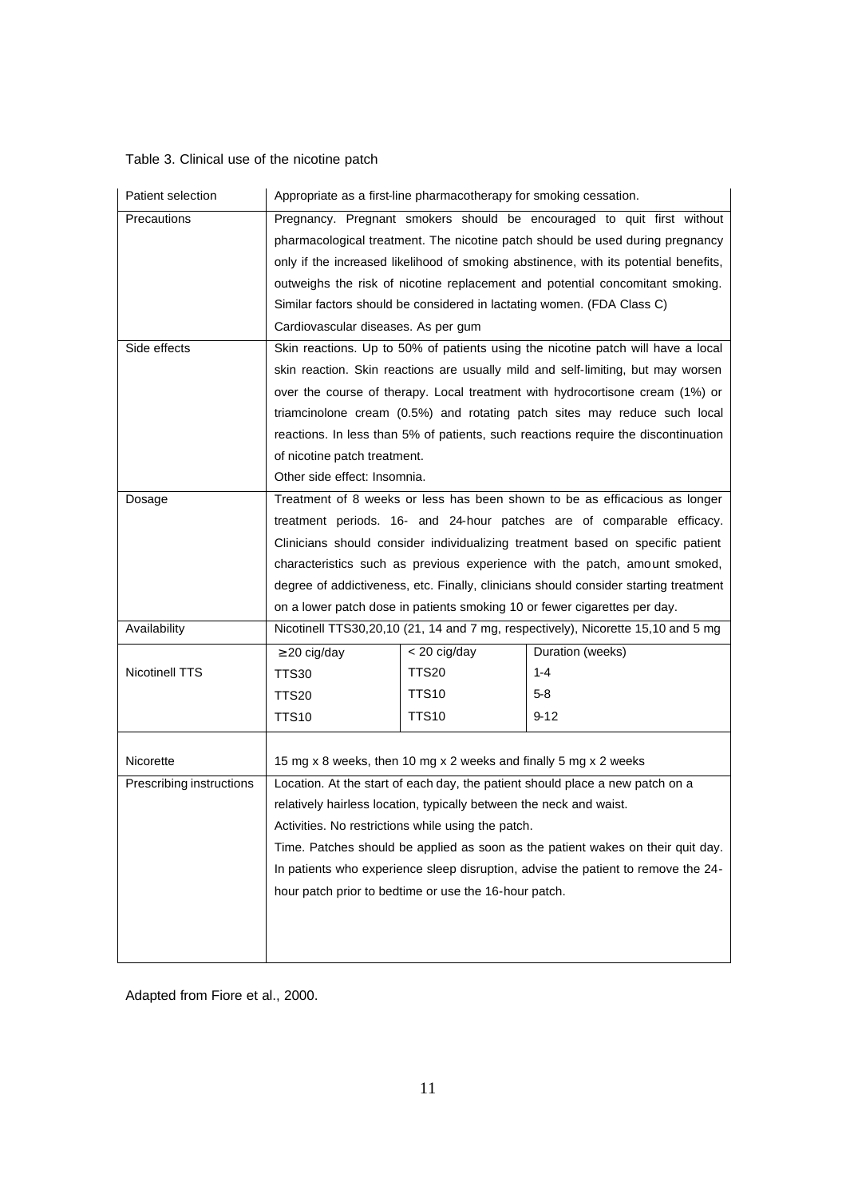Table 3. Clinical use of the nicotine patch

| | | | |
|---|---|---|---|
| Patient selection | Appropriate as a first-line pharmacotherapy for smoking cessation. | | |
| Precautions | Pregnancy. Pregnant smokers should be encouraged to quit first without pharmacological treatment. The nicotine patch should be used during pregnancy only if the increased likelihood of smoking abstinence, with its potential benefits, outweighs the risk of nicotine replacement and potential concomitant smoking. Similar factors should be considered in lactating women. (FDA Class C)<br>Cardiovascular diseases. As per gum | | |
| Side effects | Skin reactions. Up to 50% of patients using the nicotine patch will have a local skin reaction. Skin reactions are usually mild and self-limiting, but may worsen over the course of therapy. Local treatment with hydrocortisone cream (1%) or triamcinolone cream (0.5%) and rotating patch sites may reduce such local reactions. In less than 5% of patients, such reactions require the discontinuation of nicotine patch treatment.<br>Other side effect: Insomnia. | | |
| Dosage | Treatment of 8 weeks or less has been shown to be as efficacious as longer treatment periods. 16- and 24-hour patches are of comparable efficacy. Clinicians should consider individualizing treatment based on specific patient characteristics such as previous experience with the patch, amount smoked, degree of addictiveness, etc. Finally, clinicians should consider starting treatment on a lower patch dose in patients smoking 10 or fewer cigarettes per day. | | |
| Availability | Nicotinell TTS30,20,10 (21, 14 and 7 mg, respectively), Nicorette 15,10 and 5 mg | | |
| | ≥20 cig/day | < 20 cig/day | Duration (weeks) |
| Nicotinell TTS | TTS30 | TTS20 | 1-4 |
| | TTS20 | TTS10 | 5-8 |
| | TTS10 | TTS10 | 9-12 |
| Nicorette | 15 mg x 8 weeks, then 10 mg x 2 weeks and finally 5 mg x 2 weeks | | |
| Prescribing instructions | Location. At the start of each day, the patient should place a new patch on a relatively hairless location, typically between the neck and waist.<br>Activities. No restrictions while using the patch.<br>Time. Patches should be applied as soon as the patient wakes on their quit day. In patients who experience sleep disruption, advise the patient to remove the 24-hour patch prior to bedtime or use the 16-hour patch. | | |

Adapted from Fiore et al., 2000.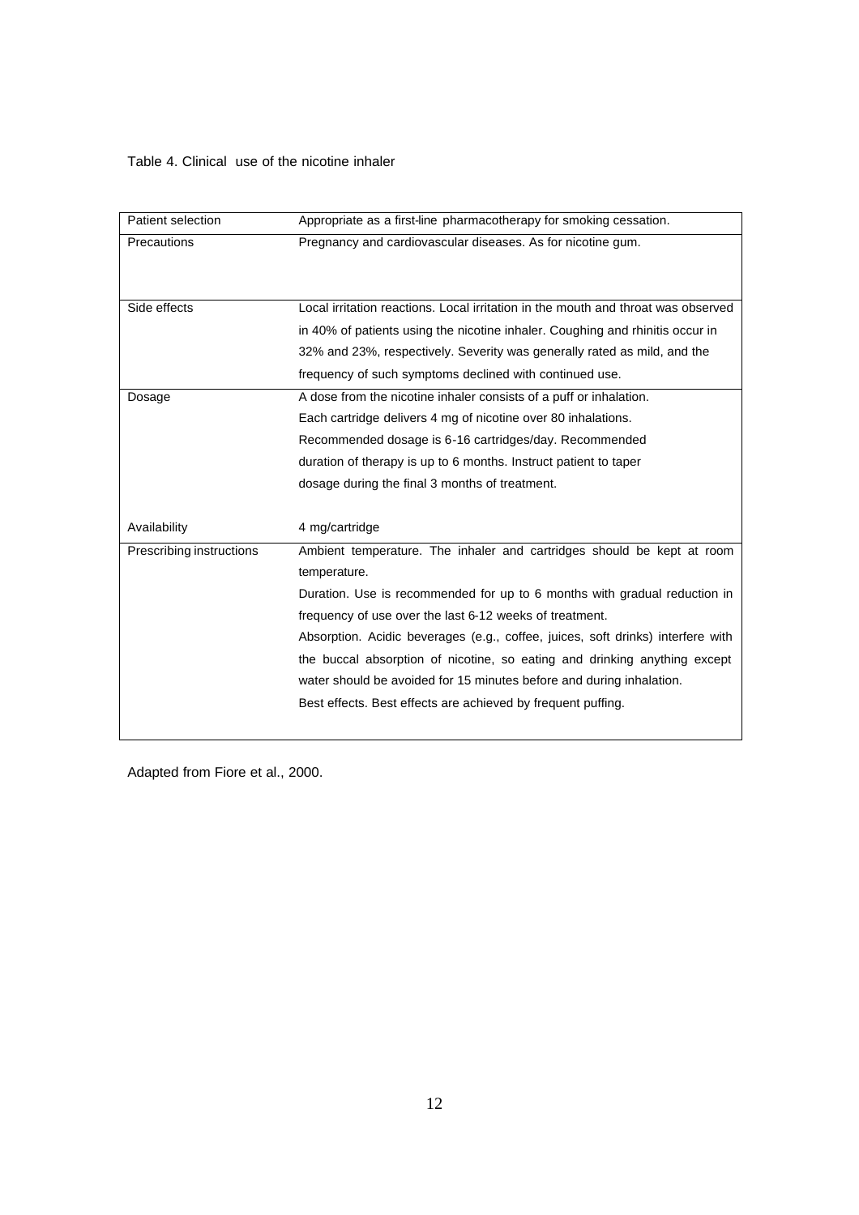Table 4. Clinical use of the nicotine inhaler

| | |
|---|---|
| Patient selection | Appropriate as a first-line pharmacotherapy for smoking cessation. |
| Precautions | Pregnancy and cardiovascular diseases. As for nicotine gum. |
| Side effects | Local irritation reactions. Local irritation in the mouth and throat was observed in 40% of patients using the nicotine inhaler. Coughing and rhinitis occur in 32% and 23%, respectively. Severity was generally rated as mild, and the frequency of such symptoms declined with continued use. |
| Dosage | A dose from the nicotine inhaler consists of a puff or inhalation. Each cartridge delivers 4 mg of nicotine over 80 inhalations. Recommended dosage is 6-16 cartridges/day. Recommended duration of therapy is up to 6 months. Instruct patient to taper dosage during the final 3 months of treatment. |
| Availability | 4 mg/cartridge |
| Prescribing instructions | Ambient temperature. The inhaler and cartridges should be kept at room temperature.<br>Duration. Use is recommended for up to 6 months with gradual reduction in frequency of use over the last 6-12 weeks of treatment.<br>Absorption. Acidic beverages (e.g., coffee, juices, soft drinks) interfere with the buccal absorption of nicotine, so eating and drinking anything except water should be avoided for 15 minutes before and during inhalation.<br>Best effects. Best effects are achieved by frequent puffing. |

Adapted from Fiore et al., 2000.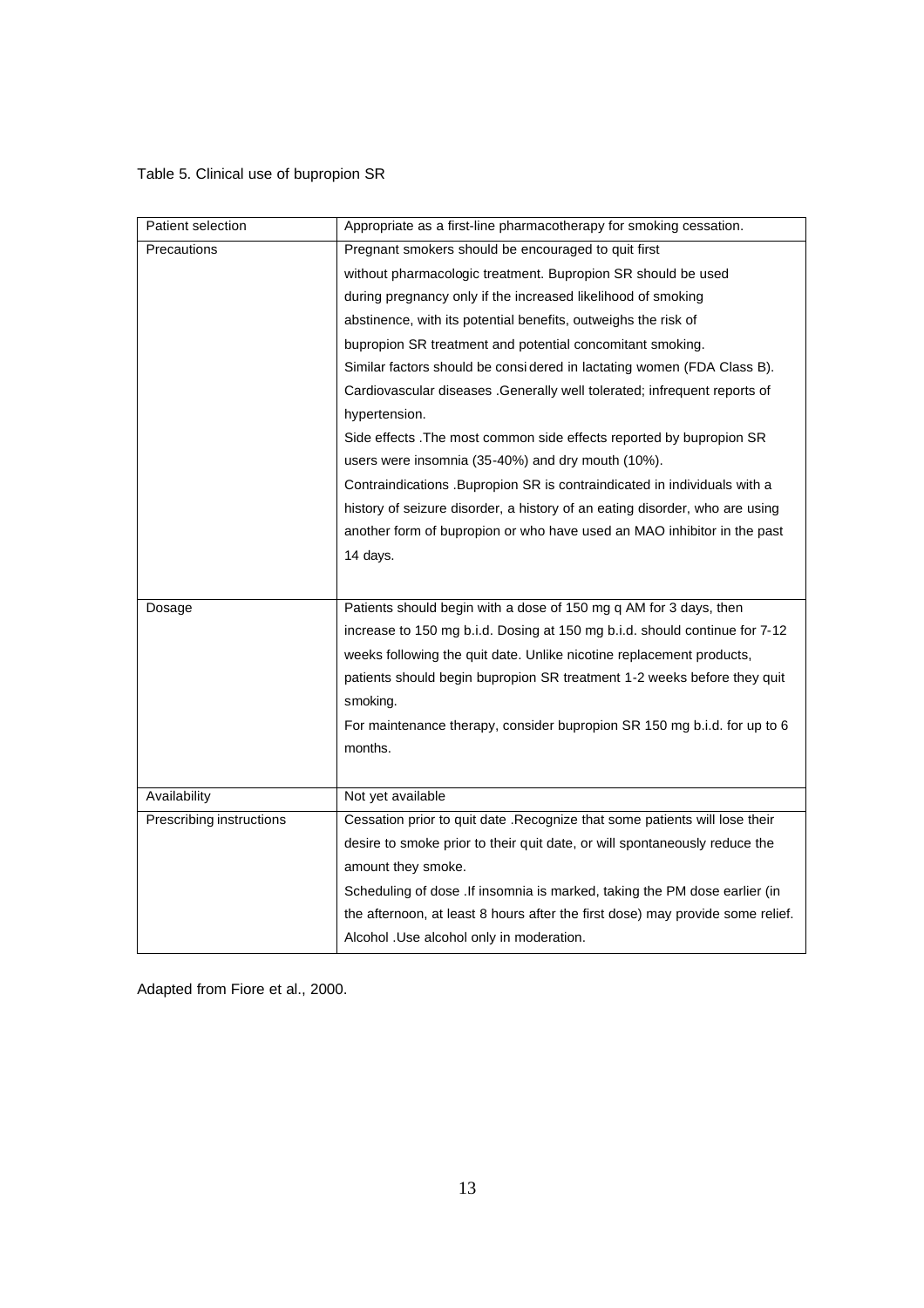Table 5. Clinical use of bupropion SR

| Patient selection | Appropriate as a first-line pharmacotherapy for smoking cessation. |
| --- | --- |
| Precautions | Pregnant smokers should be encouraged to quit first without pharmacologic treatment. Bupropion SR should be used during pregnancy only if the increased likelihood of smoking abstinence, with its potential benefits, outweighs the risk of bupropion SR treatment and potential concomitant smoking. Similar factors should be considered in lactating women (FDA Class B).<br>Cardiovascular diseases .Generally well tolerated; infrequent reports of hypertension.<br>Side effects .The most common side effects reported by bupropion SR users were insomnia (35-40%) and dry mouth (10%).<br>Contraindications .Bupropion SR is contraindicated in individuals with a history of seizure disorder, a history of an eating disorder, who are using another form of bupropion or who have used an MAO inhibitor in the past 14 days. |
| Dosage | Patients should begin with a dose of 150 mg q AM for 3 days, then increase to 150 mg b.i.d. Dosing at 150 mg b.i.d. should continue for 7-12 weeks following the quit date. Unlike nicotine replacement products, patients should begin bupropion SR treatment 1-2 weeks before they quit smoking.<br>For maintenance therapy, consider bupropion SR 150 mg b.i.d. for up to 6 months. |
| Availability | Not yet available |
| Prescribing instructions | Cessation prior to quit date .Recognize that some patients will lose their desire to smoke prior to their quit date, or will spontaneously reduce the amount they smoke.<br>Scheduling of dose .If insomnia is marked, taking the PM dose earlier (in the afternoon, at least 8 hours after the first dose) may provide some relief.<br>Alcohol .Use alcohol only in moderation. |

Adapted from Fiore et al., 2000.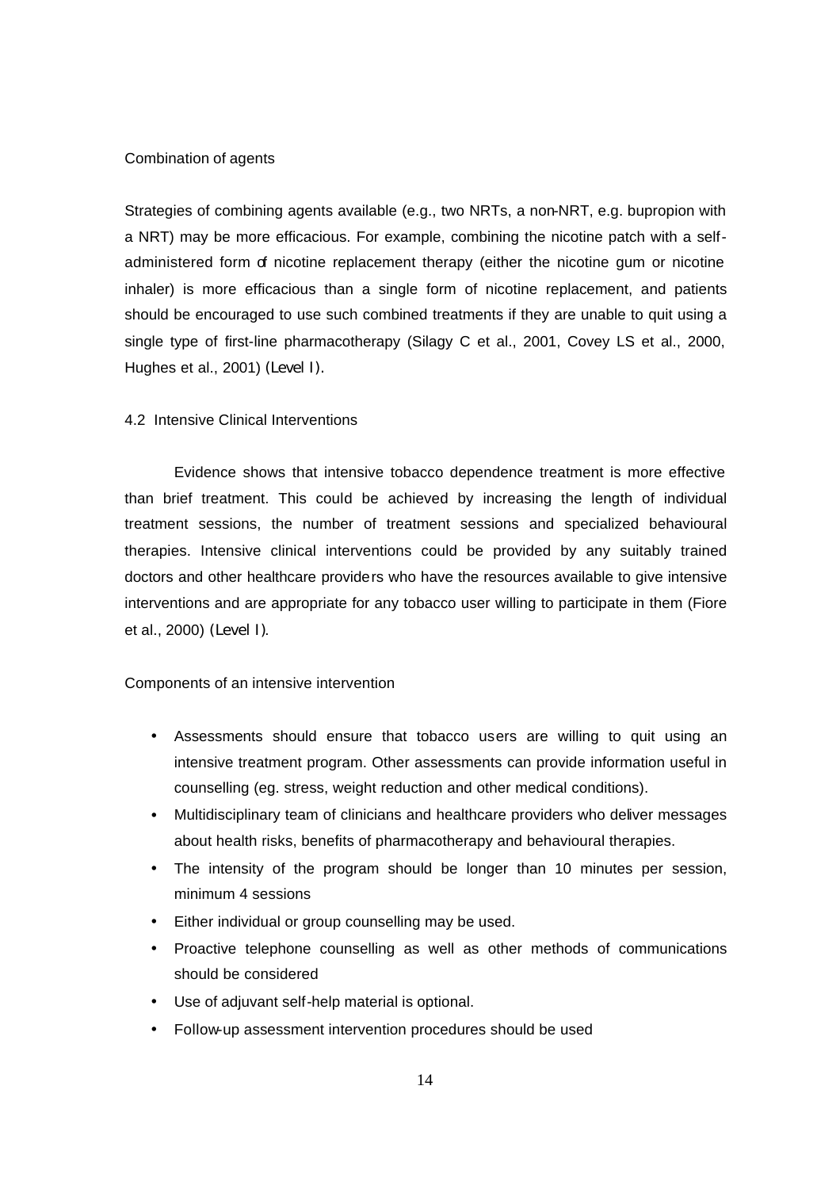Combination of agents

Strategies of combining agents available (e.g., two NRTs, a non-NRT, e.g. bupropion with a NRT) may be more efficacious. For example, combining the nicotine patch with a self-administered form of nicotine replacement therapy (either the nicotine gum or nicotine inhaler) is more efficacious than a single form of nicotine replacement, and patients should be encouraged to use such combined treatments if they are unable to quit using a single type of first-line pharmacotherapy (Silagy C et al., 2001, Covey LS et al., 2000, Hughes et al., 2001) (Level I).

## 4.2 Intensive Clinical Interventions

Evidence shows that intensive tobacco dependence treatment is more effective than brief treatment. This could be achieved by increasing the length of individual treatment sessions, the number of treatment sessions and specialized behavioural therapies. Intensive clinical interventions could be provided by any suitably trained doctors and other healthcare providers who have the resources available to give intensive interventions and are appropriate for any tobacco user willing to participate in them (Fiore et al., 2000) (Level I).

Components of an intensive intervention

- Assessments should ensure that tobacco users are willing to quit using an intensive treatment program. Other assessments can provide information useful in counselling (eg. stress, weight reduction and other medical conditions).
- Multidisciplinary team of clinicians and healthcare providers who deliver messages about health risks, benefits of pharmacotherapy and behavioural therapies.
- The intensity of the program should be longer than 10 minutes per session, minimum 4 sessions
- Either individual or group counselling may be used.
- Proactive telephone counselling as well as other methods of communications should be considered
- Use of adjuvant self-help material is optional.
- Follow-up assessment intervention procedures should be used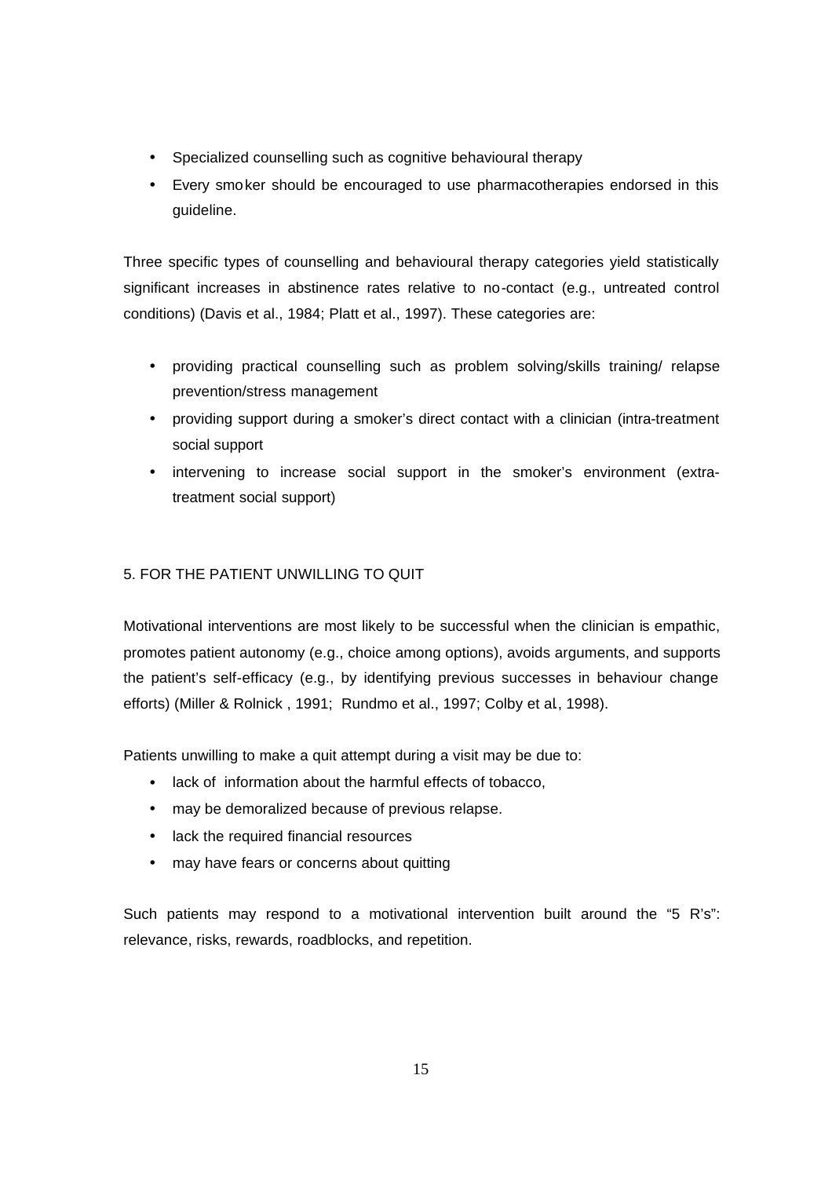- Specialized counselling such as cognitive behavioural therapy
- Every smoker should be encouraged to use pharmacotherapies endorsed in this guideline.

Three specific types of counselling and behavioural therapy categories yield statistically significant increases in abstinence rates relative to no-contact (e.g., untreated control conditions) (Davis et al., 1984; Platt et al., 1997). These categories are:

- providing practical counselling such as problem solving/skills training/ relapse prevention/stress management
- providing support during a smoker's direct contact with a clinician (intra-treatment social support
- intervening to increase social support in the smoker's environment (extra-treatment social support)

## 5. FOR THE PATIENT UNWILLING TO QUIT

Motivational interventions are most likely to be successful when the clinician is empathic, promotes patient autonomy (e.g., choice among options), avoids arguments, and supports the patient's self-efficacy (e.g., by identifying previous successes in behaviour change efforts) (Miller & Rolnick , 1991; Rundmo et al., 1997; Colby et al, 1998).

Patients unwilling to make a quit attempt during a visit may be due to:

- lack of information about the harmful effects of tobacco,
- may be demoralized because of previous relapse.
- lack the required financial resources
- may have fears or concerns about quitting

Such patients may respond to a motivational intervention built around the "5 R's": relevance, risks, rewards, roadblocks, and repetition.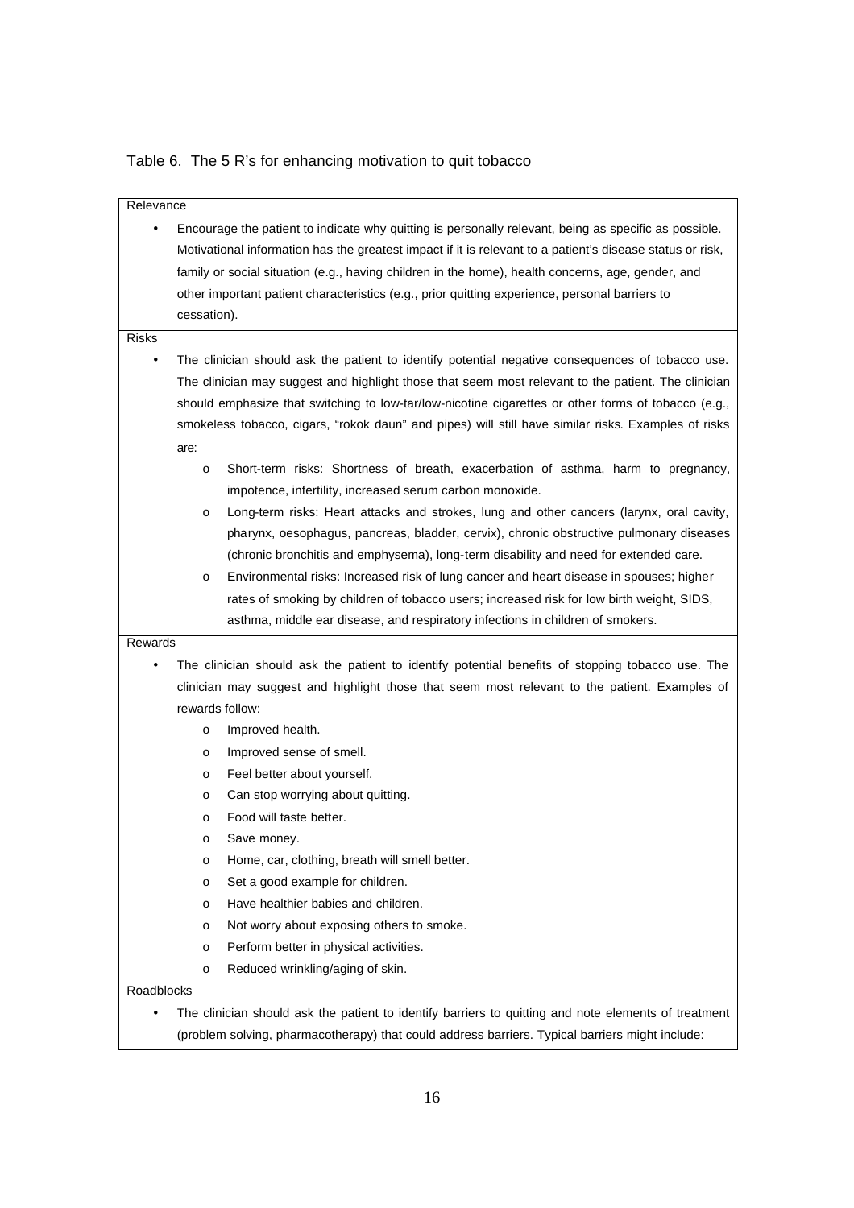Table 6. The 5 R's for enhancing motivation to quit tobacco

**Relevance**

- Encourage the patient to indicate why quitting is personally relevant, being as specific as possible. Motivational information has the greatest impact if it is relevant to a patient's disease status or risk, family or social situation (e.g., having children in the home), health concerns, age, gender, and other important patient characteristics (e.g., prior quitting experience, personal barriers to cessation).

**Risks**

- The clinician should ask the patient to identify potential negative consequences of tobacco use. The clinician may suggest and highlight those that seem most relevant to the patient. The clinician should emphasize that switching to low-tar/low-nicotine cigarettes or other forms of tobacco (e.g., smokeless tobacco, cigars, "rokok daun" and pipes) will still have similar risks. Examples of risks are:
    - Short-term risks: Shortness of breath, exacerbation of asthma, harm to pregnancy, impotence, infertility, increased serum carbon monoxide.
    - Long-term risks: Heart attacks and strokes, lung and other cancers (larynx, oral cavity, pharynx, oesophagus, pancreas, bladder, cervix), chronic obstructive pulmonary diseases (chronic bronchitis and emphysema), long-term disability and need for extended care.
    - Environmental risks: Increased risk of lung cancer and heart disease in spouses; higher rates of smoking by children of tobacco users; increased risk for low birth weight, SIDS, asthma, middle ear disease, and respiratory infections in children of smokers.

**Rewards**

- The clinician should ask the patient to identify potential benefits of stopping tobacco use. The clinician may suggest and highlight those that seem most relevant to the patient. Examples of rewards follow:
    - Improved health.
    - Improved sense of smell.
    - Feel better about yourself.
    - Can stop worrying about quitting.
    - Food will taste better.
    - Save money.
    - Home, car, clothing, breath will smell better.
    - Set a good example for children.
    - Have healthier babies and children.
    - Not worry about exposing others to smoke.
    - Perform better in physical activities.
    - Reduced wrinkling/aging of skin.

**Roadblocks**

- The clinician should ask the patient to identify barriers to quitting and note elements of treatment (problem solving, pharmacotherapy) that could address barriers. Typical barriers might include: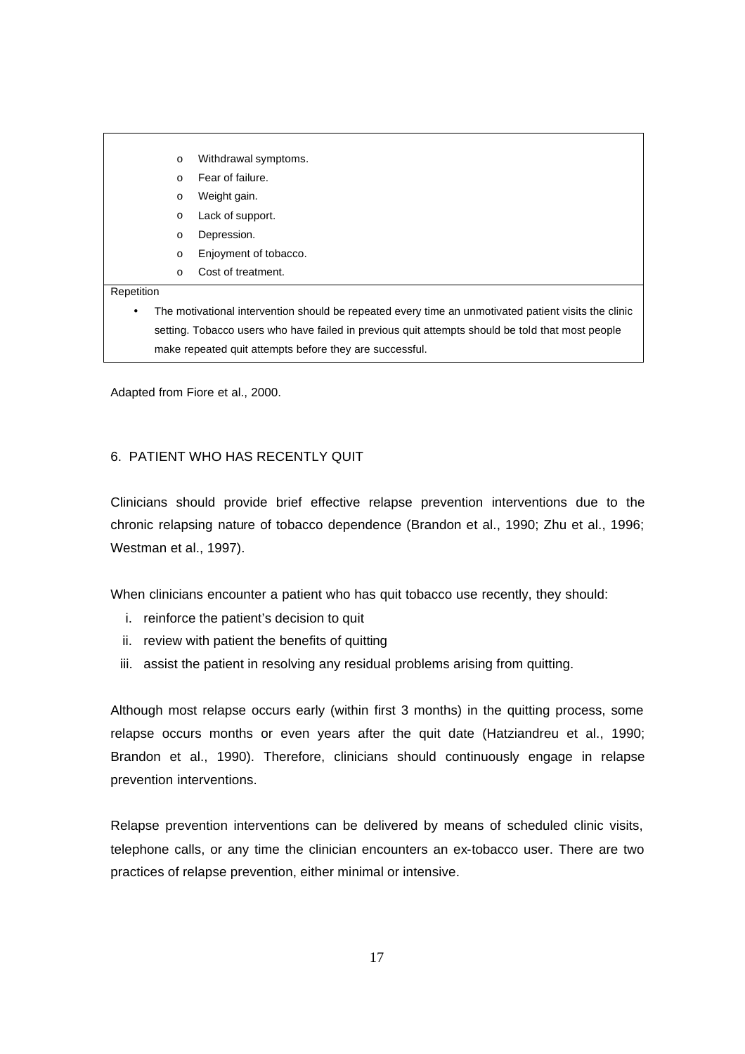- Withdrawal symptoms.
- Fear of failure.
- Weight gain.
- Lack of support.
- Depression.
- Enjoyment of tobacco.
- Cost of treatment.

Repetition

- The motivational intervention should be repeated every time an unmotivated patient visits the clinic setting. Tobacco users who have failed in previous quit attempts should be told that most people make repeated quit attempts before they are successful.

Adapted from Fiore et al., 2000.

## 6. PATIENT WHO HAS RECENTLY QUIT

Clinicians should provide brief effective relapse prevention interventions due to the chronic relapsing nature of tobacco dependence (Brandon et al., 1990; Zhu et al., 1996; Westman et al., 1997).

When clinicians encounter a patient who has quit tobacco use recently, they should:

i. reinforce the patient's decision to quit
ii. review with patient the benefits of quitting
iii. assist the patient in resolving any residual problems arising from quitting.

Although most relapse occurs early (within first 3 months) in the quitting process, some relapse occurs months or even years after the quit date (Hatziandreu et al., 1990; Brandon et al., 1990). Therefore, clinicians should continuously engage in relapse prevention interventions.

Relapse prevention interventions can be delivered by means of scheduled clinic visits, telephone calls, or any time the clinician encounters an ex-tobacco user. There are two practices of relapse prevention, either minimal or intensive.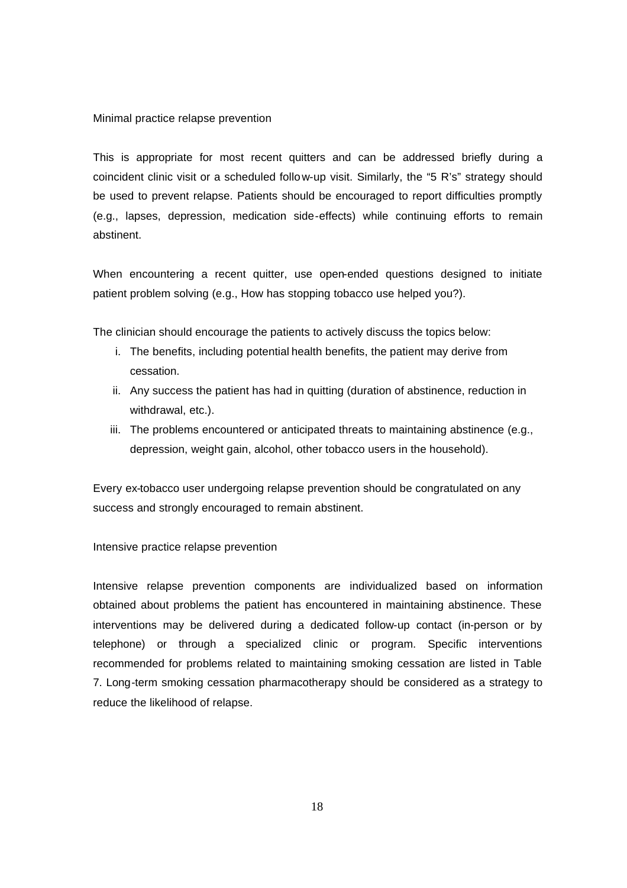## Minimal practice relapse prevention

This is appropriate for most recent quitters and can be addressed briefly during a coincident clinic visit or a scheduled follow-up visit. Similarly, the "5 R's" strategy should be used to prevent relapse. Patients should be encouraged to report difficulties promptly (e.g., lapses, depression, medication side-effects) while continuing efforts to remain abstinent.

When encountering a recent quitter, use open-ended questions designed to initiate patient problem solving (e.g., How has stopping tobacco use helped you?).

The clinician should encourage the patients to actively discuss the topics below:

i. The benefits, including potential health benefits, the patient may derive from cessation.
ii. Any success the patient has had in quitting (duration of abstinence, reduction in withdrawal, etc.).
iii. The problems encountered or anticipated threats to maintaining abstinence (e.g., depression, weight gain, alcohol, other tobacco users in the household).

Every ex-tobacco user undergoing relapse prevention should be congratulated on any success and strongly encouraged to remain abstinent.

## Intensive practice relapse prevention

Intensive relapse prevention components are individualized based on information obtained about problems the patient has encountered in maintaining abstinence. These interventions may be delivered during a dedicated follow-up contact (in-person or by telephone) or through a specialized clinic or program. Specific interventions recommended for problems related to maintaining smoking cessation are listed in Table 7. Long-term smoking cessation pharmacotherapy should be considered as a strategy to reduce the likelihood of relapse.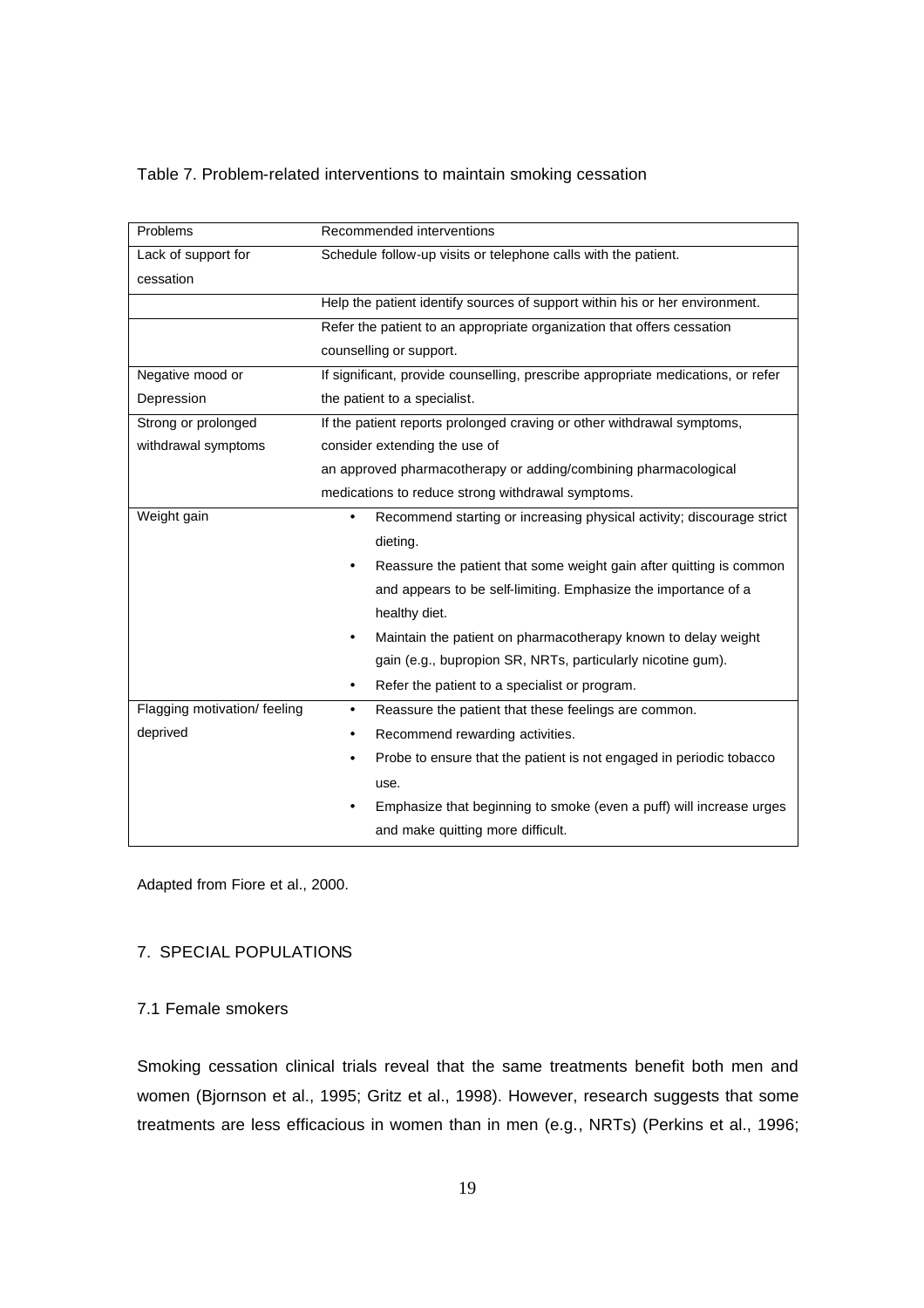Table 7. Problem-related interventions to maintain smoking cessation

| Problems | Recommended interventions |
| --- | --- |
| Lack of support for cessation | Schedule follow-up visits or telephone calls with the patient. |
| | Help the patient identify sources of support within his or her environment. |
| | Refer the patient to an appropriate organization that offers cessation counselling or support. |
| Negative mood or Depression | If significant, provide counselling, prescribe appropriate medications, or refer the patient to a specialist. |
| Strong or prolonged withdrawal symptoms | If the patient reports prolonged craving or other withdrawal symptoms, consider extending the use of an approved pharmacotherapy or adding/combining pharmacological medications to reduce strong withdrawal symptoms. |
| Weight gain | • Recommend starting or increasing physical activity; discourage strict dieting.<br>• Reassure the patient that some weight gain after quitting is common and appears to be self-limiting. Emphasize the importance of a healthy diet.<br>• Maintain the patient on pharmacotherapy known to delay weight gain (e.g., bupropion SR, NRTs, particularly nicotine gum).<br>• Refer the patient to a specialist or program. |
| Flagging motivation/ feeling deprived | • Reassure the patient that these feelings are common.<br>• Recommend rewarding activities.<br>• Probe to ensure that the patient is not engaged in periodic tobacco use.<br>• Emphasize that beginning to smoke (even a puff) will increase urges and make quitting more difficult. |

Adapted from Fiore et al., 2000.

## 7. SPECIAL POPULATIONS

### 7.1 Female smokers

Smoking cessation clinical trials reveal that the same treatments benefit both men and women (Bjornson et al., 1995; Gritz et al., 1998). However, research suggests that some treatments are less efficacious in women than in men (e.g., NRTs) (Perkins et al., 1996;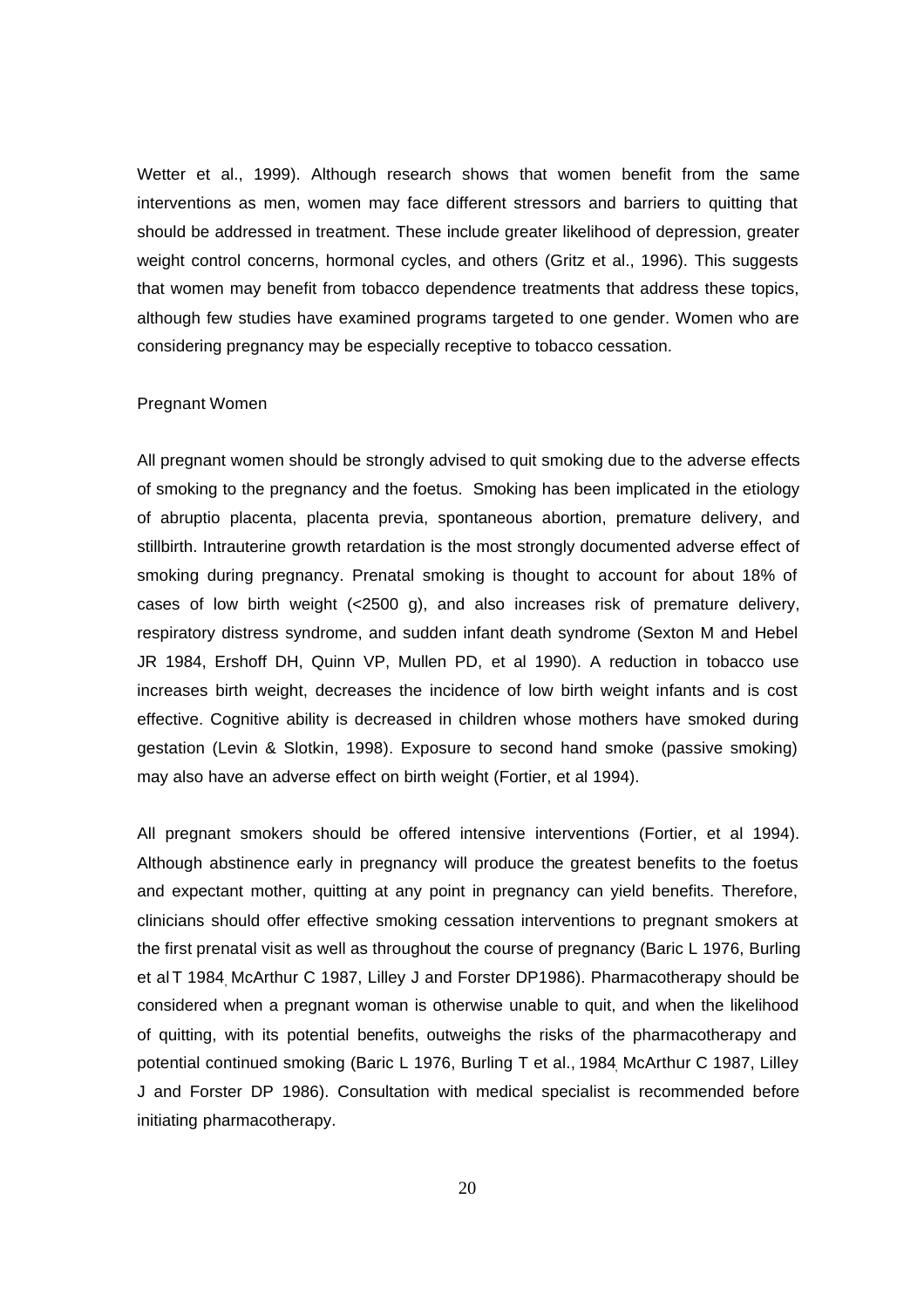Wetter et al., 1999). Although research shows that women benefit from the same interventions as men, women may face different stressors and barriers to quitting that should be addressed in treatment. These include greater likelihood of depression, greater weight control concerns, hormonal cycles, and others (Gritz et al., 1996). This suggests that women may benefit from tobacco dependence treatments that address these topics, although few studies have examined programs targeted to one gender. Women who are considering pregnancy may be especially receptive to tobacco cessation.

### Pregnant Women

All pregnant women should be strongly advised to quit smoking due to the adverse effects of smoking to the pregnancy and the foetus. Smoking has been implicated in the etiology of abruptio placenta, placenta previa, spontaneous abortion, premature delivery, and stillbirth. Intrauterine growth retardation is the most strongly documented adverse effect of smoking during pregnancy. Prenatal smoking is thought to account for about 18% of cases of low birth weight (<2500 g), and also increases risk of premature delivery, respiratory distress syndrome, and sudden infant death syndrome (Sexton M and Hebel JR 1984, Ershoff DH, Quinn VP, Mullen PD, et al 1990). A reduction in tobacco use increases birth weight, decreases the incidence of low birth weight infants and is cost effective. Cognitive ability is decreased in children whose mothers have smoked during gestation (Levin & Slotkin, 1998). Exposure to second hand smoke (passive smoking) may also have an adverse effect on birth weight (Fortier, et al 1994).

All pregnant smokers should be offered intensive interventions (Fortier, et al 1994). Although abstinence early in pregnancy will produce the greatest benefits to the foetus and expectant mother, quitting at any point in pregnancy can yield benefits. Therefore, clinicians should offer effective smoking cessation interventions to pregnant smokers at the first prenatal visit as well as throughout the course of pregnancy (Baric L 1976, Burling et al T 1984, McArthur C 1987, Lilley J and Forster DP1986). Pharmacotherapy should be considered when a pregnant woman is otherwise unable to quit, and when the likelihood of quitting, with its potential benefits, outweighs the risks of the pharmacotherapy and potential continued smoking (Baric L 1976, Burling T et al., 1984, McArthur C 1987, Lilley J and Forster DP 1986). Consultation with medical specialist is recommended before initiating pharmacotherapy.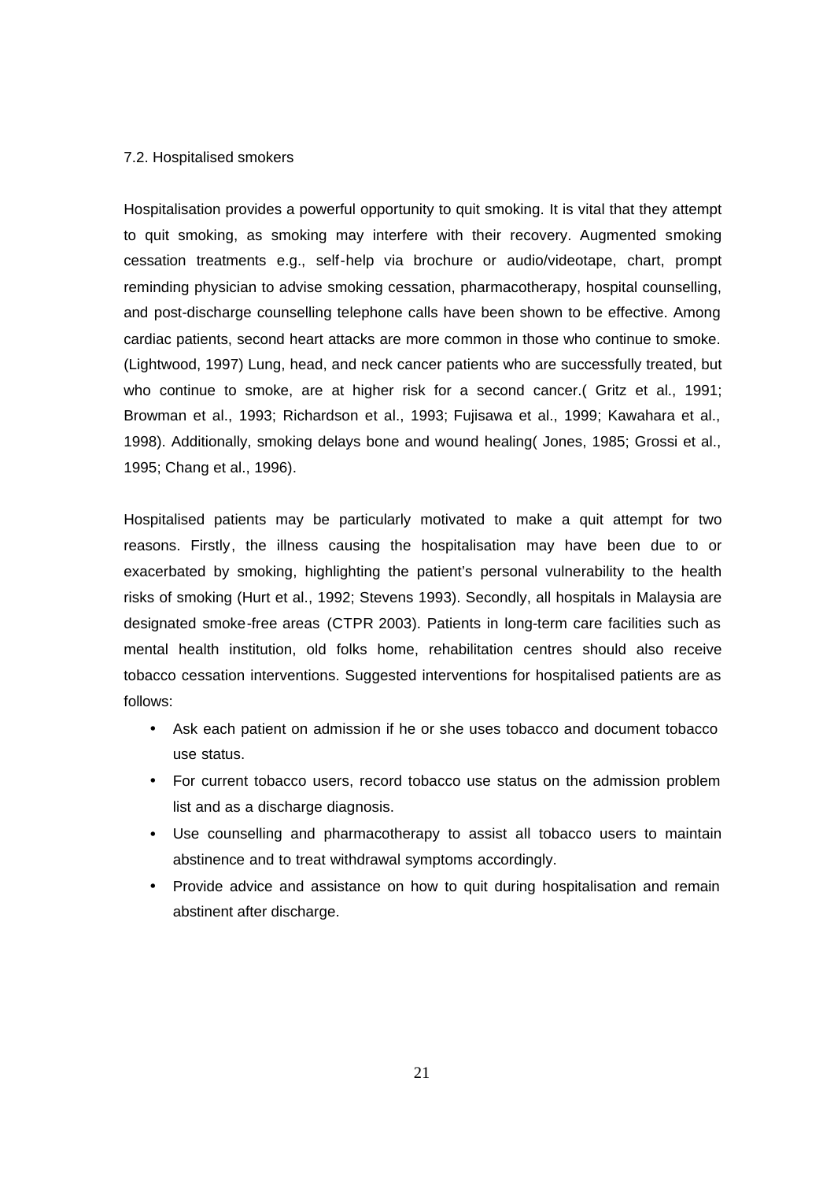## 7.2. Hospitalised smokers

Hospitalisation provides a powerful opportunity to quit smoking. It is vital that they attempt to quit smoking, as smoking may interfere with their recovery. Augmented smoking cessation treatments e.g., self-help via brochure or audio/videotape, chart, prompt reminding physician to advise smoking cessation, pharmacotherapy, hospital counselling, and post-discharge counselling telephone calls have been shown to be effective. Among cardiac patients, second heart attacks are more common in those who continue to smoke. (Lightwood, 1997) Lung, head, and neck cancer patients who are successfully treated, but who continue to smoke, are at higher risk for a second cancer.( Gritz et al., 1991; Browman et al., 1993; Richardson et al., 1993; Fujisawa et al., 1999; Kawahara et al., 1998). Additionally, smoking delays bone and wound healing( Jones, 1985; Grossi et al., 1995; Chang et al., 1996).

Hospitalised patients may be particularly motivated to make a quit attempt for two reasons. Firstly, the illness causing the hospitalisation may have been due to or exacerbated by smoking, highlighting the patient's personal vulnerability to the health risks of smoking (Hurt et al., 1992; Stevens 1993). Secondly, all hospitals in Malaysia are designated smoke-free areas (CTPR 2003). Patients in long-term care facilities such as mental health institution, old folks home, rehabilitation centres should also receive tobacco cessation interventions. Suggested interventions for hospitalised patients are as follows:

- Ask each patient on admission if he or she uses tobacco and document tobacco use status.
- For current tobacco users, record tobacco use status on the admission problem list and as a discharge diagnosis.
- Use counselling and pharmacotherapy to assist all tobacco users to maintain abstinence and to treat withdrawal symptoms accordingly.
- Provide advice and assistance on how to quit during hospitalisation and remain abstinent after discharge.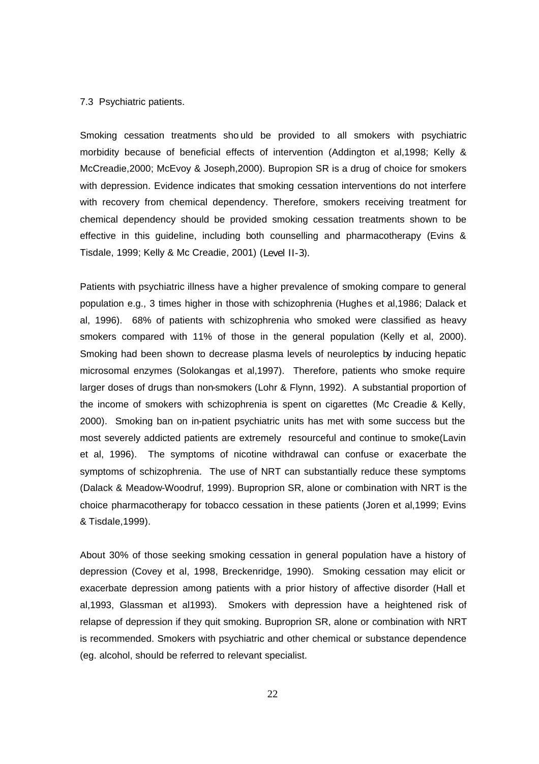7.3 Psychiatric patients.

Smoking cessation treatments should be provided to all smokers with psychiatric morbidity because of beneficial effects of intervention (Addington et al,1998; Kelly & McCreadie,2000; McEvoy & Joseph,2000). Bupropion SR is a drug of choice for smokers with depression. Evidence indicates that smoking cessation interventions do not interfere with recovery from chemical dependency. Therefore, smokers receiving treatment for chemical dependency should be provided smoking cessation treatments shown to be effective in this guideline, including both counselling and pharmacotherapy (Evins & Tisdale, 1999; Kelly & Mc Creadie, 2001) (Level II-3).

Patients with psychiatric illness have a higher prevalence of smoking compare to general population e.g., 3 times higher in those with schizophrenia (Hughes et al,1986; Dalack et al, 1996). 68% of patients with schizophrenia who smoked were classified as heavy smokers compared with 11% of those in the general population (Kelly et al, 2000). Smoking had been shown to decrease plasma levels of neuroleptics by inducing hepatic microsomal enzymes (Solokangas et al,1997). Therefore, patients who smoke require larger doses of drugs than non-smokers (Lohr & Flynn, 1992). A substantial proportion of the income of smokers with schizophrenia is spent on cigarettes (Mc Creadie & Kelly, 2000). Smoking ban on in-patient psychiatric units has met with some success but the most severely addicted patients are extremely resourceful and continue to smoke(Lavin et al, 1996). The symptoms of nicotine withdrawal can confuse or exacerbate the symptoms of schizophrenia. The use of NRT can substantially reduce these symptoms (Dalack & Meadow-Woodruf, 1999). Buproprion SR, alone or combination with NRT is the choice pharmacotherapy for tobacco cessation in these patients (Joren et al,1999; Evins & Tisdale,1999).

About 30% of those seeking smoking cessation in general population have a history of depression (Covey et al, 1998, Breckenridge, 1990). Smoking cessation may elicit or exacerbate depression among patients with a prior history of affective disorder (Hall et al,1993, Glassman et al1993). Smokers with depression have a heightened risk of relapse of depression if they quit smoking. Buproprion SR, alone or combination with NRT is recommended. Smokers with psychiatric and other chemical or substance dependence (eg. alcohol, should be referred to relevant specialist.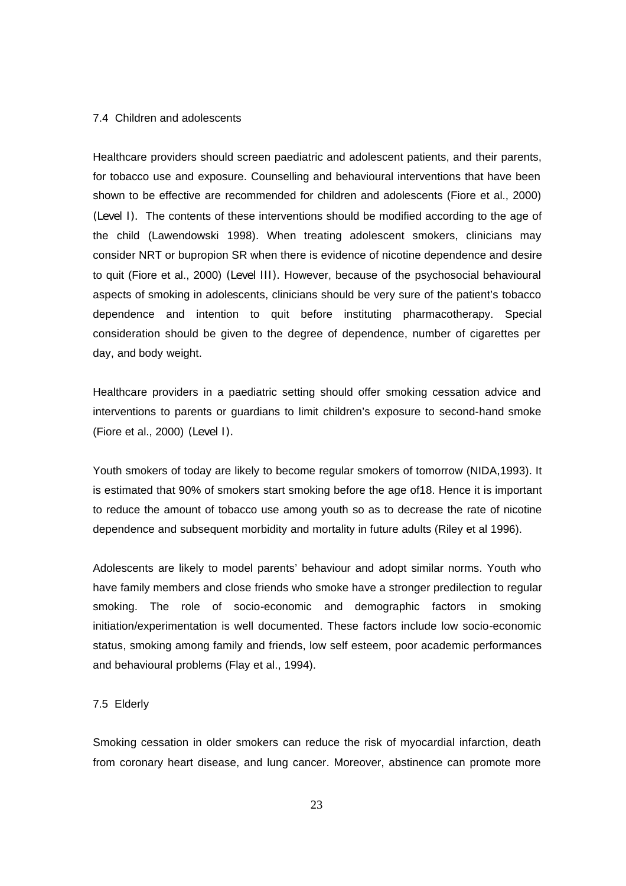## 7.4 Children and adolescents

Healthcare providers should screen paediatric and adolescent patients, and their parents, for tobacco use and exposure. Counselling and behavioural interventions that have been shown to be effective are recommended for children and adolescents (Fiore et al., 2000) (Level I). The contents of these interventions should be modified according to the age of the child (Lawendowski 1998). When treating adolescent smokers, clinicians may consider NRT or bupropion SR when there is evidence of nicotine dependence and desire to quit (Fiore et al., 2000) (Level III). However, because of the psychosocial behavioural aspects of smoking in adolescents, clinicians should be very sure of the patient's tobacco dependence and intention to quit before instituting pharmacotherapy. Special consideration should be given to the degree of dependence, number of cigarettes per day, and body weight.

Healthcare providers in a paediatric setting should offer smoking cessation advice and interventions to parents or guardians to limit children's exposure to second-hand smoke (Fiore et al., 2000) (Level I).

Youth smokers of today are likely to become regular smokers of tomorrow (NIDA,1993). It is estimated that 90% of smokers start smoking before the age of18. Hence it is important to reduce the amount of tobacco use among youth so as to decrease the rate of nicotine dependence and subsequent morbidity and mortality in future adults (Riley et al 1996).

Adolescents are likely to model parents' behaviour and adopt similar norms. Youth who have family members and close friends who smoke have a stronger predilection to regular smoking. The role of socio-economic and demographic factors in smoking initiation/experimentation is well documented. These factors include low socio-economic status, smoking among family and friends, low self esteem, poor academic performances and behavioural problems (Flay et al., 1994).

## 7.5 Elderly

Smoking cessation in older smokers can reduce the risk of myocardial infarction, death from coronary heart disease, and lung cancer. Moreover, abstinence can promote more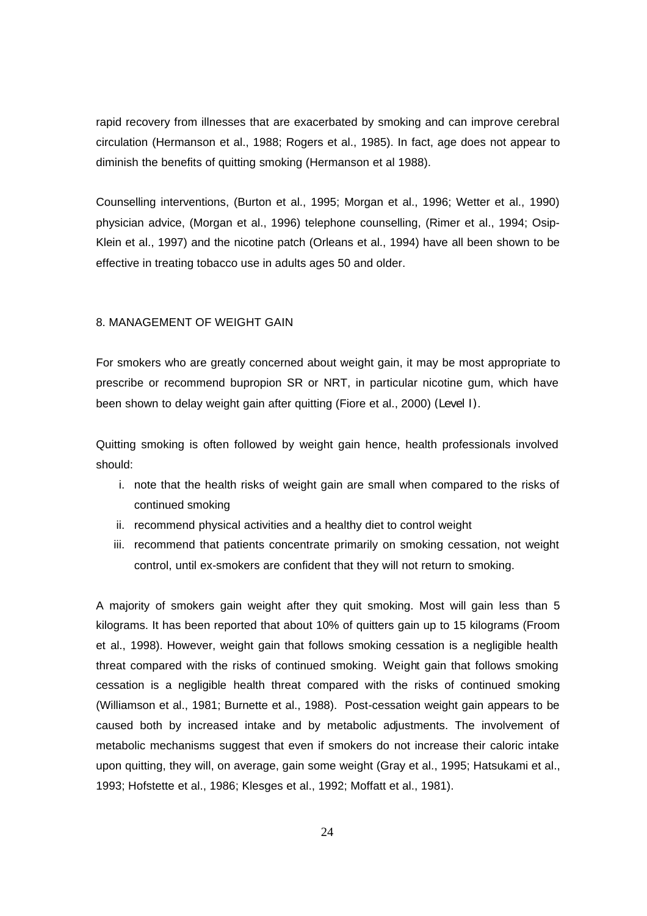rapid recovery from illnesses that are exacerbated by smoking and can improve cerebral circulation (Hermanson et al., 1988; Rogers et al., 1985). In fact, age does not appear to diminish the benefits of quitting smoking (Hermanson et al 1988).

Counselling interventions, (Burton et al., 1995; Morgan et al., 1996; Wetter et al., 1990) physician advice, (Morgan et al., 1996) telephone counselling, (Rimer et al., 1994; Osip-Klein et al., 1997) and the nicotine patch (Orleans et al., 1994) have all been shown to be effective in treating tobacco use in adults ages 50 and older.

## 8. MANAGEMENT OF WEIGHT GAIN

For smokers who are greatly concerned about weight gain, it may be most appropriate to prescribe or recommend bupropion SR or NRT, in particular nicotine gum, which have been shown to delay weight gain after quitting (Fiore et al., 2000) (Level I).

Quitting smoking is often followed by weight gain hence, health professionals involved should:

i. note that the health risks of weight gain are small when compared to the risks of continued smoking
ii. recommend physical activities and a healthy diet to control weight
iii. recommend that patients concentrate primarily on smoking cessation, not weight control, until ex-smokers are confident that they will not return to smoking.

A majority of smokers gain weight after they quit smoking. Most will gain less than 5 kilograms. It has been reported that about 10% of quitters gain up to 15 kilograms (Froom et al., 1998). However, weight gain that follows smoking cessation is a negligible health threat compared with the risks of continued smoking. Weight gain that follows smoking cessation is a negligible health threat compared with the risks of continued smoking (Williamson et al., 1981; Burnette et al., 1988). Post-cessation weight gain appears to be caused both by increased intake and by metabolic adjustments. The involvement of metabolic mechanisms suggest that even if smokers do not increase their caloric intake upon quitting, they will, on average, gain some weight (Gray et al., 1995; Hatsukami et al., 1993; Hofstette et al., 1986; Klesges et al., 1992; Moffatt et al., 1981).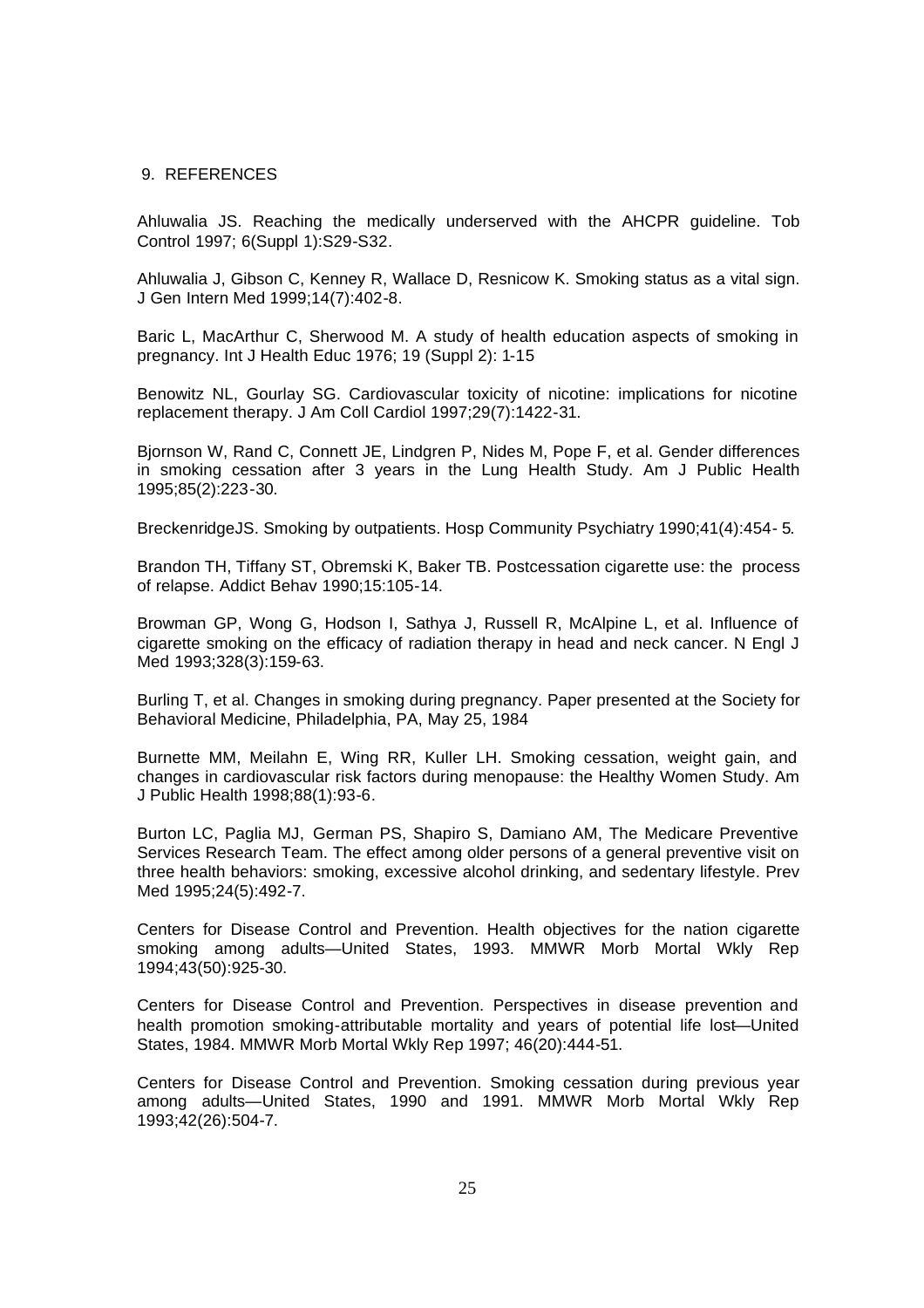## 9. REFERENCES

Ahluwalia JS. Reaching the medically underserved with the AHCPR guideline. Tob Control 1997; 6(Suppl 1):S29-S32.

Ahluwalia J, Gibson C, Kenney R, Wallace D, Resnicow K. Smoking status as a vital sign. J Gen Intern Med 1999;14(7):402-8.

Baric L, MacArthur C, Sherwood M. A study of health education aspects of smoking in pregnancy. Int J Health Educ 1976; 19 (Suppl 2): 1-15

Benowitz NL, Gourlay SG. Cardiovascular toxicity of nicotine: implications for nicotine replacement therapy. J Am Coll Cardiol 1997;29(7):1422-31.

Bjornson W, Rand C, Connett JE, Lindgren P, Nides M, Pope F, et al. Gender differences in smoking cessation after 3 years in the Lung Health Study. Am J Public Health 1995;85(2):223-30.

BreckenridgeJS. Smoking by outpatients. Hosp Community Psychiatry 1990;41(4):454- 5.

Brandon TH, Tiffany ST, Obremski K, Baker TB. Postcessation cigarette use: the process of relapse. Addict Behav 1990;15:105-14.

Browman GP, Wong G, Hodson I, Sathya J, Russell R, McAlpine L, et al. Influence of cigarette smoking on the efficacy of radiation therapy in head and neck cancer. N Engl J Med 1993;328(3):159-63.

Burling T, et al. Changes in smoking during pregnancy. Paper presented at the Society for Behavioral Medicine, Philadelphia, PA, May 25, 1984

Burnette MM, Meilahn E, Wing RR, Kuller LH. Smoking cessation, weight gain, and changes in cardiovascular risk factors during menopause: the Healthy Women Study. Am J Public Health 1998;88(1):93-6.

Burton LC, Paglia MJ, German PS, Shapiro S, Damiano AM, The Medicare Preventive Services Research Team. The effect among older persons of a general preventive visit on three health behaviors: smoking, excessive alcohol drinking, and sedentary lifestyle. Prev Med 1995;24(5):492-7.

Centers for Disease Control and Prevention. Health objectives for the nation cigarette smoking among adults—United States, 1993. MMWR Morb Mortal Wkly Rep 1994;43(50):925-30.

Centers for Disease Control and Prevention. Perspectives in disease prevention and health promotion smoking-attributable mortality and years of potential life lost—United States, 1984. MMWR Morb Mortal Wkly Rep 1997; 46(20):444-51.

Centers for Disease Control and Prevention. Smoking cessation during previous year among adults—United States, 1990 and 1991. MMWR Morb Mortal Wkly Rep 1993;42(26):504-7.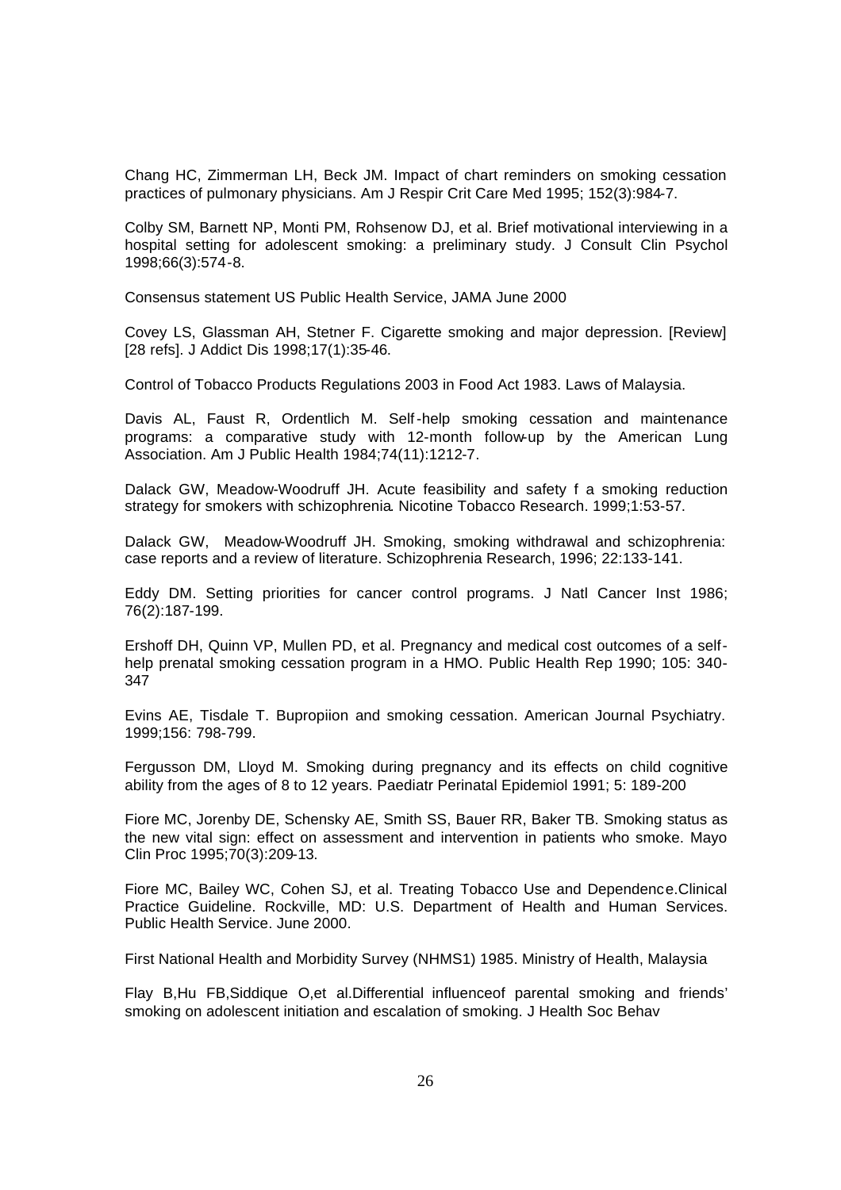Chang HC, Zimmerman LH, Beck JM. Impact of chart reminders on smoking cessation practices of pulmonary physicians. Am J Respir Crit Care Med 1995; 152(3):984-7.

Colby SM, Barnett NP, Monti PM, Rohsenow DJ, et al. Brief motivational interviewing in a hospital setting for adolescent smoking: a preliminary study. J Consult Clin Psychol 1998;66(3):574-8.

Consensus statement US Public Health Service, JAMA June 2000

Covey LS, Glassman AH, Stetner F. Cigarette smoking and major depression. [Review] [28 refs]. J Addict Dis 1998;17(1):35-46.

Control of Tobacco Products Regulations 2003 in Food Act 1983. Laws of Malaysia.

Davis AL, Faust R, Ordentlich M. Self-help smoking cessation and maintenance programs: a comparative study with 12-month follow-up by the American Lung Association. Am J Public Health 1984;74(11):1212-7.

Dalack GW, Meadow-Woodruff JH. Acute feasibility and safety f a smoking reduction strategy for smokers with schizophrenia. Nicotine Tobacco Research. 1999;1:53-57.

Dalack GW, Meadow-Woodruff JH. Smoking, smoking withdrawal and schizophrenia: case reports and a review of literature. Schizophrenia Research, 1996; 22:133-141.

Eddy DM. Setting priorities for cancer control programs. J Natl Cancer Inst 1986; 76(2):187-199.

Ershoff DH, Quinn VP, Mullen PD, et al. Pregnancy and medical cost outcomes of a self-help prenatal smoking cessation program in a HMO. Public Health Rep 1990; 105: 340-347

Evins AE, Tisdale T. Bupropiion and smoking cessation. American Journal Psychiatry. 1999;156: 798-799.

Fergusson DM, Lloyd M. Smoking during pregnancy and its effects on child cognitive ability from the ages of 8 to 12 years. Paediatr Perinatal Epidemiol 1991; 5: 189-200

Fiore MC, Jorenby DE, Schensky AE, Smith SS, Bauer RR, Baker TB. Smoking status as the new vital sign: effect on assessment and intervention in patients who smoke. Mayo Clin Proc 1995;70(3):209-13.

Fiore MC, Bailey WC, Cohen SJ, et al. Treating Tobacco Use and Dependence.Clinical Practice Guideline. Rockville, MD: U.S. Department of Health and Human Services. Public Health Service. June 2000.

First National Health and Morbidity Survey (NHMS1) 1985. Ministry of Health, Malaysia

Flay B,Hu FB,Siddique O,et al.Differential influenceof parental smoking and friends' smoking on adolescent initiation and escalation of smoking. J Health Soc Behav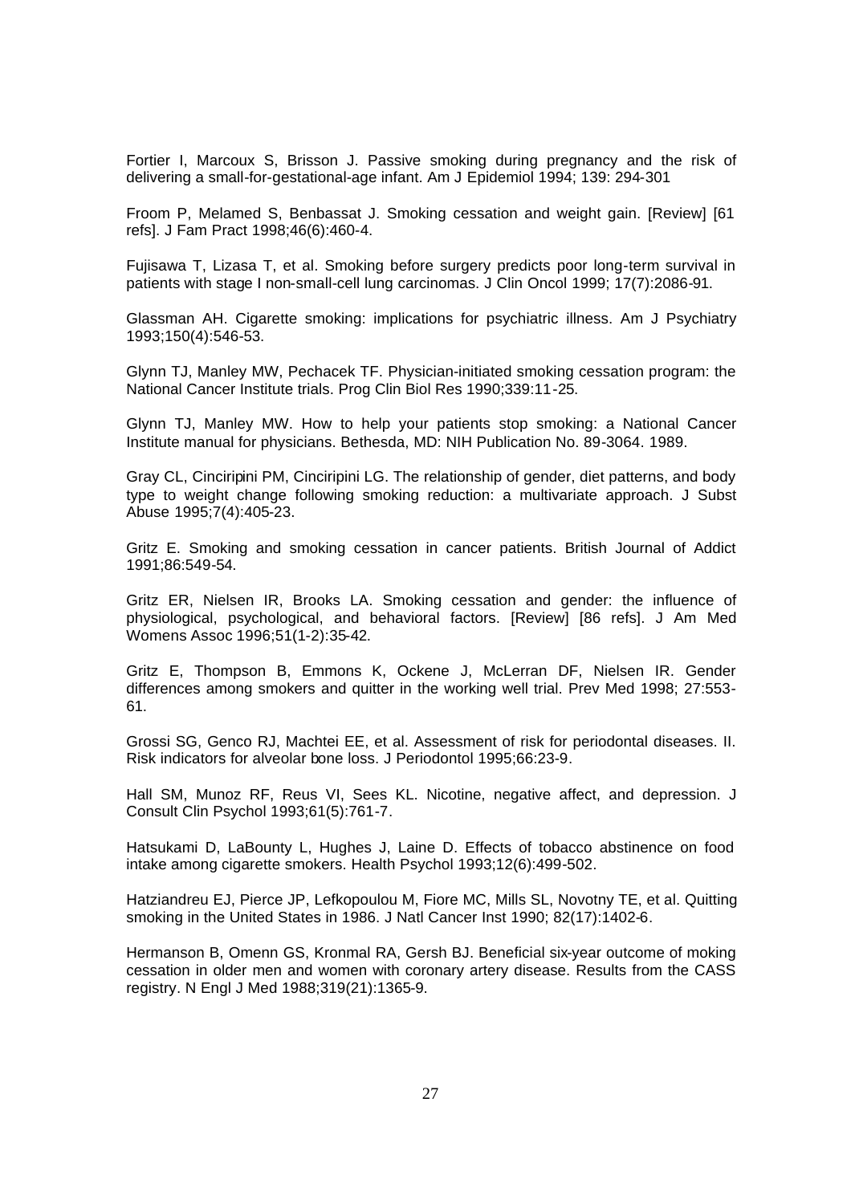Fortier I, Marcoux S, Brisson J. Passive smoking during pregnancy and the risk of delivering a small-for-gestational-age infant. Am J Epidemiol 1994; 139: 294-301

Froom P, Melamed S, Benbassat J. Smoking cessation and weight gain. [Review] [61 refs]. J Fam Pract 1998;46(6):460-4.

Fujisawa T, Lizasa T, et al. Smoking before surgery predicts poor long-term survival in patients with stage I non-small-cell lung carcinomas. J Clin Oncol 1999; 17(7):2086-91.

Glassman AH. Cigarette smoking: implications for psychiatric illness. Am J Psychiatry 1993;150(4):546-53.

Glynn TJ, Manley MW, Pechacek TF. Physician-initiated smoking cessation program: the National Cancer Institute trials. Prog Clin Biol Res 1990;339:11-25.

Glynn TJ, Manley MW. How to help your patients stop smoking: a National Cancer Institute manual for physicians. Bethesda, MD: NIH Publication No. 89-3064. 1989.

Gray CL, Cinciripini PM, Cinciripini LG. The relationship of gender, diet patterns, and body type to weight change following smoking reduction: a multivariate approach. J Subst Abuse 1995;7(4):405-23.

Gritz E. Smoking and smoking cessation in cancer patients. British Journal of Addict 1991;86:549-54.

Gritz ER, Nielsen IR, Brooks LA. Smoking cessation and gender: the influence of physiological, psychological, and behavioral factors. [Review] [86 refs]. J Am Med Womens Assoc 1996;51(1-2):35-42.

Gritz E, Thompson B, Emmons K, Ockene J, McLerran DF, Nielsen IR. Gender differences among smokers and quitter in the working well trial. Prev Med 1998; 27:553-61.

Grossi SG, Genco RJ, Machtei EE, et al. Assessment of risk for periodontal diseases. II. Risk indicators for alveolar bone loss. J Periodontol 1995;66:23-9.

Hall SM, Munoz RF, Reus VI, Sees KL. Nicotine, negative affect, and depression. J Consult Clin Psychol 1993;61(5):761-7.

Hatsukami D, LaBounty L, Hughes J, Laine D. Effects of tobacco abstinence on food intake among cigarette smokers. Health Psychol 1993;12(6):499-502.

Hatziandreu EJ, Pierce JP, Lefkopoulou M, Fiore MC, Mills SL, Novotny TE, et al. Quitting smoking in the United States in 1986. J Natl Cancer Inst 1990; 82(17):1402-6.

Hermanson B, Omenn GS, Kronmal RA, Gersh BJ. Beneficial six-year outcome of moking cessation in older men and women with coronary artery disease. Results from the CASS registry. N Engl J Med 1988;319(21):1365-9.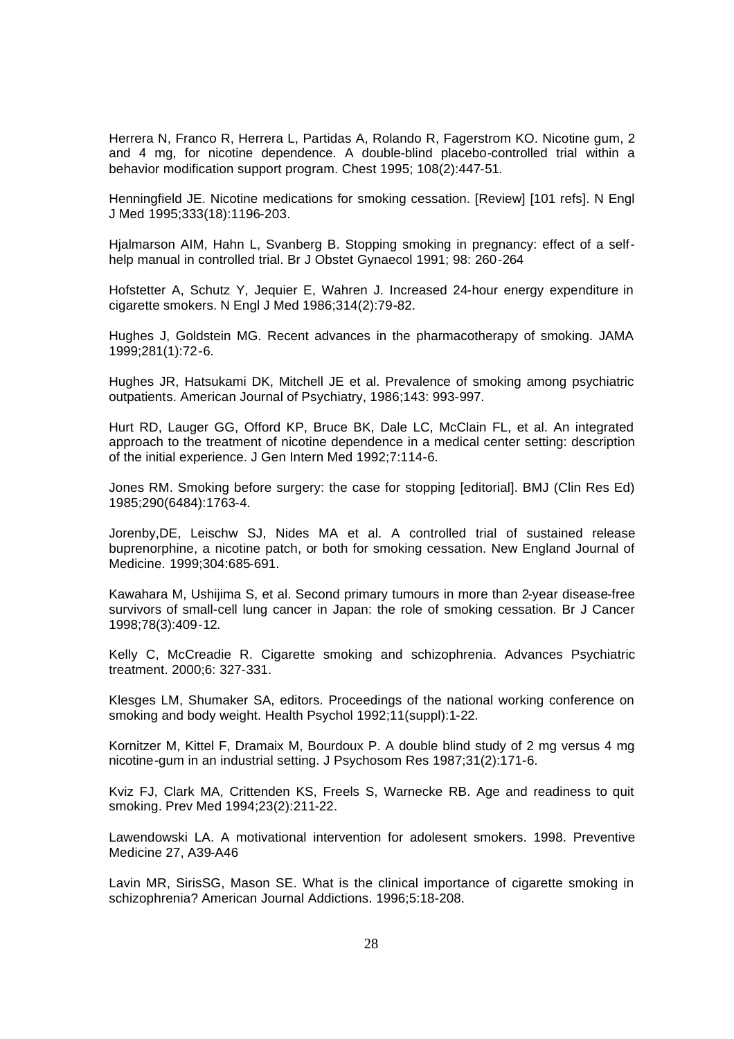Herrera N, Franco R, Herrera L, Partidas A, Rolando R, Fagerstrom KO. Nicotine gum, 2 and 4 mg, for nicotine dependence. A double-blind placebo-controlled trial within a behavior modification support program. Chest 1995; 108(2):447-51.

Henningfield JE. Nicotine medications for smoking cessation. [Review] [101 refs]. N Engl J Med 1995;333(18):1196-203.

Hjalmarson AIM, Hahn L, Svanberg B. Stopping smoking in pregnancy: effect of a self-help manual in controlled trial. Br J Obstet Gynaecol 1991; 98: 260-264

Hofstetter A, Schutz Y, Jequier E, Wahren J. Increased 24-hour energy expenditure in cigarette smokers. N Engl J Med 1986;314(2):79-82.

Hughes J, Goldstein MG. Recent advances in the pharmacotherapy of smoking. JAMA 1999;281(1):72-6.

Hughes JR, Hatsukami DK, Mitchell JE et al. Prevalence of smoking among psychiatric outpatients. American Journal of Psychiatry, 1986;143: 993-997.

Hurt RD, Lauger GG, Offord KP, Bruce BK, Dale LC, McClain FL, et al. An integrated approach to the treatment of nicotine dependence in a medical center setting: description of the initial experience. J Gen Intern Med 1992;7:114-6.

Jones RM. Smoking before surgery: the case for stopping [editorial]. BMJ (Clin Res Ed) 1985;290(6484):1763-4.

Jorenby,DE, Leischw SJ, Nides MA et al. A controlled trial of sustained release buprenorphine, a nicotine patch, or both for smoking cessation. New England Journal of Medicine. 1999;304:685-691.

Kawahara M, Ushijima S, et al. Second primary tumours in more than 2-year disease-free survivors of small-cell lung cancer in Japan: the role of smoking cessation. Br J Cancer 1998;78(3):409-12.

Kelly C, McCreadie R. Cigarette smoking and schizophrenia. Advances Psychiatric treatment. 2000;6: 327-331.

Klesges LM, Shumaker SA, editors. Proceedings of the national working conference on smoking and body weight. Health Psychol 1992;11(suppl):1-22.

Kornitzer M, Kittel F, Dramaix M, Bourdoux P. A double blind study of 2 mg versus 4 mg nicotine-gum in an industrial setting. J Psychosom Res 1987;31(2):171-6.

Kviz FJ, Clark MA, Crittenden KS, Freels S, Warnecke RB. Age and readiness to quit smoking. Prev Med 1994;23(2):211-22.

Lawendowski LA. A motivational intervention for adolesent smokers. 1998. Preventive Medicine 27, A39-A46

Lavin MR, SirisSG, Mason SE. What is the clinical importance of cigarette smoking in schizophrenia? American Journal Addictions. 1996;5:18-208.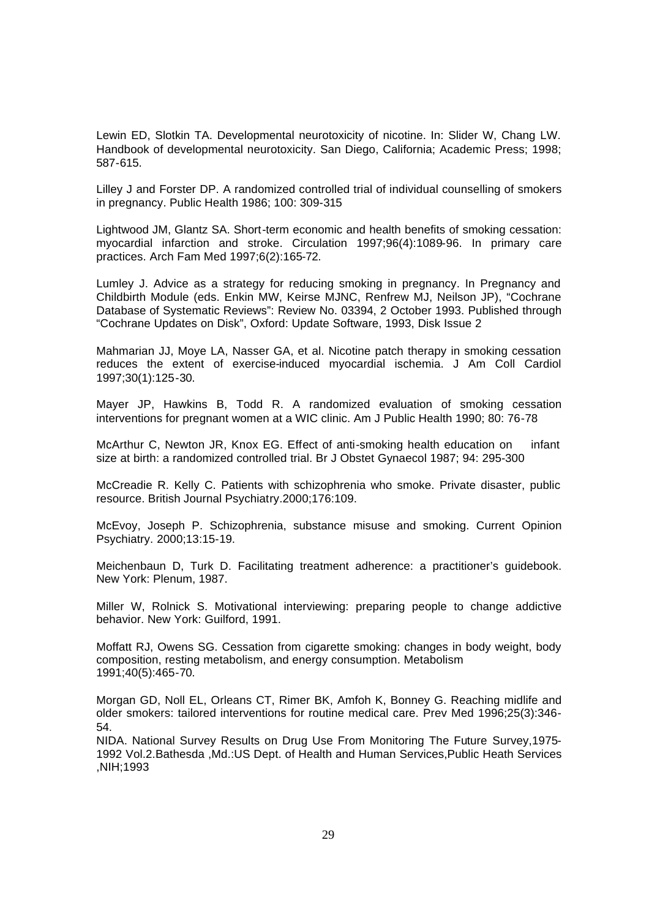Lewin ED, Slotkin TA. Developmental neurotoxicity of nicotine. In: Slider W, Chang LW. Handbook of developmental neurotoxicity. San Diego, California; Academic Press; 1998; 587-615.

Lilley J and Forster DP. A randomized controlled trial of individual counselling of smokers in pregnancy. Public Health 1986; 100: 309-315

Lightwood JM, Glantz SA. Short-term economic and health benefits of smoking cessation: myocardial infarction and stroke. Circulation 1997;96(4):1089-96. In primary care practices. Arch Fam Med 1997;6(2):165-72.

Lumley J. Advice as a strategy for reducing smoking in pregnancy. In Pregnancy and Childbirth Module (eds. Enkin MW, Keirse MJNC, Renfrew MJ, Neilson JP), "Cochrane Database of Systematic Reviews": Review No. 03394, 2 October 1993. Published through "Cochrane Updates on Disk", Oxford: Update Software, 1993, Disk Issue 2

Mahmarian JJ, Moye LA, Nasser GA, et al. Nicotine patch therapy in smoking cessation reduces the extent of exercise-induced myocardial ischemia. J Am Coll Cardiol 1997;30(1):125-30.

Mayer JP, Hawkins B, Todd R. A randomized evaluation of smoking cessation interventions for pregnant women at a WIC clinic. Am J Public Health 1990; 80: 76-78

McArthur C, Newton JR, Knox EG. Effect of anti-smoking health education on infant size at birth: a randomized controlled trial. Br J Obstet Gynaecol 1987; 94: 295-300

McCreadie R. Kelly C. Patients with schizophrenia who smoke. Private disaster, public resource. British Journal Psychiatry.2000;176:109.

McEvoy, Joseph P. Schizophrenia, substance misuse and smoking. Current Opinion Psychiatry. 2000;13:15-19.

Meichenbaun D, Turk D. Facilitating treatment adherence: a practitioner's guidebook. New York: Plenum, 1987.

Miller W, Rolnick S. Motivational interviewing: preparing people to change addictive behavior. New York: Guilford, 1991.

Moffatt RJ, Owens SG. Cessation from cigarette smoking: changes in body weight, body composition, resting metabolism, and energy consumption. Metabolism 1991;40(5):465-70.

Morgan GD, Noll EL, Orleans CT, Rimer BK, Amfoh K, Bonney G. Reaching midlife and older smokers: tailored interventions for routine medical care. Prev Med 1996;25(3):346-54.

NIDA. National Survey Results on Drug Use From Monitoring The Future Survey,1975-1992 Vol.2.Bathesda ,Md.:US Dept. of Health and Human Services,Public Heath Services ,NIH;1993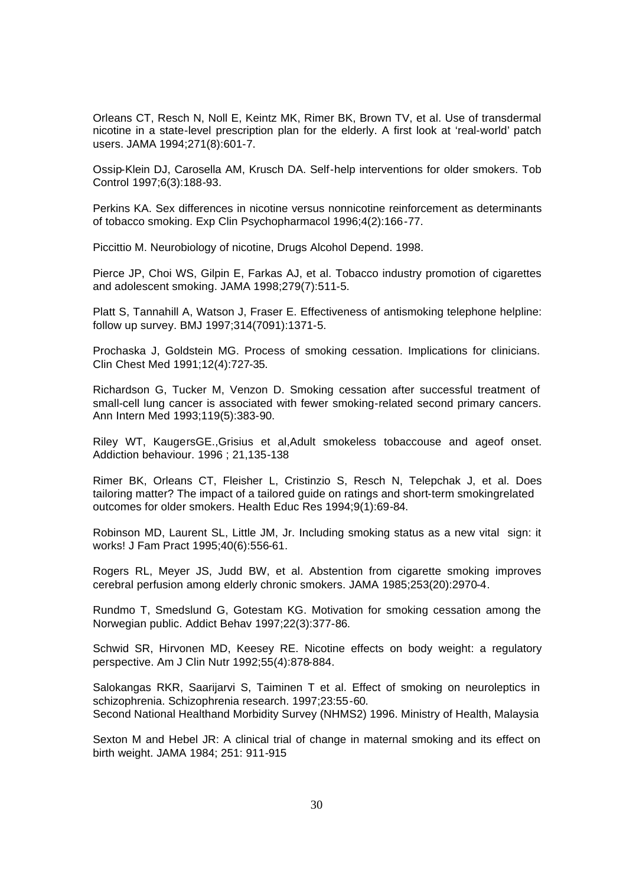Orleans CT, Resch N, Noll E, Keintz MK, Rimer BK, Brown TV, et al. Use of transdermal nicotine in a state-level prescription plan for the elderly. A first look at 'real-world' patch users. JAMA 1994;271(8):601-7.

Ossip-Klein DJ, Carosella AM, Krusch DA. Self-help interventions for older smokers. Tob Control 1997;6(3):188-93.

Perkins KA. Sex differences in nicotine versus nonnicotine reinforcement as determinants of tobacco smoking. Exp Clin Psychopharmacol 1996;4(2):166-77.

Piccittio M. Neurobiology of nicotine, Drugs Alcohol Depend. 1998.

Pierce JP, Choi WS, Gilpin E, Farkas AJ, et al. Tobacco industry promotion of cigarettes and adolescent smoking. JAMA 1998;279(7):511-5.

Platt S, Tannahill A, Watson J, Fraser E. Effectiveness of antismoking telephone helpline: follow up survey. BMJ 1997;314(7091):1371-5.

Prochaska J, Goldstein MG. Process of smoking cessation. Implications for clinicians. Clin Chest Med 1991;12(4):727-35.

Richardson G, Tucker M, Venzon D. Smoking cessation after successful treatment of small-cell lung cancer is associated with fewer smoking-related second primary cancers. Ann Intern Med 1993;119(5):383-90.

Riley WT, KaugersGE.,Grisius et al,Adult smokeless tobaccouse and ageof onset. Addiction behaviour. 1996 ; 21,135-138

Rimer BK, Orleans CT, Fleisher L, Cristinzio S, Resch N, Telepchak J, et al. Does tailoring matter? The impact of a tailored guide on ratings and short-term smokingrelated outcomes for older smokers. Health Educ Res 1994;9(1):69-84.

Robinson MD, Laurent SL, Little JM, Jr. Including smoking status as a new vital sign: it works! J Fam Pract 1995;40(6):556-61.

Rogers RL, Meyer JS, Judd BW, et al. Abstention from cigarette smoking improves cerebral perfusion among elderly chronic smokers. JAMA 1985;253(20):2970-4.

Rundmo T, Smedslund G, Gotestam KG. Motivation for smoking cessation among the Norwegian public. Addict Behav 1997;22(3):377-86.

Schwid SR, Hirvonen MD, Keesey RE. Nicotine effects on body weight: a regulatory perspective. Am J Clin Nutr 1992;55(4):878-884.

Salokangas RKR, Saarijarvi S, Taiminen T et al. Effect of smoking on neuroleptics in schizophrenia. Schizophrenia research. 1997;23:55-60.
Second National Healthand Morbidity Survey (NHMS2) 1996. Ministry of Health, Malaysia

Sexton M and Hebel JR: A clinical trial of change in maternal smoking and its effect on birth weight. JAMA 1984; 251: 911-915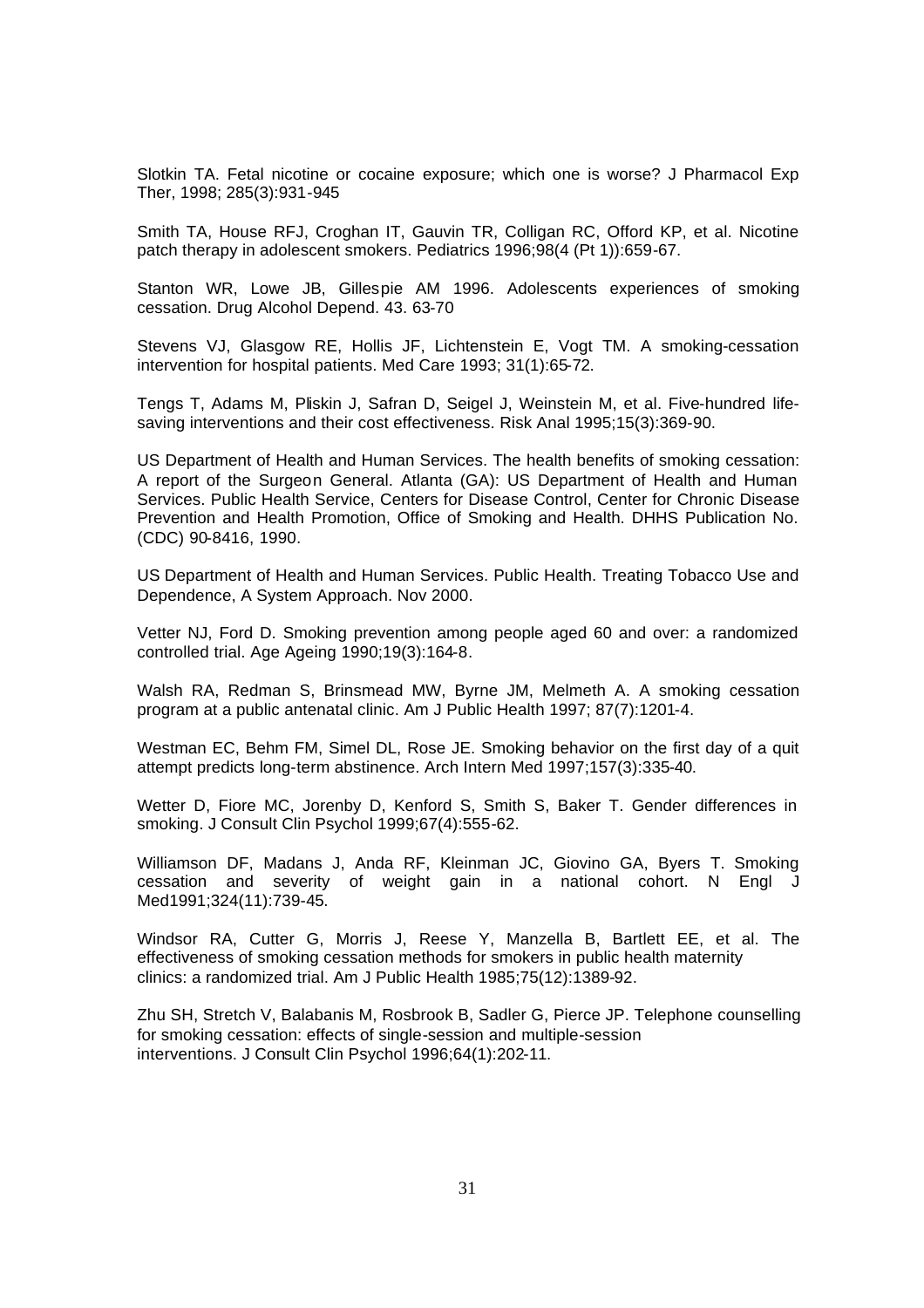Slotkin TA. Fetal nicotine or cocaine exposure; which one is worse? J Pharmacol Exp Ther, 1998; 285(3):931-945

Smith TA, House RFJ, Croghan IT, Gauvin TR, Colligan RC, Offord KP, et al. Nicotine patch therapy in adolescent smokers. Pediatrics 1996;98(4 (Pt 1)):659-67.

Stanton WR, Lowe JB, Gillespie AM 1996. Adolescents experiences of smoking cessation. Drug Alcohol Depend. 43. 63-70

Stevens VJ, Glasgow RE, Hollis JF, Lichtenstein E, Vogt TM. A smoking-cessation intervention for hospital patients. Med Care 1993; 31(1):65-72.

Tengs T, Adams M, Pliskin J, Safran D, Seigel J, Weinstein M, et al. Five-hundred life-saving interventions and their cost effectiveness. Risk Anal 1995;15(3):369-90.

US Department of Health and Human Services. The health benefits of smoking cessation: A report of the Surgeon General. Atlanta (GA): US Department of Health and Human Services. Public Health Service, Centers for Disease Control, Center for Chronic Disease Prevention and Health Promotion, Office of Smoking and Health. DHHS Publication No. (CDC) 90-8416, 1990.

US Department of Health and Human Services. Public Health. Treating Tobacco Use and Dependence, A System Approach. Nov 2000.

Vetter NJ, Ford D. Smoking prevention among people aged 60 and over: a randomized controlled trial. Age Ageing 1990;19(3):164-8.

Walsh RA, Redman S, Brinsmead MW, Byrne JM, Melmeth A. A smoking cessation program at a public antenatal clinic. Am J Public Health 1997; 87(7):1201-4.

Westman EC, Behm FM, Simel DL, Rose JE. Smoking behavior on the first day of a quit attempt predicts long-term abstinence. Arch Intern Med 1997;157(3):335-40.

Wetter D, Fiore MC, Jorenby D, Kenford S, Smith S, Baker T. Gender differences in smoking. J Consult Clin Psychol 1999;67(4):555-62.

Williamson DF, Madans J, Anda RF, Kleinman JC, Giovino GA, Byers T. Smoking cessation and severity of weight gain in a national cohort. N Engl J Med1991;324(11):739-45.

Windsor RA, Cutter G, Morris J, Reese Y, Manzella B, Bartlett EE, et al. The effectiveness of smoking cessation methods for smokers in public health maternity clinics: a randomized trial. Am J Public Health 1985;75(12):1389-92.

Zhu SH, Stretch V, Balabanis M, Rosbrook B, Sadler G, Pierce JP. Telephone counselling for smoking cessation: effects of single-session and multiple-session interventions. J Consult Clin Psychol 1996;64(1):202-11.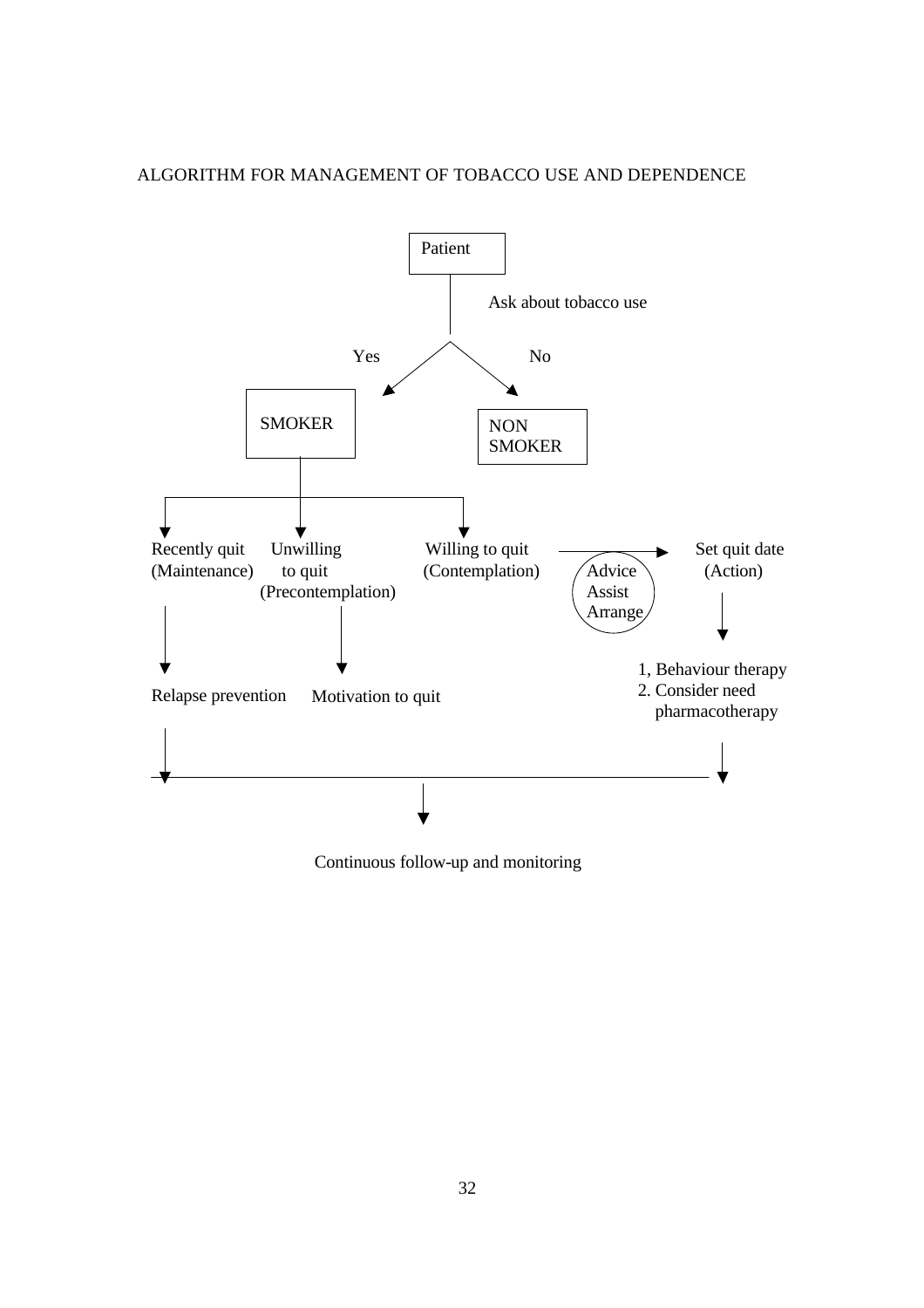ALGORITHM FOR MANAGEMENT OF TOBACCO USE AND DEPENDENCE

Patient

Ask about tobacco use

Yes → SMOKER

No → NON SMOKER

SMOKER:

- Recently quit (Maintenance) → Relapse prevention → Continuous follow-up and monitoring
- Unwilling to quit (Precontemplation) → Motivation to quit
- Willing to quit (Contemplation) → Advice, Assist, Arrange → Set quit date (Action) → 1, Behaviour therapy 2. Consider need pharmacotherapy → Continuous follow-up and monitoring

Continuous follow-up and monitoring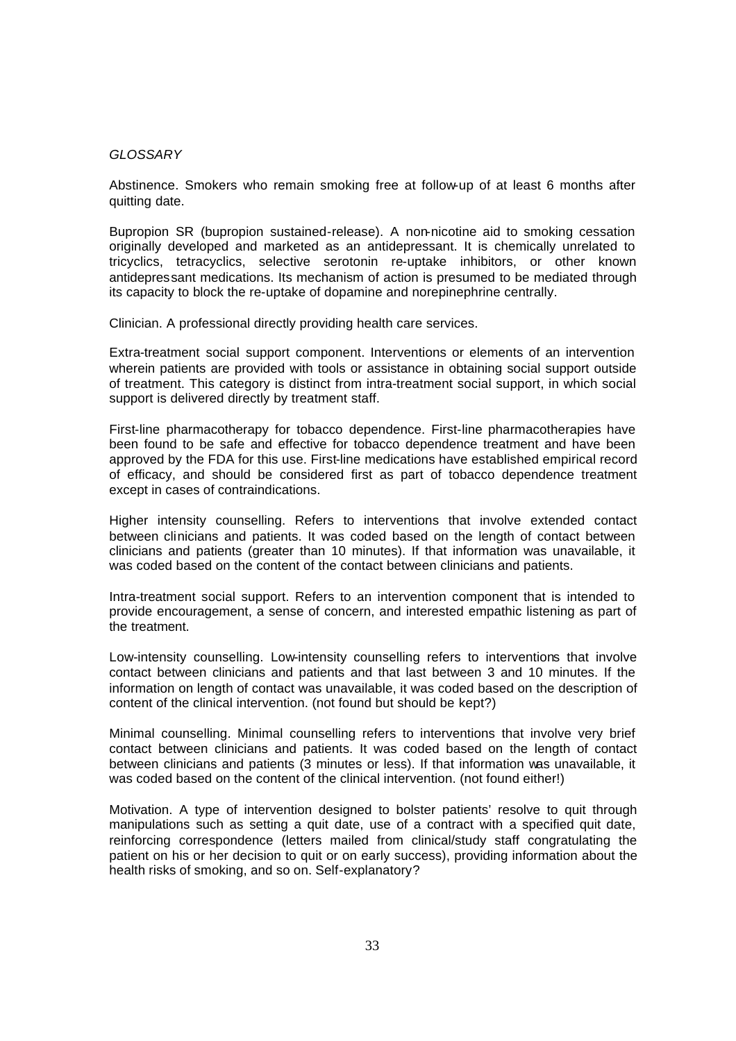*GLOSSARY*

Abstinence. Smokers who remain smoking free at follow-up of at least 6 months after quitting date.

Bupropion SR (bupropion sustained-release). A non-nicotine aid to smoking cessation originally developed and marketed as an antidepressant. It is chemically unrelated to tricyclics, tetracyclics, selective serotonin re-uptake inhibitors, or other known antidepressant medications. Its mechanism of action is presumed to be mediated through its capacity to block the re-uptake of dopamine and norepinephrine centrally.

Clinician. A professional directly providing health care services.

Extra-treatment social support component. Interventions or elements of an intervention wherein patients are provided with tools or assistance in obtaining social support outside of treatment. This category is distinct from intra-treatment social support, in which social support is delivered directly by treatment staff.

First-line pharmacotherapy for tobacco dependence. First-line pharmacotherapies have been found to be safe and effective for tobacco dependence treatment and have been approved by the FDA for this use. First-line medications have established empirical record of efficacy, and should be considered first as part of tobacco dependence treatment except in cases of contraindications.

Higher intensity counselling. Refers to interventions that involve extended contact between clinicians and patients. It was coded based on the length of contact between clinicians and patients (greater than 10 minutes). If that information was unavailable, it was coded based on the content of the contact between clinicians and patients.

Intra-treatment social support. Refers to an intervention component that is intended to provide encouragement, a sense of concern, and interested empathic listening as part of the treatment.

Low-intensity counselling. Low-intensity counselling refers to interventions that involve contact between clinicians and patients and that last between 3 and 10 minutes. If the information on length of contact was unavailable, it was coded based on the description of content of the clinical intervention. (not found but should be kept?)

Minimal counselling. Minimal counselling refers to interventions that involve very brief contact between clinicians and patients. It was coded based on the length of contact between clinicians and patients (3 minutes or less). If that information was unavailable, it was coded based on the content of the clinical intervention. (not found either!)

Motivation. A type of intervention designed to bolster patients' resolve to quit through manipulations such as setting a quit date, use of a contract with a specified quit date, reinforcing correspondence (letters mailed from clinical/study staff congratulating the patient on his or her decision to quit or on early success), providing information about the health risks of smoking, and so on. Self-explanatory?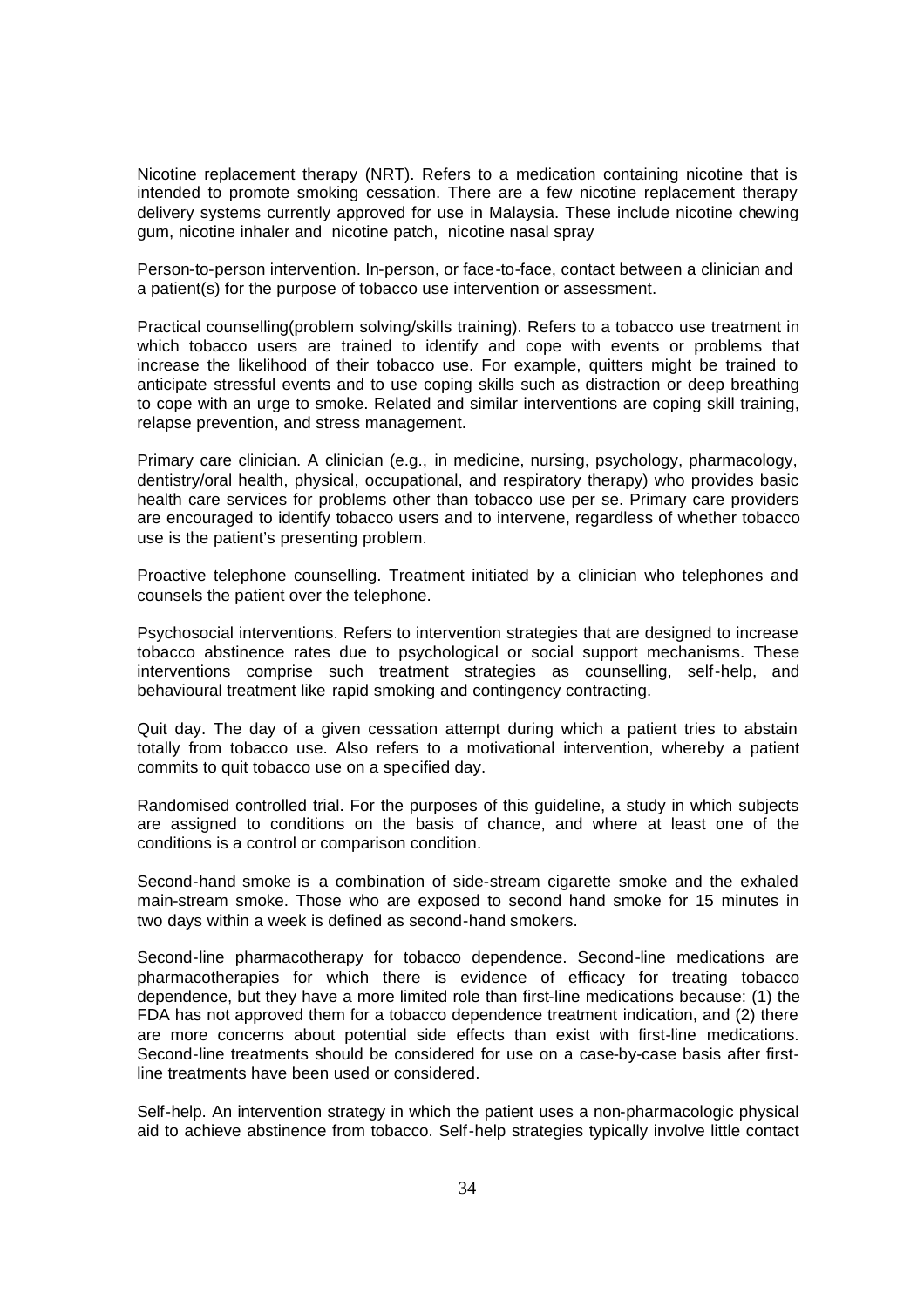Nicotine replacement therapy (NRT). Refers to a medication containing nicotine that is intended to promote smoking cessation. There are a few nicotine replacement therapy delivery systems currently approved for use in Malaysia. These include nicotine chewing gum, nicotine inhaler and nicotine patch, nicotine nasal spray

Person-to-person intervention. In-person, or face-to-face, contact between a clinician and a patient(s) for the purpose of tobacco use intervention or assessment.

Practical counselling(problem solving/skills training). Refers to a tobacco use treatment in which tobacco users are trained to identify and cope with events or problems that increase the likelihood of their tobacco use. For example, quitters might be trained to anticipate stressful events and to use coping skills such as distraction or deep breathing to cope with an urge to smoke. Related and similar interventions are coping skill training, relapse prevention, and stress management.

Primary care clinician. A clinician (e.g., in medicine, nursing, psychology, pharmacology, dentistry/oral health, physical, occupational, and respiratory therapy) who provides basic health care services for problems other than tobacco use per se. Primary care providers are encouraged to identify tobacco users and to intervene, regardless of whether tobacco use is the patient's presenting problem.

Proactive telephone counselling. Treatment initiated by a clinician who telephones and counsels the patient over the telephone.

Psychosocial interventions. Refers to intervention strategies that are designed to increase tobacco abstinence rates due to psychological or social support mechanisms. These interventions comprise such treatment strategies as counselling, self-help, and behavioural treatment like rapid smoking and contingency contracting.

Quit day. The day of a given cessation attempt during which a patient tries to abstain totally from tobacco use. Also refers to a motivational intervention, whereby a patient commits to quit tobacco use on a specified day.

Randomised controlled trial. For the purposes of this guideline, a study in which subjects are assigned to conditions on the basis of chance, and where at least one of the conditions is a control or comparison condition.

Second-hand smoke is a combination of side-stream cigarette smoke and the exhaled main-stream smoke. Those who are exposed to second hand smoke for 15 minutes in two days within a week is defined as second-hand smokers.

Second-line pharmacotherapy for tobacco dependence. Second-line medications are pharmacotherapies for which there is evidence of efficacy for treating tobacco dependence, but they have a more limited role than first-line medications because: (1) the FDA has not approved them for a tobacco dependence treatment indication, and (2) there are more concerns about potential side effects than exist with first-line medications. Second-line treatments should be considered for use on a case-by-case basis after first-line treatments have been used or considered.

Self-help. An intervention strategy in which the patient uses a non-pharmacologic physical aid to achieve abstinence from tobacco. Self-help strategies typically involve little contact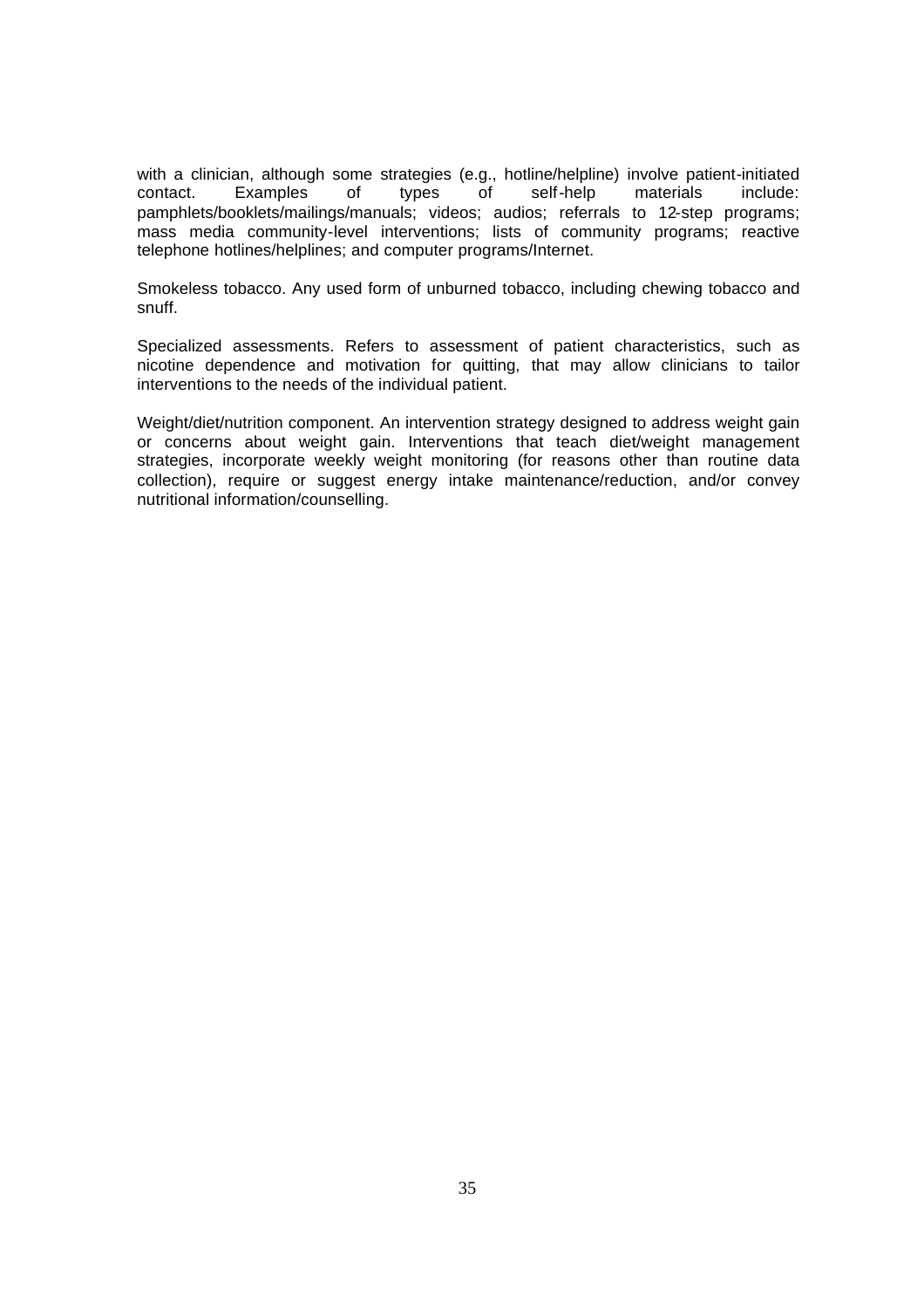with a clinician, although some strategies (e.g., hotline/helpline) involve patient-initiated contact. Examples of types of self-help materials include: pamphlets/booklets/mailings/manuals; videos; audios; referrals to 12-step programs; mass media community-level interventions; lists of community programs; reactive telephone hotlines/helplines; and computer programs/Internet.

Smokeless tobacco. Any used form of unburned tobacco, including chewing tobacco and snuff.

Specialized assessments. Refers to assessment of patient characteristics, such as nicotine dependence and motivation for quitting, that may allow clinicians to tailor interventions to the needs of the individual patient.

Weight/diet/nutrition component. An intervention strategy designed to address weight gain or concerns about weight gain. Interventions that teach diet/weight management strategies, incorporate weekly weight monitoring (for reasons other than routine data collection), require or suggest energy intake maintenance/reduction, and/or convey nutritional information/counselling.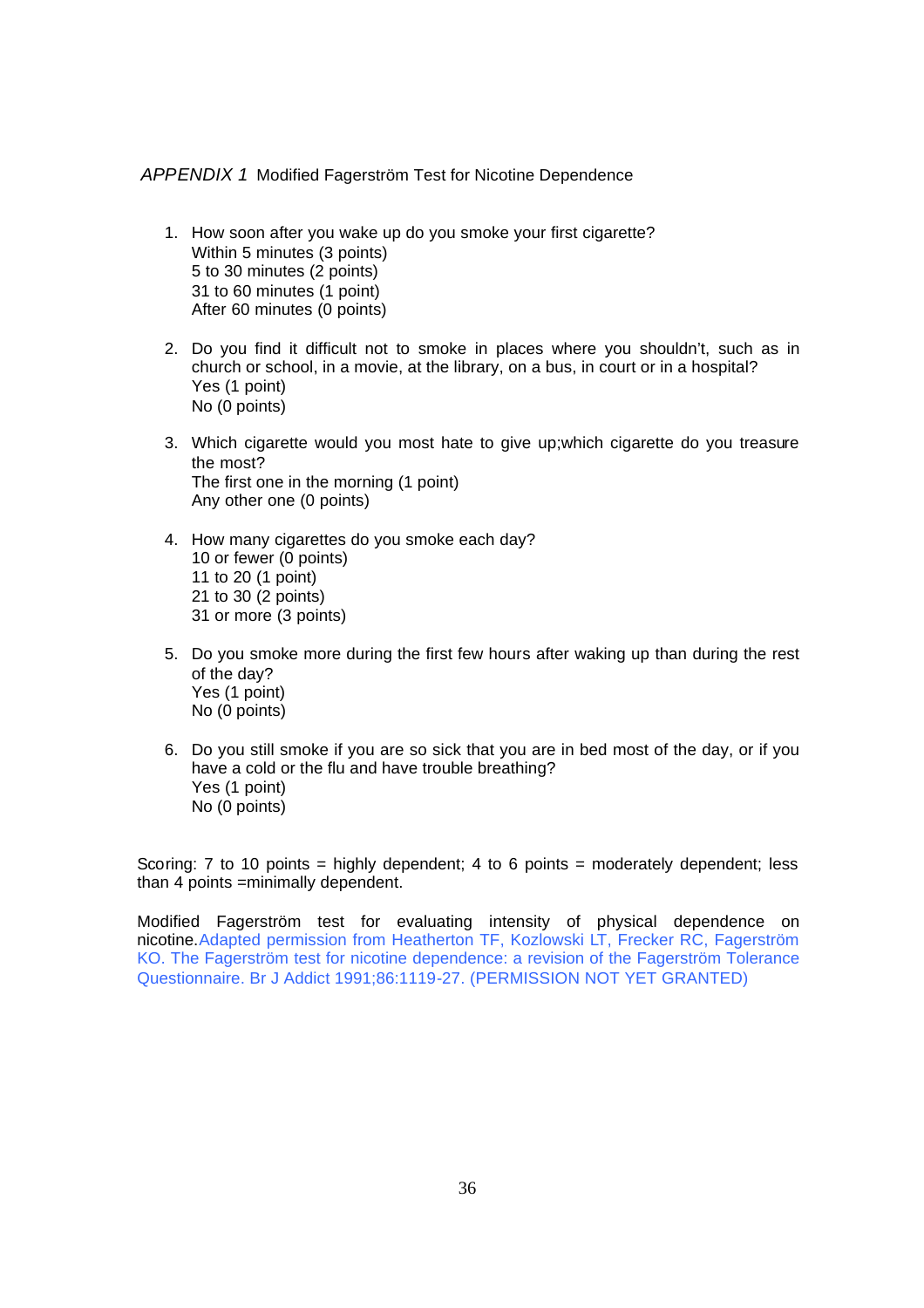*APPENDIX 1* Modified Fagerström Test for Nicotine Dependence

1. How soon after you wake up do you smoke your first cigarette?
   Within 5 minutes (3 points)
   5 to 30 minutes (2 points)
   31 to 60 minutes (1 point)
   After 60 minutes (0 points)

2. Do you find it difficult not to smoke in places where you shouldn't, such as in church or school, in a movie, at the library, on a bus, in court or in a hospital?
   Yes (1 point)
   No (0 points)

3. Which cigarette would you most hate to give up;which cigarette do you treasure the most?
   The first one in the morning (1 point)
   Any other one (0 points)

4. How many cigarettes do you smoke each day?
   10 or fewer (0 points)
   11 to 20 (1 point)
   21 to 30 (2 points)
   31 or more (3 points)

5. Do you smoke more during the first few hours after waking up than during the rest of the day?
   Yes (1 point)
   No (0 points)

6. Do you still smoke if you are so sick that you are in bed most of the day, or if you have a cold or the flu and have trouble breathing?
   Yes (1 point)
   No (0 points)

Scoring: 7 to 10 points = highly dependent; 4 to 6 points = moderately dependent; less than 4 points =minimally dependent.

Modified Fagerström test for evaluating intensity of physical dependence on nicotine.Adapted permission from Heatherton TF, Kozlowski LT, Frecker RC, Fagerström KO. The Fagerström test for nicotine dependence: a revision of the Fagerström Tolerance Questionnaire. Br J Addict 1991;86:1119-27. (PERMISSION NOT YET GRANTED)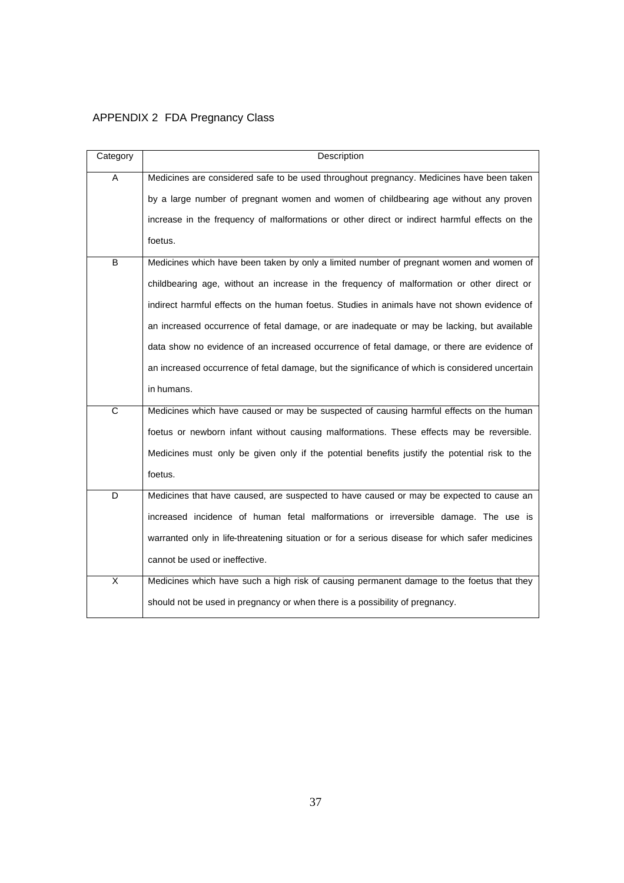## APPENDIX 2 FDA Pregnancy Class

| Category | Description |
| --- | --- |
| A | Medicines are considered safe to be used throughout pregnancy. Medicines have been taken by a large number of pregnant women and women of childbearing age without any proven increase in the frequency of malformations or other direct or indirect harmful effects on the foetus. |
| B | Medicines which have been taken by only a limited number of pregnant women and women of childbearing age, without an increase in the frequency of malformation or other direct or indirect harmful effects on the human foetus. Studies in animals have not shown evidence of an increased occurrence of fetal damage, or are inadequate or may be lacking, but available data show no evidence of an increased occurrence of fetal damage, or there are evidence of an increased occurrence of fetal damage, but the significance of which is considered uncertain in humans. |
| C | Medicines which have caused or may be suspected of causing harmful effects on the human foetus or newborn infant without causing malformations. These effects may be reversible. Medicines must only be given only if the potential benefits justify the potential risk to the foetus. |
| D | Medicines that have caused, are suspected to have caused or may be expected to cause an increased incidence of human fetal malformations or irreversible damage. The use is warranted only in life-threatening situation or for a serious disease for which safer medicines cannot be used or ineffective. |
| X | Medicines which have such a high risk of causing permanent damage to the foetus that they should not be used in pregnancy or when there is a possibility of pregnancy. |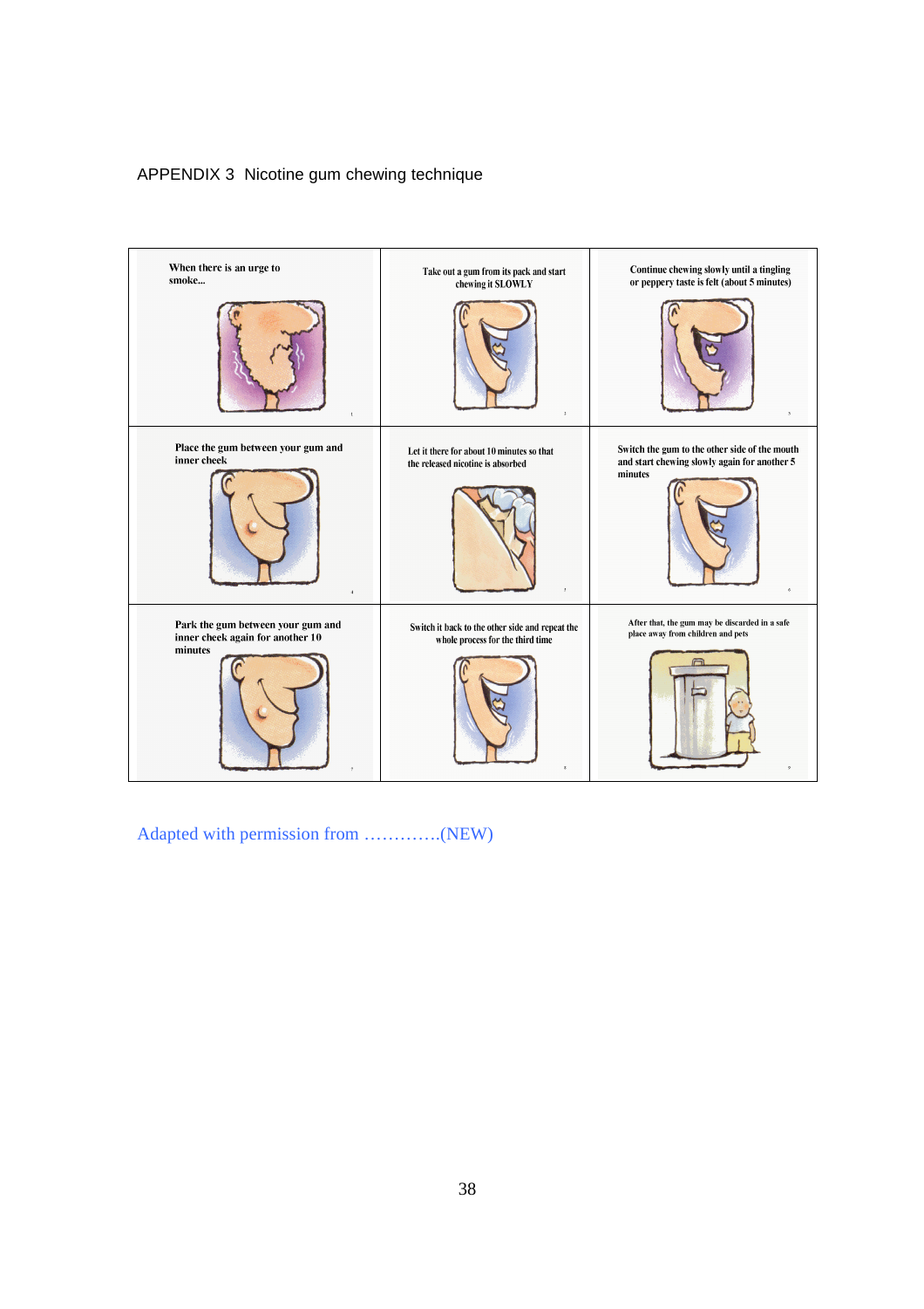# APPENDIX 3 Nicotine gum chewing technique

| | | |
|---|---|---|
| When there is an urge to smoke... | Take out a gum from its pack and start chewing it SLOWLY | Continue chewing slowly until a tingling or peppery taste is felt (about 5 minutes) |
| Place the gum between your gum and inner cheek | Let it there for about 10 minutes so that the released nicotine is absorbed | Switch the gum to the other side of the mouth and start chewing slowly again for another 5 minutes |
| Park the gum between your gum and inner cheek again for another 10 minutes | Switch it back to the other side and repeat the whole process for the third time | After that, the gum may be discarded in a safe place away from children and pets |

Adapted with permission from ………….(NEW)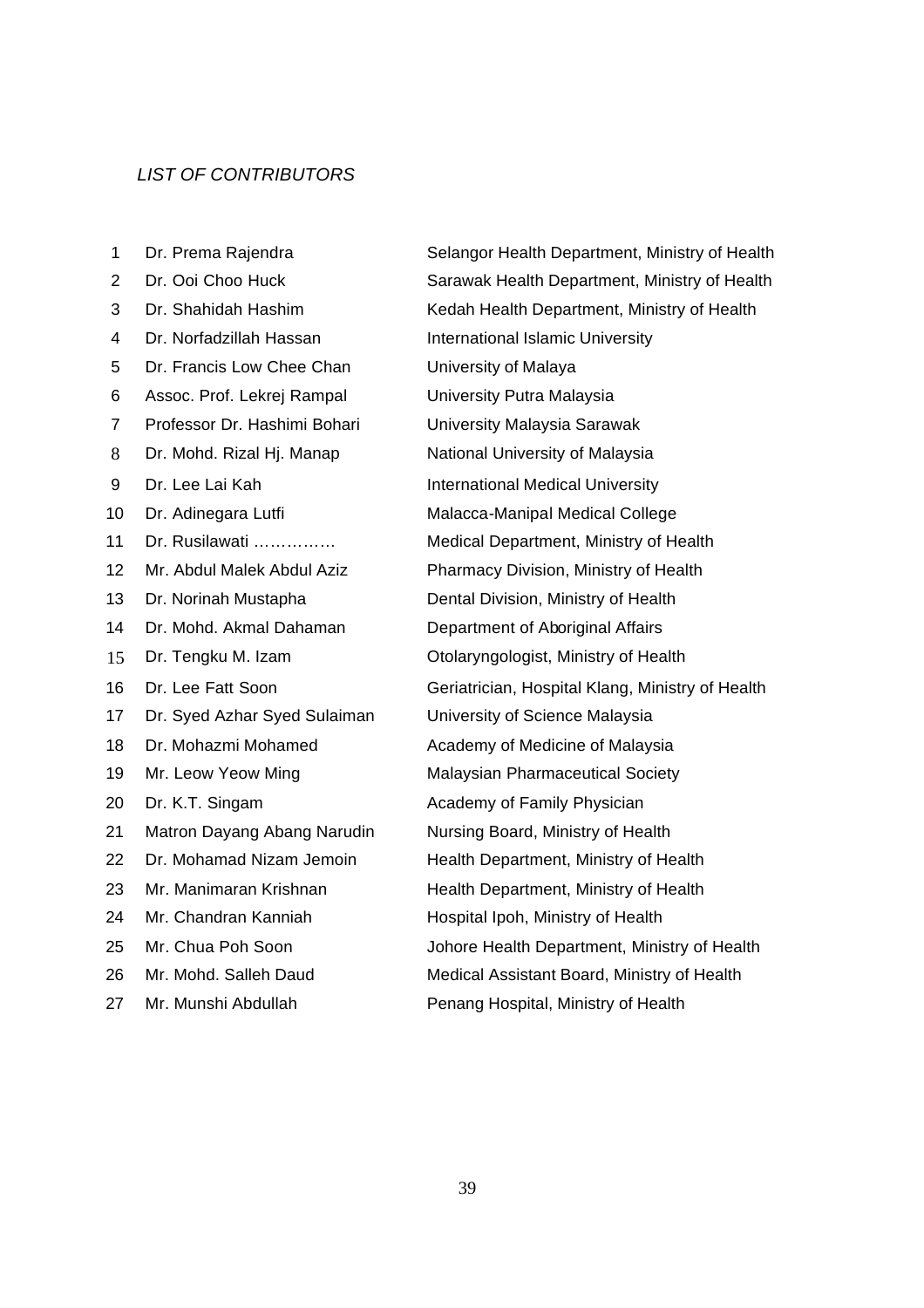*LIST OF CONTRIBUTORS*

| | | |
|---|---|---|
| 1 | Dr. Prema Rajendra | Selangor Health Department, Ministry of Health |
| 2 | Dr. Ooi Choo Huck | Sarawak Health Department, Ministry of Health |
| 3 | Dr. Shahidah Hashim | Kedah Health Department, Ministry of Health |
| 4 | Dr. Norfadzillah Hassan | International Islamic University |
| 5 | Dr. Francis Low Chee Chan | University of Malaya |
| 6 | Assoc. Prof. Lekrej Rampal | University Putra Malaysia |
| 7 | Professor Dr. Hashimi Bohari | University Malaysia Sarawak |
| 8 | Dr. Mohd. Rizal Hj. Manap | National University of Malaysia |
| 9 | Dr. Lee Lai Kah | International Medical University |
| 10 | Dr. Adinegara Lutfi | Malacca-Manipal Medical College |
| 11 | Dr. Rusilawati …………… | Medical Department, Ministry of Health |
| 12 | Mr. Abdul Malek Abdul Aziz | Pharmacy Division, Ministry of Health |
| 13 | Dr. Norinah Mustapha | Dental Division, Ministry of Health |
| 14 | Dr. Mohd. Akmal Dahaman | Department of Aboriginal Affairs |
| 15 | Dr. Tengku M. Izam | Otolaryngologist, Ministry of Health |
| 16 | Dr. Lee Fatt Soon | Geriatrician, Hospital Klang, Ministry of Health |
| 17 | Dr. Syed Azhar Syed Sulaiman | University of Science Malaysia |
| 18 | Dr. Mohazmi Mohamed | Academy of Medicine of Malaysia |
| 19 | Mr. Leow Yeow Ming | Malaysian Pharmaceutical Society |
| 20 | Dr. K.T. Singam | Academy of Family Physician |
| 21 | Matron Dayang Abang Narudin | Nursing Board, Ministry of Health |
| 22 | Dr. Mohamad Nizam Jemoin | Health Department, Ministry of Health |
| 23 | Mr. Manimaran Krishnan | Health Department, Ministry of Health |
| 24 | Mr. Chandran Kanniah | Hospital Ipoh, Ministry of Health |
| 25 | Mr. Chua Poh Soon | Johore Health Department, Ministry of Health |
| 26 | Mr. Mohd. Salleh Daud | Medical Assistant Board, Ministry of Health |
| 27 | Mr. Munshi Abdullah | Penang Hospital, Ministry of Health |